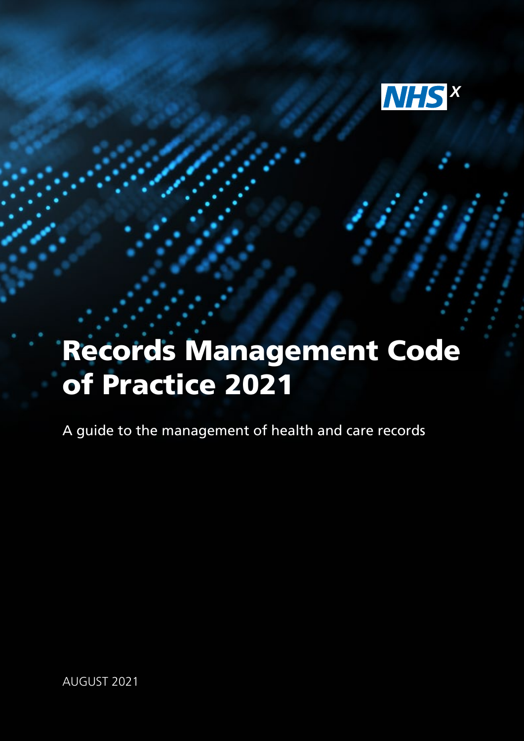NHSX

# Records Management Code of Practice 2021

A guide to the management of health and care records

AUGUST 2021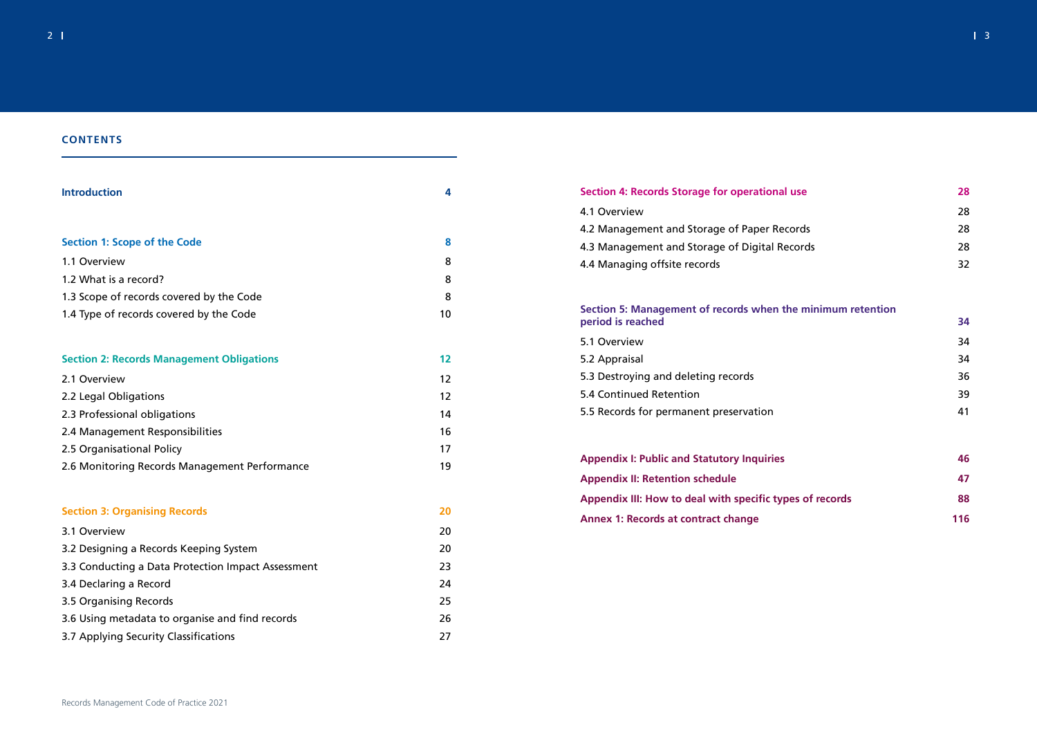## CONTENTS

| | |
|---|---|
| **Introduction** | **4** |
| **Section 1: Scope of the Code** | **8** |
| 1.1 Overview | 8 |
| 1.2 What is a record? | 8 |
| 1.3 Scope of records covered by the Code | 8 |
| 1.4 Type of records covered by the Code | 10 |
| **Section 2: Records Management Obligations** | **12** |
| 2.1 Overview | 12 |
| 2.2 Legal Obligations | 12 |
| 2.3 Professional obligations | 14 |
| 2.4 Management Responsibilities | 16 |
| 2.5 Organisational Policy | 17 |
| 2.6 Monitoring Records Management Performance | 19 |
| **Section 3: Organising Records** | **20** |
| 3.1 Overview | 20 |
| 3.2 Designing a Records Keeping System | 20 |
| 3.3 Conducting a Data Protection Impact Assessment | 23 |
| 3.4 Declaring a Record | 24 |
| 3.5 Organising Records | 25 |
| 3.6 Using metadata to organise and find records | 26 |
| 3.7 Applying Security Classifications | 27 |
| **Section 4: Records Storage for operational use** | **28** |
| 4.1 Overview | 28 |
| 4.2 Management and Storage of Paper Records | 28 |
| 4.3 Management and Storage of Digital Records | 28 |
| 4.4 Managing offsite records | 32 |
| **Section 5: Management of records when the minimum retention period is reached** | **34** |
| 5.1 Overview | 34 |
| 5.2 Appraisal | 34 |
| 5.3 Destroying and deleting records | 36 |
| 5.4 Continued Retention | 39 |
| 5.5 Records for permanent preservation | 41 |
| **Appendix I: Public and Statutory Inquiries** | **46** |
| **Appendix II: Retention schedule** | **47** |
| **Appendix III: How to deal with specific types of records** | **88** |
| **Annex 1: Records at contract change** | **116** |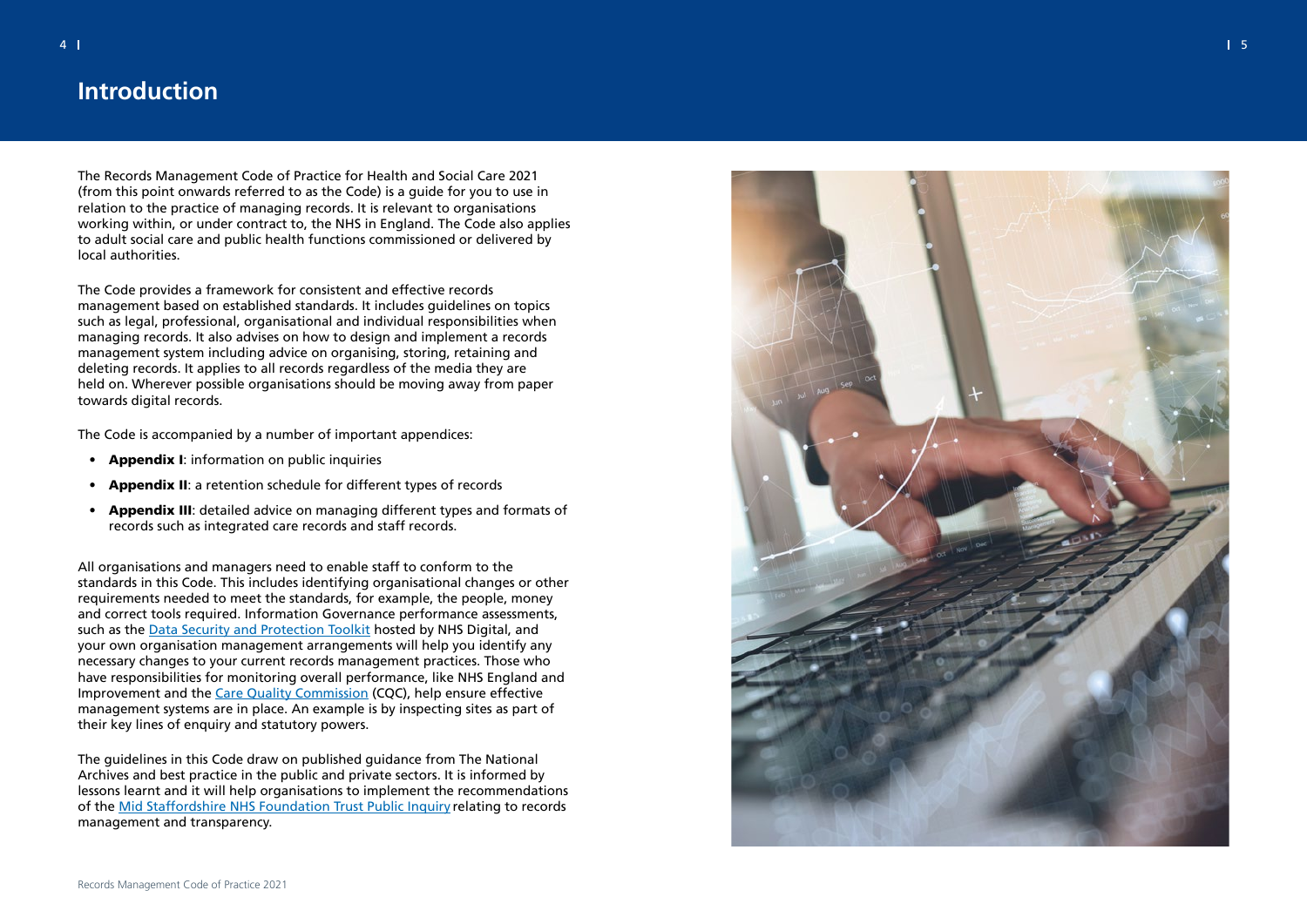# Introduction

The Records Management Code of Practice for Health and Social Care 2021 (from this point onwards referred to as the Code) is a guide for you to use in relation to the practice of managing records. It is relevant to organisations working within, or under contract to, the NHS in England. The Code also applies to adult social care and public health functions commissioned or delivered by local authorities.

The Code provides a framework for consistent and effective records management based on established standards. It includes guidelines on topics such as legal, professional, organisational and individual responsibilities when managing records. It also advises on how to design and implement a records management system including advice on organising, storing, retaining and deleting records. It applies to all records regardless of the media they are held on. Wherever possible organisations should be moving away from paper towards digital records.

The Code is accompanied by a number of important appendices:

- **Appendix I**: information on public inquiries
- **Appendix II**: a retention schedule for different types of records
- **Appendix III**: detailed advice on managing different types and formats of records such as integrated care records and staff records.

All organisations and managers need to enable staff to conform to the standards in this Code. This includes identifying organisational changes or other requirements needed to meet the standards, for example, the people, money and correct tools required. Information Governance performance assessments, such as the Data Security and Protection Toolkit hosted by NHS Digital, and your own organisation management arrangements will help you identify any necessary changes to your current records management practices. Those who have responsibilities for monitoring overall performance, like NHS England and Improvement and the Care Quality Commission (CQC), help ensure effective management systems are in place. An example is by inspecting sites as part of their key lines of enquiry and statutory powers.

The guidelines in this Code draw on published guidance from The National Archives and best practice in the public and private sectors. It is informed by lessons learnt and it will help organisations to implement the recommendations of the Mid Staffordshire NHS Foundation Trust Public Inquiry relating to records management and transparency.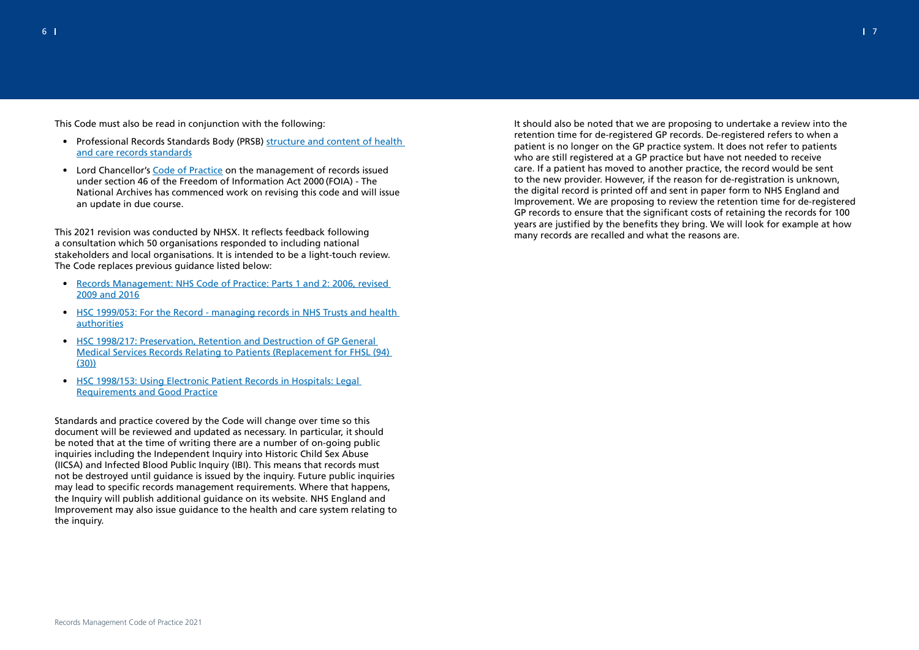This Code must also be read in conjunction with the following:

- Professional Records Standards Body (PRSB) structure and content of health and care records standards
- Lord Chancellor's Code of Practice on the management of records issued under section 46 of the Freedom of Information Act 2000 (FOIA) - The National Archives has commenced work on revising this code and will issue an update in due course.

This 2021 revision was conducted by NHSX. It reflects feedback following a consultation which 50 organisations responded to including national stakeholders and local organisations. It is intended to be a light-touch review. The Code replaces previous guidance listed below:

- Records Management: NHS Code of Practice: Parts 1 and 2: 2006, revised 2009 and 2016
- HSC 1999/053: For the Record - managing records in NHS Trusts and health authorities
- HSC 1998/217: Preservation, Retention and Destruction of GP General Medical Services Records Relating to Patients (Replacement for FHSL (94)(30))
- HSC 1998/153: Using Electronic Patient Records in Hospitals: Legal Requirements and Good Practice

Standards and practice covered by the Code will change over time so this document will be reviewed and updated as necessary. In particular, it should be noted that at the time of writing there are a number of on-going public inquiries including the Independent Inquiry into Historic Child Sex Abuse (IICSA) and Infected Blood Public Inquiry (IBI). This means that records must not be destroyed until guidance is issued by the inquiry. Future public inquiries may lead to specific records management requirements. Where that happens, the Inquiry will publish additional guidance on its website. NHS England and Improvement may also issue guidance to the health and care system relating to the inquiry.

It should also be noted that we are proposing to undertake a review into the retention time for de-registered GP records. De-registered refers to when a patient is no longer on the GP practice system. It does not refer to patients who are still registered at a GP practice but have not needed to receive care. If a patient has moved to another practice, the record would be sent to the new provider. However, if the reason for de-registration is unknown, the digital record is printed off and sent in paper form to NHS England and Improvement. We are proposing to review the retention time for de-registered GP records to ensure that the significant costs of retaining the records for 100 years are justified by the benefits they bring. We will look for example at how many records are recalled and what the reasons are.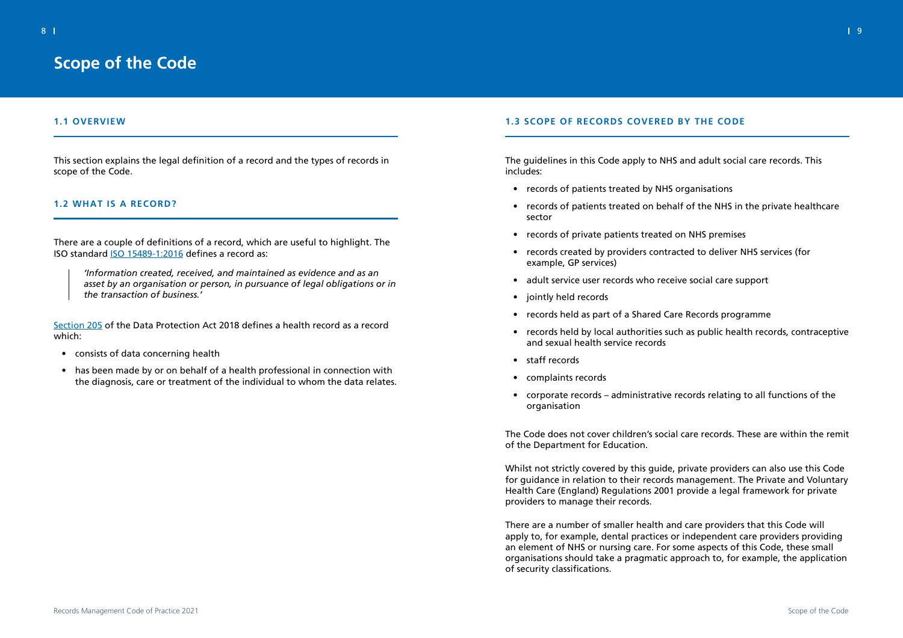# Scope of the Code

## 1.1 OVERVIEW

This section explains the legal definition of a record and the types of records in scope of the Code.

## 1.2 WHAT IS A RECORD?

There are a couple of definitions of a record, which are useful to highlight. The ISO standard ISO 15489-1:2016 defines a record as:

> *'Information created, received, and maintained as evidence and as an asset by an organisation or person, in pursuance of legal obligations or in the transaction of business.'*

Section 205 of the Data Protection Act 2018 defines a health record as a record which:

- consists of data concerning health
- has been made by or on behalf of a health professional in connection with the diagnosis, care or treatment of the individual to whom the data relates.

## 1.3 SCOPE OF RECORDS COVERED BY THE CODE

The guidelines in this Code apply to NHS and adult social care records. This includes:

- records of patients treated by NHS organisations
- records of patients treated on behalf of the NHS in the private healthcare sector
- records of private patients treated on NHS premises
- records created by providers contracted to deliver NHS services (for example, GP services)
- adult service user records who receive social care support
- jointly held records
- records held as part of a Shared Care Records programme
- records held by local authorities such as public health records, contraceptive and sexual health service records
- staff records
- complaints records
- corporate records – administrative records relating to all functions of the organisation

The Code does not cover children's social care records. These are within the remit of the Department for Education.

Whilst not strictly covered by this guide, private providers can also use this Code for guidance in relation to their records management. The Private and Voluntary Health Care (England) Regulations 2001 provide a legal framework for private providers to manage their records.

There are a number of smaller health and care providers that this Code will apply to, for example, dental practices or independent care providers providing an element of NHS or nursing care. For some aspects of this Code, these small organisations should take a pragmatic approach to, for example, the application of security classifications.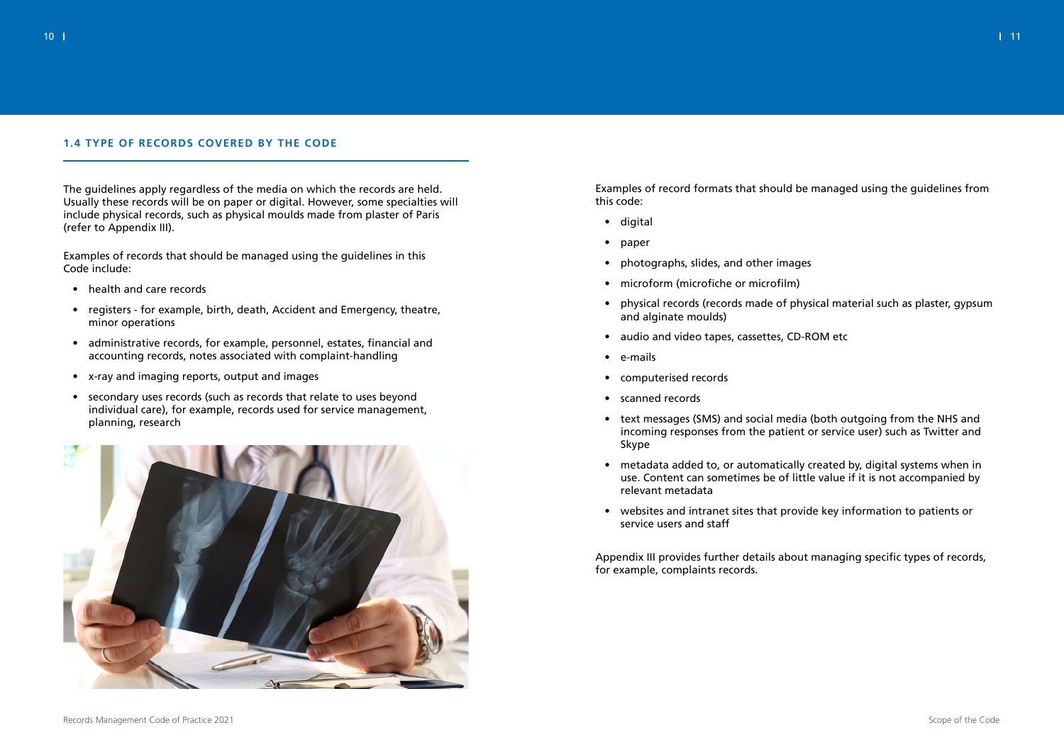### 1.4 TYPE OF RECORDS COVERED BY THE CODE

The guidelines apply regardless of the media on which the records are held. Usually these records will be on paper or digital. However, some specialties will include physical records, such as physical moulds made from plaster of Paris (refer to Appendix III).

Examples of records that should be managed using the guidelines in this Code include:

- health and care records
- registers - for example, birth, death, Accident and Emergency, theatre, minor operations
- administrative records, for example, personnel, estates, financial and accounting records, notes associated with complaint-handling
- x-ray and imaging reports, output and images
- secondary uses records (such as records that relate to uses beyond individual care), for example, records used for service management, planning, research

Examples of record formats that should be managed using the guidelines from this code:

- digital
- paper
- photographs, slides, and other images
- microform (microfiche or microfilm)
- physical records (records made of physical material such as plaster, gypsum and alginate moulds)
- audio and video tapes, cassettes, CD-ROM etc
- e-mails
- computerised records
- scanned records
- text messages (SMS) and social media (both outgoing from the NHS and incoming responses from the patient or service user) such as Twitter and Skype
- metadata added to, or automatically created by, digital systems when in use. Content can sometimes be of little value if it is not accompanied by relevant metadata
- websites and intranet sites that provide key information to patients or service users and staff

Appendix III provides further details about managing specific types of records, for example, complaints records.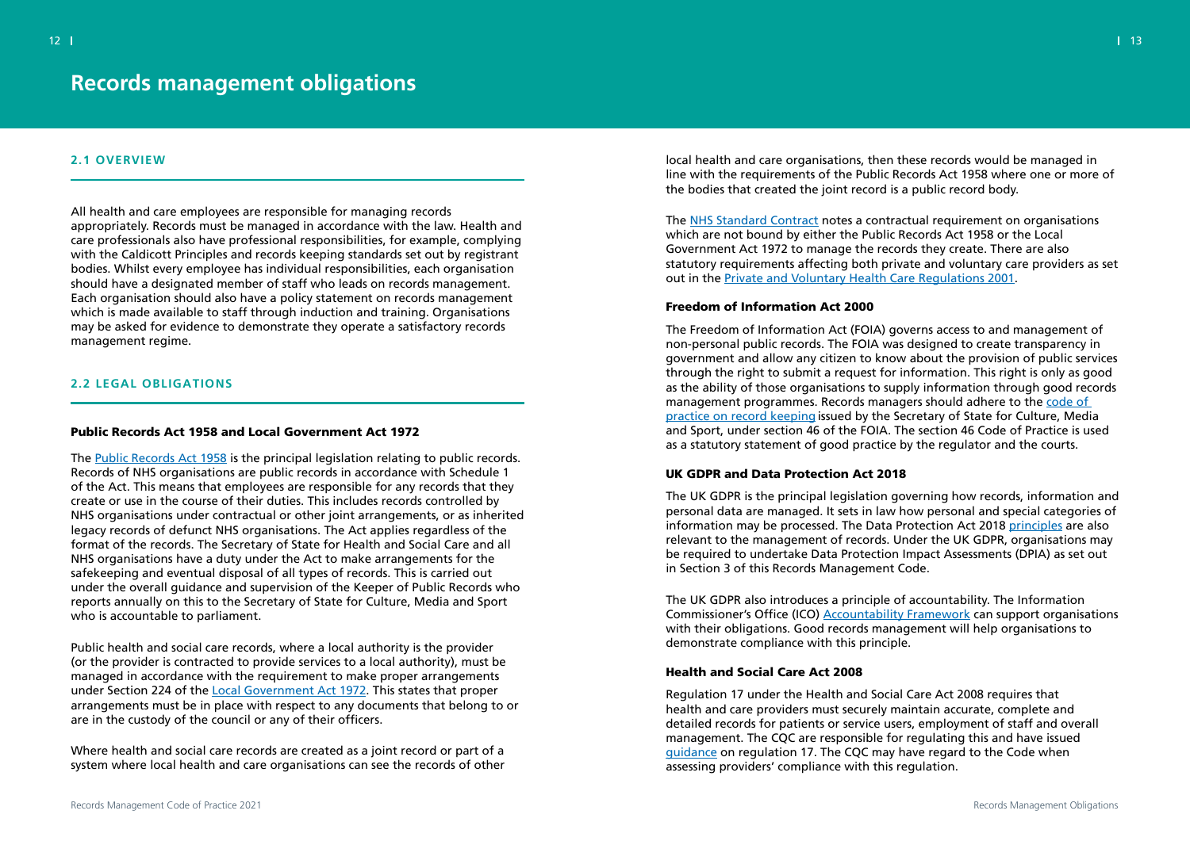# Records management obligations

## 2.1 OVERVIEW

All health and care employees are responsible for managing records appropriately. Records must be managed in accordance with the law. Health and care professionals also have professional responsibilities, for example, complying with the Caldicott Principles and records keeping standards set out by registrant bodies. Whilst every employee has individual responsibilities, each organisation should have a designated member of staff who leads on records management. Each organisation should also have a policy statement on records management which is made available to staff through induction and training. Organisations may be asked for evidence to demonstrate they operate a satisfactory records management regime.

## 2.2 LEGAL OBLIGATIONS

### Public Records Act 1958 and Local Government Act 1972

The Public Records Act 1958 is the principal legislation relating to public records. Records of NHS organisations are public records in accordance with Schedule 1 of the Act. This means that employees are responsible for any records that they create or use in the course of their duties. This includes records controlled by NHS organisations under contractual or other joint arrangements, or as inherited legacy records of defunct NHS organisations. The Act applies regardless of the format of the records. The Secretary of State for Health and Social Care and all NHS organisations have a duty under the Act to make arrangements for the safekeeping and eventual disposal of all types of records. This is carried out under the overall guidance and supervision of the Keeper of Public Records who reports annually on this to the Secretary of State for Culture, Media and Sport who is accountable to parliament.

Public health and social care records, where a local authority is the provider (or the provider is contracted to provide services to a local authority), must be managed in accordance with the requirement to make proper arrangements under Section 224 of the Local Government Act 1972. This states that proper arrangements must be in place with respect to any documents that belong to or are in the custody of the council or any of their officers.

Where health and social care records are created as a joint record or part of a system where local health and care organisations can see the records of other local health and care organisations, then these records would be managed in line with the requirements of the Public Records Act 1958 where one or more of the bodies that created the joint record is a public record body.

The NHS Standard Contract notes a contractual requirement on organisations which are not bound by either the Public Records Act 1958 or the Local Government Act 1972 to manage the records they create. There are also statutory requirements affecting both private and voluntary care providers as set out in the Private and Voluntary Health Care Regulations 2001.

### Freedom of Information Act 2000

The Freedom of Information Act (FOIA) governs access to and management of non-personal public records. The FOIA was designed to create transparency in government and allow any citizen to know about the provision of public services through the right to submit a request for information. This right is only as good as the ability of those organisations to supply information through good records management programmes. Records managers should adhere to the code of practice on record keeping issued by the Secretary of State for Culture, Media and Sport, under section 46 of the FOIA. The section 46 Code of Practice is used as a statutory statement of good practice by the regulator and the courts.

### UK GDPR and Data Protection Act 2018

The UK GDPR is the principal legislation governing how records, information and personal data are managed. It sets in law how personal and special categories of information may be processed. The Data Protection Act 2018 principles are also relevant to the management of records. Under the UK GDPR, organisations may be required to undertake Data Protection Impact Assessments (DPIA) as set out in Section 3 of this Records Management Code.

The UK GDPR also introduces a principle of accountability. The Information Commissioner's Office (ICO) Accountability Framework can support organisations with their obligations. Good records management will help organisations to demonstrate compliance with this principle.

### Health and Social Care Act 2008

Regulation 17 under the Health and Social Care Act 2008 requires that health and care providers must securely maintain accurate, complete and detailed records for patients or service users, employment of staff and overall management. The CQC are responsible for regulating this and have issued guidance on regulation 17. The CQC may have regard to the Code when assessing providers' compliance with this regulation.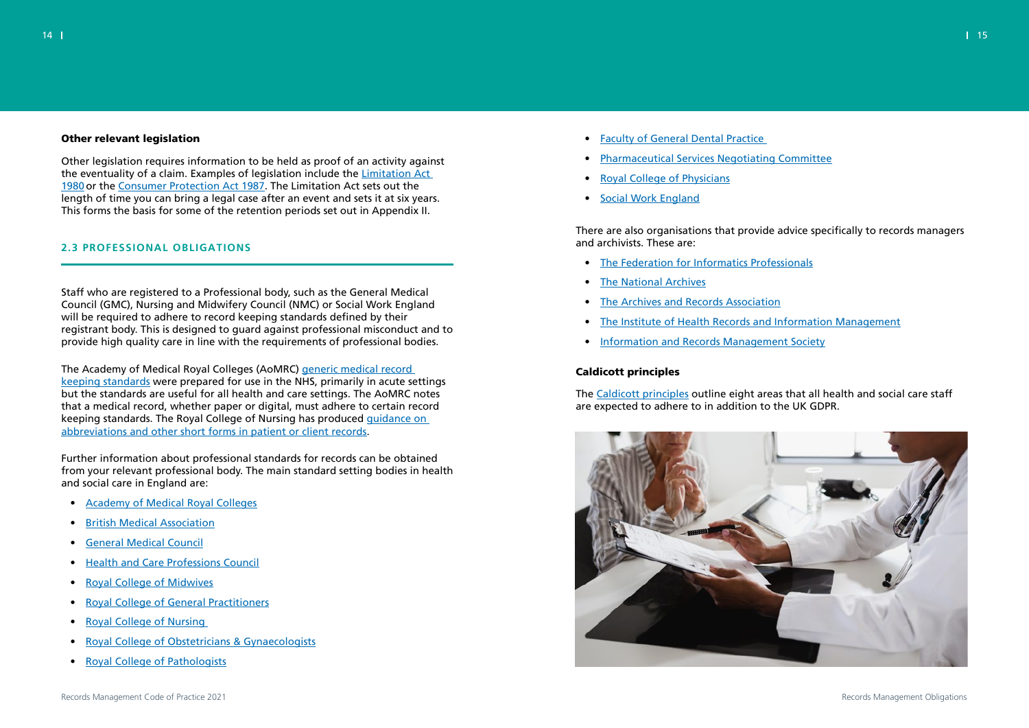### Other relevant legislation

Other legislation requires information to be held as proof of an activity against the eventuality of a claim. Examples of legislation include the Limitation Act 1980 or the Consumer Protection Act 1987. The Limitation Act sets out the length of time you can bring a legal case after an event and sets it at six years. This forms the basis for some of the retention periods set out in Appendix II.

## 2.3 PROFESSIONAL OBLIGATIONS

Staff who are registered to a Professional body, such as the General Medical Council (GMC), Nursing and Midwifery Council (NMC) or Social Work England will be required to adhere to record keeping standards defined by their registrant body. This is designed to guard against professional misconduct and to provide high quality care in line with the requirements of professional bodies.

The Academy of Medical Royal Colleges (AoMRC) generic medical record keeping standards were prepared for use in the NHS, primarily in acute settings but the standards are useful for all health and care settings. The AoMRC notes that a medical record, whether paper or digital, must adhere to certain record keeping standards. The Royal College of Nursing has produced guidance on abbreviations and other short forms in patient or client records.

Further information about professional standards for records can be obtained from your relevant professional body. The main standard setting bodies in health and social care in England are:

- Academy of Medical Royal Colleges
- British Medical Association
- General Medical Council
- Health and Care Professions Council
- Royal College of Midwives
- Royal College of General Practitioners
- Royal College of Nursing
- Royal College of Obstetricians & Gynaecologists
- Royal College of Pathologists
- Faculty of General Dental Practice
- Pharmaceutical Services Negotiating Committee
- Royal College of Physicians
- Social Work England

There are also organisations that provide advice specifically to records managers and archivists. These are:

- The Federation for Informatics Professionals
- The National Archives
- The Archives and Records Association
- The Institute of Health Records and Information Management
- Information and Records Management Society

### Caldicott principles

The Caldicott principles outline eight areas that all health and social care staff are expected to adhere to in addition to the UK GDPR.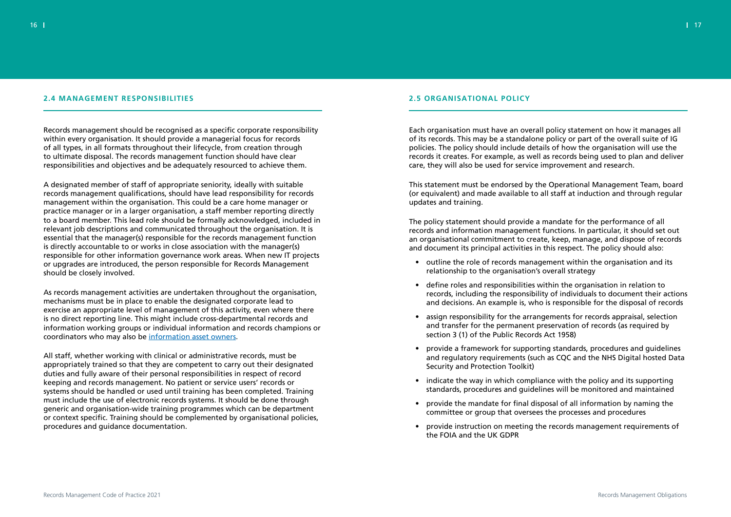## 2.4 MANAGEMENT RESPONSIBILITIES

Records management should be recognised as a specific corporate responsibility within every organisation. It should provide a managerial focus for records of all types, in all formats throughout their lifecycle, from creation through to ultimate disposal. The records management function should have clear responsibilities and objectives and be adequately resourced to achieve them.

A designated member of staff of appropriate seniority, ideally with suitable records management qualifications, should have lead responsibility for records management within the organisation. This could be a care home manager or practice manager or in a larger organisation, a staff member reporting directly to a board member. This lead role should be formally acknowledged, included in relevant job descriptions and communicated throughout the organisation. It is essential that the manager(s) responsible for the records management function is directly accountable to or works in close association with the manager(s) responsible for other information governance work areas. When new IT projects or upgrades are introduced, the person responsible for Records Management should be closely involved.

As records management activities are undertaken throughout the organisation, mechanisms must be in place to enable the designated corporate lead to exercise an appropriate level of management of this activity, even where there is no direct reporting line. This might include cross-departmental records and information working groups or individual information and records champions or coordinators who may also be information asset owners.

All staff, whether working with clinical or administrative records, must be appropriately trained so that they are competent to carry out their designated duties and fully aware of their personal responsibilities in respect of record keeping and records management. No patient or service users' records or systems should be handled or used until training has been completed. Training must include the use of electronic records systems. It should be done through generic and organisation-wide training programmes which can be department or context specific. Training should be complemented by organisational policies, procedures and guidance documentation.

## 2.5 ORGANISATIONAL POLICY

Each organisation must have an overall policy statement on how it manages all of its records. This may be a standalone policy or part of the overall suite of IG policies. The policy should include details of how the organisation will use the records it creates. For example, as well as records being used to plan and deliver care, they will also be used for service improvement and research.

This statement must be endorsed by the Operational Management Team, board (or equivalent) and made available to all staff at induction and through regular updates and training.

The policy statement should provide a mandate for the performance of all records and information management functions. In particular, it should set out an organisational commitment to create, keep, manage, and dispose of records and document its principal activities in this respect. The policy should also:

- outline the role of records management within the organisation and its relationship to the organisation's overall strategy
- define roles and responsibilities within the organisation in relation to records, including the responsibility of individuals to document their actions and decisions. An example is, who is responsible for the disposal of records
- assign responsibility for the arrangements for records appraisal, selection and transfer for the permanent preservation of records (as required by section 3 (1) of the Public Records Act 1958)
- provide a framework for supporting standards, procedures and guidelines and regulatory requirements (such as CQC and the NHS Digital hosted Data Security and Protection Toolkit)
- indicate the way in which compliance with the policy and its supporting standards, procedures and guidelines will be monitored and maintained
- provide the mandate for final disposal of all information by naming the committee or group that oversees the processes and procedures
- provide instruction on meeting the records management requirements of the FOIA and the UK GDPR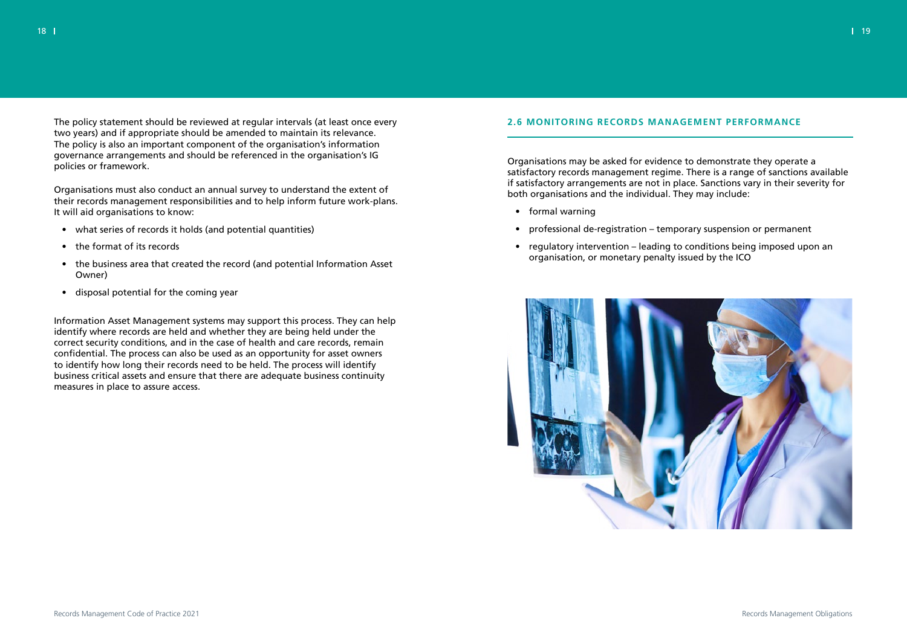The policy statement should be reviewed at regular intervals (at least once every two years) and if appropriate should be amended to maintain its relevance. The policy is also an important component of the organisation's information governance arrangements and should be referenced in the organisation's IG policies or framework.

Organisations must also conduct an annual survey to understand the extent of their records management responsibilities and to help inform future work-plans. It will aid organisations to know:

- what series of records it holds (and potential quantities)
- the format of its records
- the business area that created the record (and potential Information Asset Owner)
- disposal potential for the coming year

Information Asset Management systems may support this process. They can help identify where records are held and whether they are being held under the correct security conditions, and in the case of health and care records, remain confidential. The process can also be used as an opportunity for asset owners to identify how long their records need to be held. The process will identify business critical assets and ensure that there are adequate business continuity measures in place to assure access.

## 2.6 MONITORING RECORDS MANAGEMENT PERFORMANCE

Organisations may be asked for evidence to demonstrate they operate a satisfactory records management regime. There is a range of sanctions available if satisfactory arrangements are not in place. Sanctions vary in their severity for both organisations and the individual. They may include:

- formal warning
- professional de-registration – temporary suspension or permanent
- regulatory intervention – leading to conditions being imposed upon an organisation, or monetary penalty issued by the ICO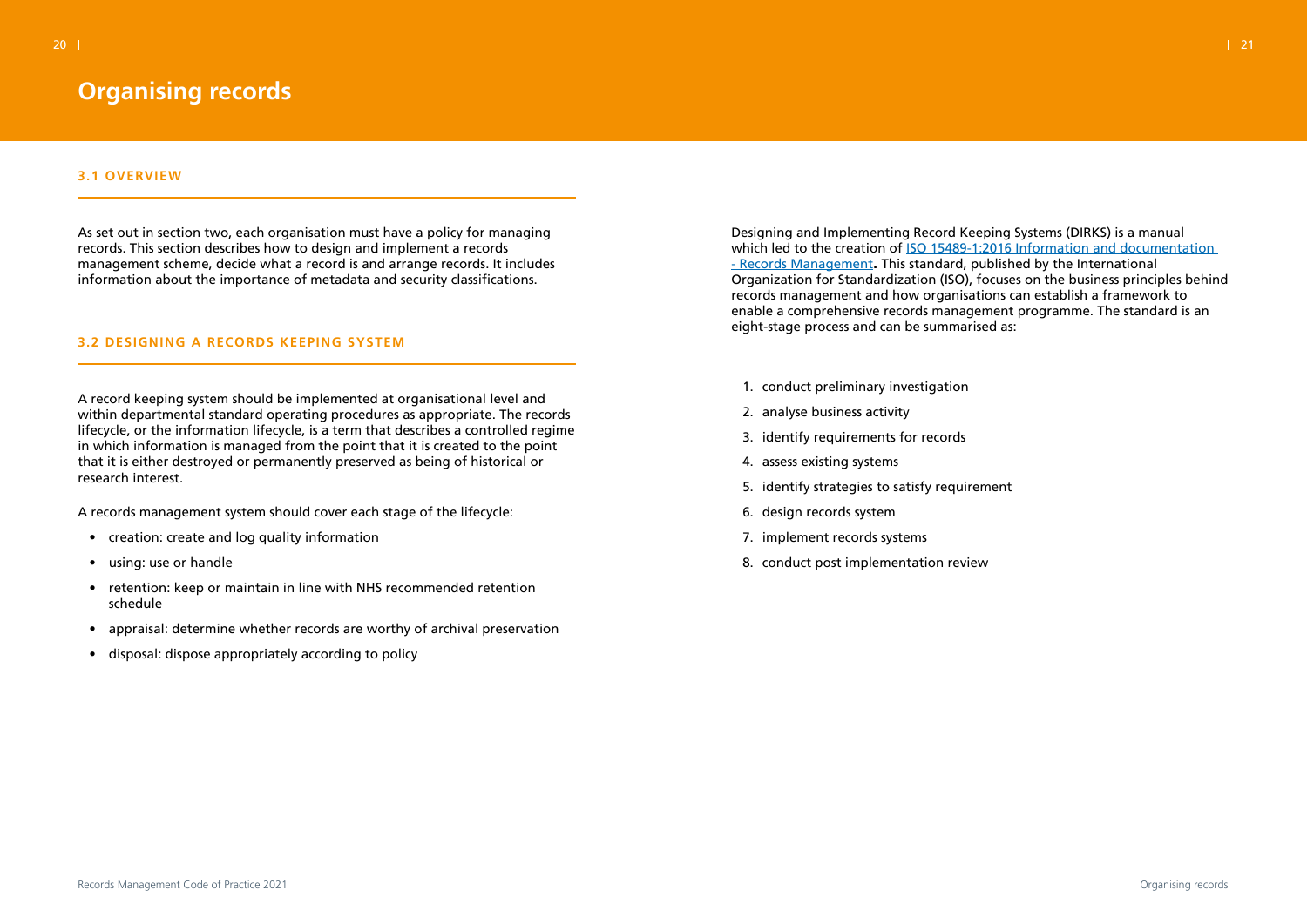# Organising records

## 3.1 OVERVIEW

As set out in section two, each organisation must have a policy for managing records. This section describes how to design and implement a records management scheme, decide what a record is and arrange records. It includes information about the importance of metadata and security classifications.

## 3.2 DESIGNING A RECORDS KEEPING SYSTEM

A record keeping system should be implemented at organisational level and within departmental standard operating procedures as appropriate. The records lifecycle, or the information lifecycle, is a term that describes a controlled regime in which information is managed from the point that it is created to the point that it is either destroyed or permanently preserved as being of historical or research interest.

A records management system should cover each stage of the lifecycle:

- creation: create and log quality information
- using: use or handle
- retention: keep or maintain in line with NHS recommended retention schedule
- appraisal: determine whether records are worthy of archival preservation
- disposal: dispose appropriately according to policy

Designing and Implementing Record Keeping Systems (DIRKS) is a manual which led to the creation of ISO 15489-1:2016 Information and documentation - Records Management**.** This standard, published by the International Organization for Standardization (ISO), focuses on the business principles behind records management and how organisations can establish a framework to enable a comprehensive records management programme. The standard is an eight-stage process and can be summarised as:

1. conduct preliminary investigation
2. analyse business activity
3. identify requirements for records
4. assess existing systems
5. identify strategies to satisfy requirement
6. design records system
7. implement records systems
8. conduct post implementation review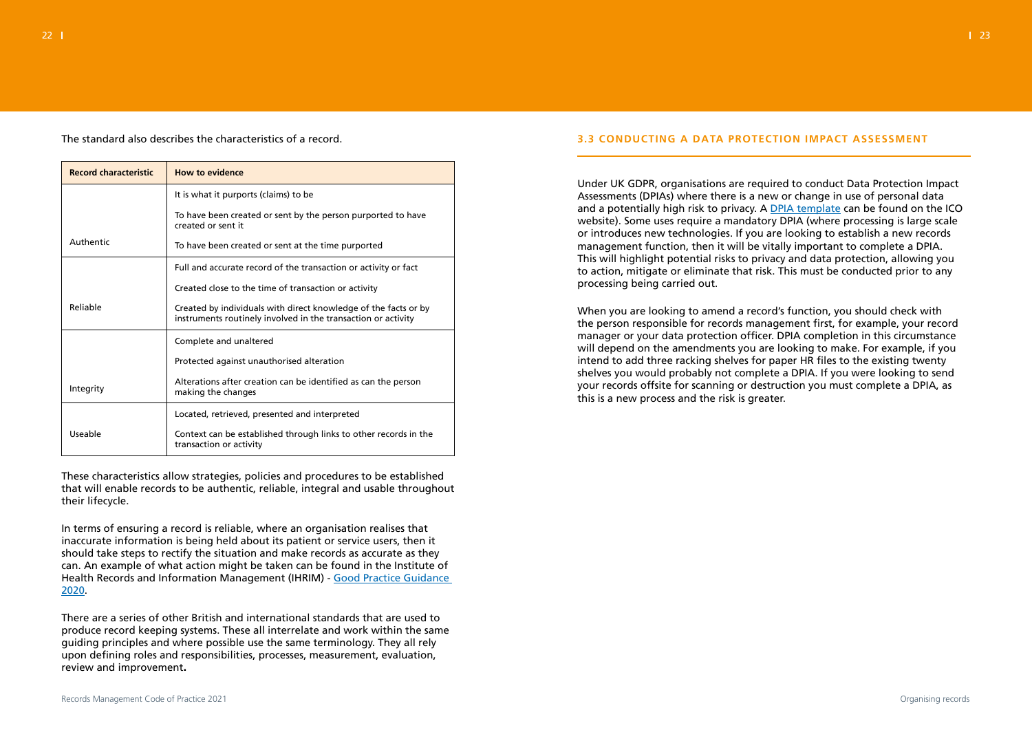The standard also describes the characteristics of a record.

| Record characteristic | How to evidence |
|---|---|
| Authentic | It is what it purports (claims) to be<br>To have been created or sent by the person purported to have created or sent it<br>To have been created or sent at the time purported |
| Reliable | Full and accurate record of the transaction or activity or fact<br>Created close to the time of transaction or activity<br>Created by individuals with direct knowledge of the facts or by instruments routinely involved in the transaction or activity |
| Integrity | Complete and unaltered<br>Protected against unauthorised alteration<br>Alterations after creation can be identified as can the person making the changes |
| Useable | Located, retrieved, presented and interpreted<br>Context can be established through links to other records in the transaction or activity |

These characteristics allow strategies, policies and procedures to be established that will enable records to be authentic, reliable, integral and usable throughout their lifecycle.

In terms of ensuring a record is reliable, where an organisation realises that inaccurate information is being held about its patient or service users, then it should take steps to rectify the situation and make records as accurate as they can. An example of what action might be taken can be found in the Institute of Health Records and Information Management (IHRIM) - Good Practice Guidance 2020.

There are a series of other British and international standards that are used to produce record keeping systems. These all interrelate and work within the same guiding principles and where possible use the same terminology. They all rely upon defining roles and responsibilities, processes, measurement, evaluation, review and improvement**.**

### 3.3 CONDUCTING A DATA PROTECTION IMPACT ASSESSMENT

Under UK GDPR, organisations are required to conduct Data Protection Impact Assessments (DPIAs) where there is a new or change in use of personal data and a potentially high risk to privacy. A DPIA template can be found on the ICO website). Some uses require a mandatory DPIA (where processing is large scale or introduces new technologies. If you are looking to establish a new records management function, then it will be vitally important to complete a DPIA. This will highlight potential risks to privacy and data protection, allowing you to action, mitigate or eliminate that risk. This must be conducted prior to any processing being carried out.

When you are looking to amend a record's function, you should check with the person responsible for records management first, for example, your record manager or your data protection officer. DPIA completion in this circumstance will depend on the amendments you are looking to make. For example, if you intend to add three racking shelves for paper HR files to the existing twenty shelves you would probably not complete a DPIA. If you were looking to send your records offsite for scanning or destruction you must complete a DPIA, as this is a new process and the risk is greater.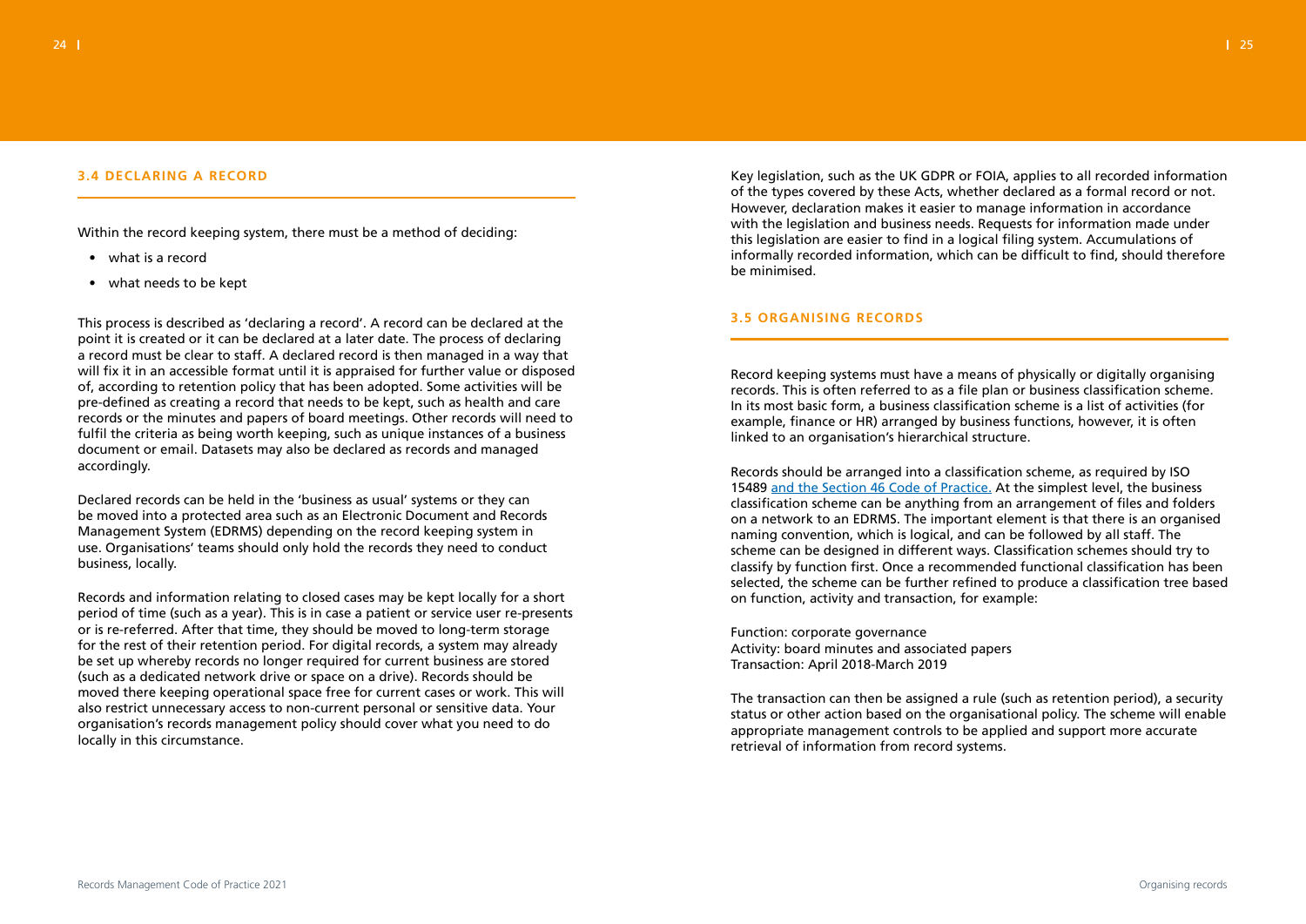### 3.4 DECLARING A RECORD

Within the record keeping system, there must be a method of deciding:

- what is a record
- what needs to be kept

This process is described as 'declaring a record'. A record can be declared at the point it is created or it can be declared at a later date. The process of declaring a record must be clear to staff. A declared record is then managed in a way that will fix it in an accessible format until it is appraised for further value or disposed of, according to retention policy that has been adopted. Some activities will be pre-defined as creating a record that needs to be kept, such as health and care records or the minutes and papers of board meetings. Other records will need to fulfil the criteria as being worth keeping, such as unique instances of a business document or email. Datasets may also be declared as records and managed accordingly.

Declared records can be held in the 'business as usual' systems or they can be moved into a protected area such as an Electronic Document and Records Management System (EDRMS) depending on the record keeping system in use. Organisations' teams should only hold the records they need to conduct business, locally.

Records and information relating to closed cases may be kept locally for a short period of time (such as a year). This is in case a patient or service user re-presents or is re-referred. After that time, they should be moved to long-term storage for the rest of their retention period. For digital records, a system may already be set up whereby records no longer required for current business are stored (such as a dedicated network drive or space on a drive). Records should be moved there keeping operational space free for current cases or work. This will also restrict unnecessary access to non-current personal or sensitive data. Your organisation's records management policy should cover what you need to do locally in this circumstance.

Key legislation, such as the UK GDPR or FOIA, applies to all recorded information of the types covered by these Acts, whether declared as a formal record or not. However, declaration makes it easier to manage information in accordance with the legislation and business needs. Requests for information made under this legislation are easier to find in a logical filing system. Accumulations of informally recorded information, which can be difficult to find, should therefore be minimised.

### 3.5 ORGANISING RECORDS

Record keeping systems must have a means of physically or digitally organising records. This is often referred to as a file plan or business classification scheme. In its most basic form, a business classification scheme is a list of activities (for example, finance or HR) arranged by business functions, however, it is often linked to an organisation's hierarchical structure.

Records should be arranged into a classification scheme, as required by ISO 15489 and the Section 46 Code of Practice. At the simplest level, the business classification scheme can be anything from an arrangement of files and folders on a network to an EDRMS. The important element is that there is an organised naming convention, which is logical, and can be followed by all staff. The scheme can be designed in different ways. Classification schemes should try to classify by function first. Once a recommended functional classification has been selected, the scheme can be further refined to produce a classification tree based on function, activity and transaction, for example:

Function: corporate governance
Activity: board minutes and associated papers
Transaction: April 2018-March 2019

The transaction can then be assigned a rule (such as retention period), a security status or other action based on the organisational policy. The scheme will enable appropriate management controls to be applied and support more accurate retrieval of information from record systems.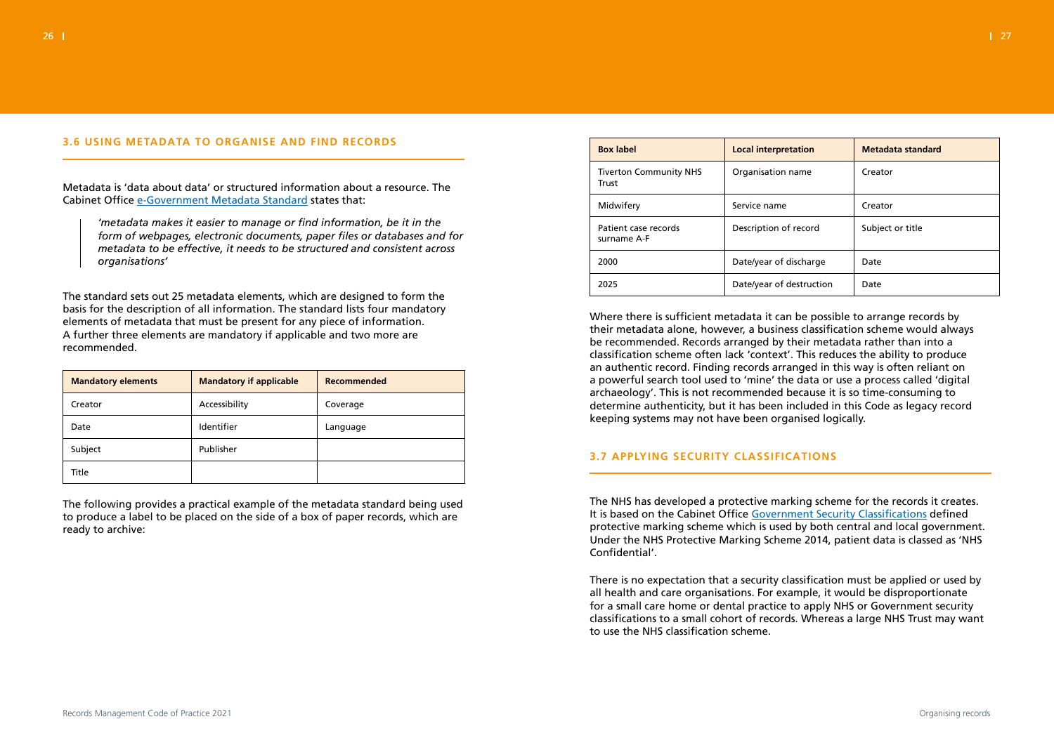## 3.6 USING METADATA TO ORGANISE AND FIND RECORDS

Metadata is 'data about data' or structured information about a resource. The Cabinet Office e-Government Metadata Standard states that:

> *'metadata makes it easier to manage or find information, be it in the form of webpages, electronic documents, paper files or databases and for metadata to be effective, it needs to be structured and consistent across organisations'*

The standard sets out 25 metadata elements, which are designed to form the basis for the description of all information. The standard lists four mandatory elements of metadata that must be present for any piece of information. A further three elements are mandatory if applicable and two more are recommended.

| Mandatory elements | Mandatory if applicable | Recommended |
|---|---|---|
| Creator | Accessibility | Coverage |
| Date | Identifier | Language |
| Subject | Publisher | |
| Title | | |

The following provides a practical example of the metadata standard being used to produce a label to be placed on the side of a box of paper records, which are ready to archive:

| Box label | Local interpretation | Metadata standard |
|---|---|---|
| Tiverton Community NHS Trust | Organisation name | Creator |
| Midwifery | Service name | Creator |
| Patient case records surname A-F | Description of record | Subject or title |
| 2000 | Date/year of discharge | Date |
| 2025 | Date/year of destruction | Date |

Where there is sufficient metadata it can be possible to arrange records by their metadata alone, however, a business classification scheme would always be recommended. Records arranged by their metadata rather than into a classification scheme often lack 'context'. This reduces the ability to produce an authentic record. Finding records arranged in this way is often reliant on a powerful search tool used to 'mine' the data or use a process called 'digital archaeology'. This is not recommended because it is so time-consuming to determine authenticity, but it has been included in this Code as legacy record keeping systems may not have been organised logically.

## 3.7 APPLYING SECURITY CLASSIFICATIONS

The NHS has developed a protective marking scheme for the records it creates. It is based on the Cabinet Office Government Security Classifications defined protective marking scheme which is used by both central and local government. Under the NHS Protective Marking Scheme 2014, patient data is classed as 'NHS Confidential'.

There is no expectation that a security classification must be applied or used by all health and care organisations. For example, it would be disproportionate for a small care home or dental practice to apply NHS or Government security classifications to a small cohort of records. Whereas a large NHS Trust may want to use the NHS classification scheme.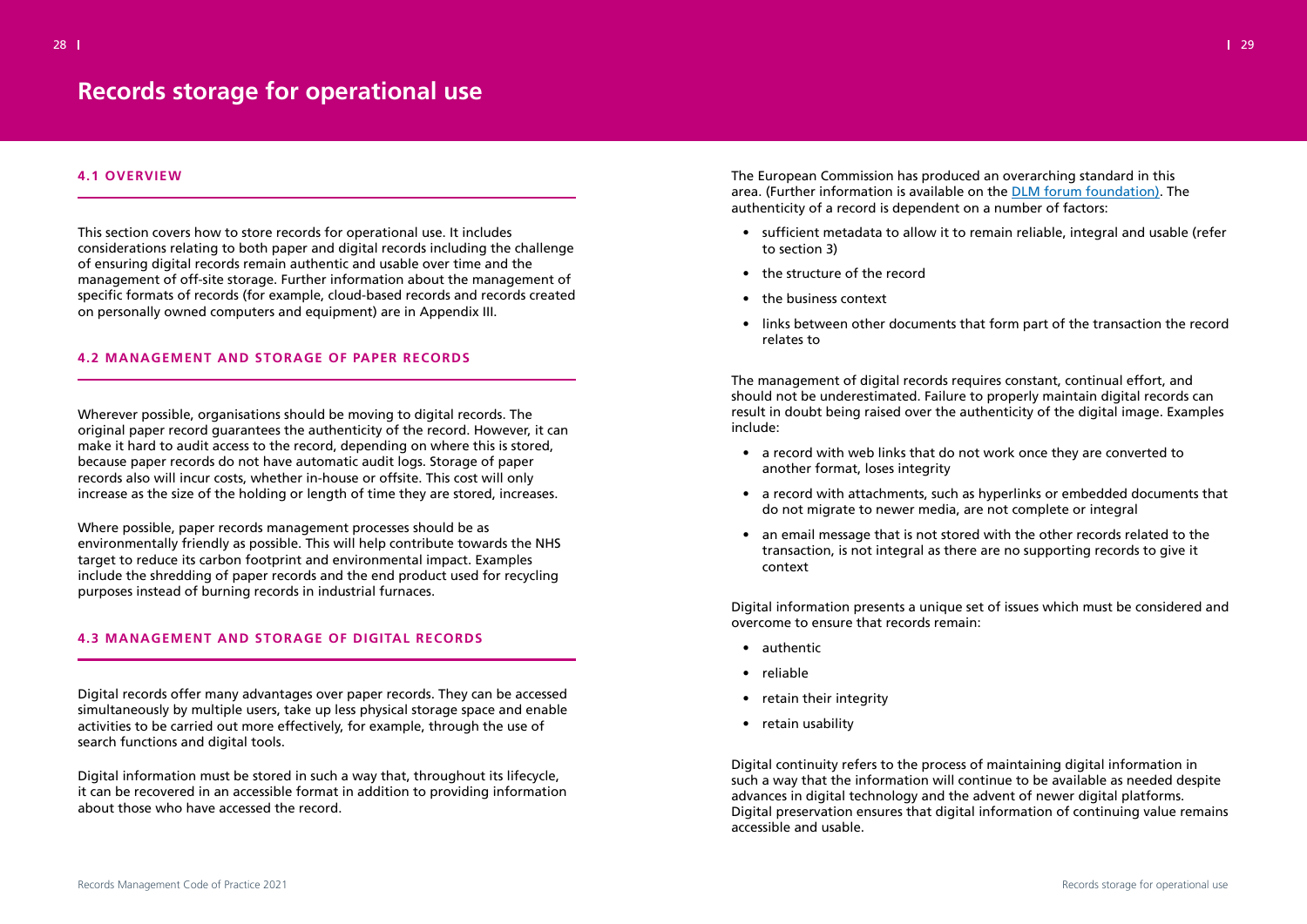# Records storage for operational use

## 4.1 OVERVIEW

This section covers how to store records for operational use. It includes considerations relating to both paper and digital records including the challenge of ensuring digital records remain authentic and usable over time and the management of off-site storage. Further information about the management of specific formats of records (for example, cloud-based records and records created on personally owned computers and equipment) are in Appendix III.

## 4.2 MANAGEMENT AND STORAGE OF PAPER RECORDS

Wherever possible, organisations should be moving to digital records. The original paper record guarantees the authenticity of the record. However, it can make it hard to audit access to the record, depending on where this is stored, because paper records do not have automatic audit logs. Storage of paper records also will incur costs, whether in-house or offsite. This cost will only increase as the size of the holding or length of time they are stored, increases.

Where possible, paper records management processes should be as environmentally friendly as possible. This will help contribute towards the NHS target to reduce its carbon footprint and environmental impact. Examples include the shredding of paper records and the end product used for recycling purposes instead of burning records in industrial furnaces.

## 4.3 MANAGEMENT AND STORAGE OF DIGITAL RECORDS

Digital records offer many advantages over paper records. They can be accessed simultaneously by multiple users, take up less physical storage space and enable activities to be carried out more effectively, for example, through the use of search functions and digital tools.

Digital information must be stored in such a way that, throughout its lifecycle, it can be recovered in an accessible format in addition to providing information about those who have accessed the record.

The European Commission has produced an overarching standard in this area. (Further information is available on the DLM forum foundation). The authenticity of a record is dependent on a number of factors:

- sufficient metadata to allow it to remain reliable, integral and usable (refer to section 3)
- the structure of the record
- the business context
- links between other documents that form part of the transaction the record relates to

The management of digital records requires constant, continual effort, and should not be underestimated. Failure to properly maintain digital records can result in doubt being raised over the authenticity of the digital image. Examples include:

- a record with web links that do not work once they are converted to another format, loses integrity
- a record with attachments, such as hyperlinks or embedded documents that do not migrate to newer media, are not complete or integral
- an email message that is not stored with the other records related to the transaction, is not integral as there are no supporting records to give it context

Digital information presents a unique set of issues which must be considered and overcome to ensure that records remain:

- authentic
- reliable
- retain their integrity
- retain usability

Digital continuity refers to the process of maintaining digital information in such a way that the information will continue to be available as needed despite advances in digital technology and the advent of newer digital platforms. Digital preservation ensures that digital information of continuing value remains accessible and usable.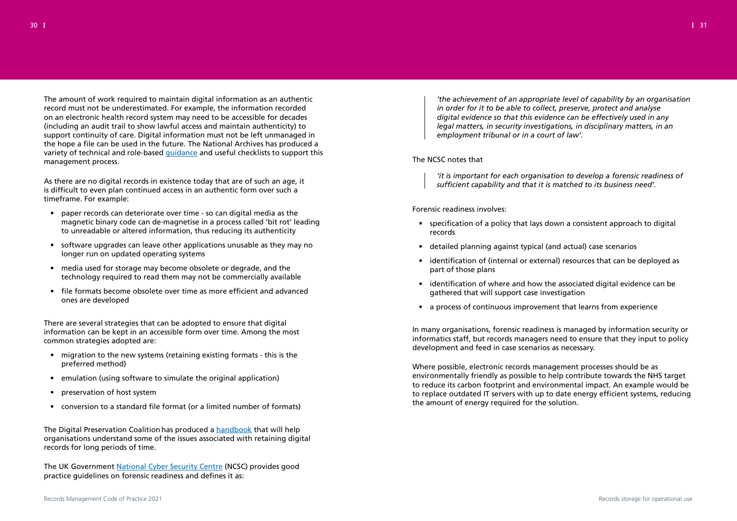The amount of work required to maintain digital information as an authentic record must not be underestimated. For example, the information recorded on an electronic health record system may need to be accessible for decades (including an audit trail to show lawful access and maintain authenticity) to support continuity of care. Digital information must not be left unmanaged in the hope a file can be used in the future. The National Archives has produced a variety of technical and role-based guidance and useful checklists to support this management process.

As there are no digital records in existence today that are of such an age, it is difficult to even plan continued access in an authentic form over such a timeframe. For example:

- paper records can deteriorate over time - so can digital media as the magnetic binary code can de-magnetise in a process called 'bit rot' leading to unreadable or altered information, thus reducing its authenticity
- software upgrades can leave other applications unusable as they may no longer run on updated operating systems
- media used for storage may become obsolete or degrade, and the technology required to read them may not be commercially available
- file formats become obsolete over time as more efficient and advanced ones are developed

There are several strategies that can be adopted to ensure that digital information can be kept in an accessible form over time. Among the most common strategies adopted are:

- migration to the new systems (retaining existing formats - this is the preferred method)
- emulation (using software to simulate the original application)
- preservation of host system
- conversion to a standard file format (or a limited number of formats)

The Digital Preservation Coalition has produced a handbook that will help organisations understand some of the issues associated with retaining digital records for long periods of time.

The UK Government National Cyber Security Centre (NCSC) provides good practice guidelines on forensic readiness and defines it as:

> *'the achievement of an appropriate level of capability by an organisation in order for it to be able to collect, preserve, protect and analyse digital evidence so that this evidence can be effectively used in any legal matters, in security investigations, in disciplinary matters, in an employment tribunal or in a court of law'.*

The NCSC notes that

> *'it is important for each organisation to develop a forensic readiness of sufficient capability and that it is matched to its business need'.*

Forensic readiness involves:

- specification of a policy that lays down a consistent approach to digital records
- detailed planning against typical (and actual) case scenarios
- identification of (internal or external) resources that can be deployed as part of those plans
- identification of where and how the associated digital evidence can be gathered that will support case investigation
- a process of continuous improvement that learns from experience

In many organisations, forensic readiness is managed by information security or informatics staff, but records managers need to ensure that they input to policy development and feed in case scenarios as necessary.

Where possible, electronic records management processes should be as environmentally friendly as possible to help contribute towards the NHS target to reduce its carbon footprint and environmental impact. An example would be to replace outdated IT servers with up to date energy efficient systems, reducing the amount of energy required for the solution.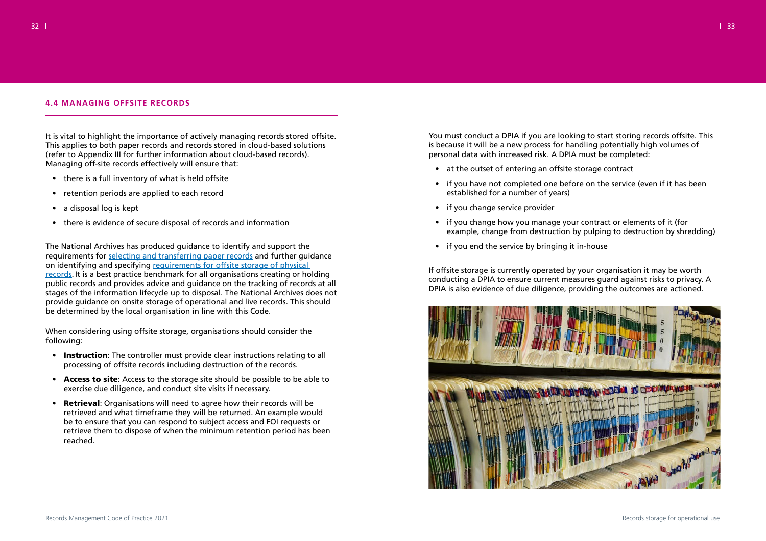## 4.4 MANAGING OFFSITE RECORDS

It is vital to highlight the importance of actively managing records stored offsite. This applies to both paper records and records stored in cloud-based solutions (refer to Appendix III for further information about cloud-based records). Managing off-site records effectively will ensure that:

- there is a full inventory of what is held offsite
- retention periods are applied to each record
- a disposal log is kept
- there is evidence of secure disposal of records and information

The National Archives has produced guidance to identify and support the requirements for selecting and transferring paper records and further guidance on identifying and specifying requirements for offsite storage of physical records. It is a best practice benchmark for all organisations creating or holding public records and provides advice and guidance on the tracking of records at all stages of the information lifecycle up to disposal. The National Archives does not provide guidance on onsite storage of operational and live records. This should be determined by the local organisation in line with this Code.

When considering using offsite storage, organisations should consider the following:

- **Instruction**: The controller must provide clear instructions relating to all processing of offsite records including destruction of the records.
- **Access to site**: Access to the storage site should be possible to be able to exercise due diligence, and conduct site visits if necessary.
- **Retrieval**: Organisations will need to agree how their records will be retrieved and what timeframe they will be returned. An example would be to ensure that you can respond to subject access and FOI requests or retrieve them to dispose of when the minimum retention period has been reached.

You must conduct a DPIA if you are looking to start storing records offsite. This is because it will be a new process for handling potentially high volumes of personal data with increased risk. A DPIA must be completed:

- at the outset of entering an offsite storage contract
- if you have not completed one before on the service (even if it has been established for a number of years)
- if you change service provider
- if you change how you manage your contract or elements of it (for example, change from destruction by pulping to destruction by shredding)
- if you end the service by bringing it in-house

If offsite storage is currently operated by your organisation it may be worth conducting a DPIA to ensure current measures guard against risks to privacy. A DPIA is also evidence of due diligence, providing the outcomes are actioned.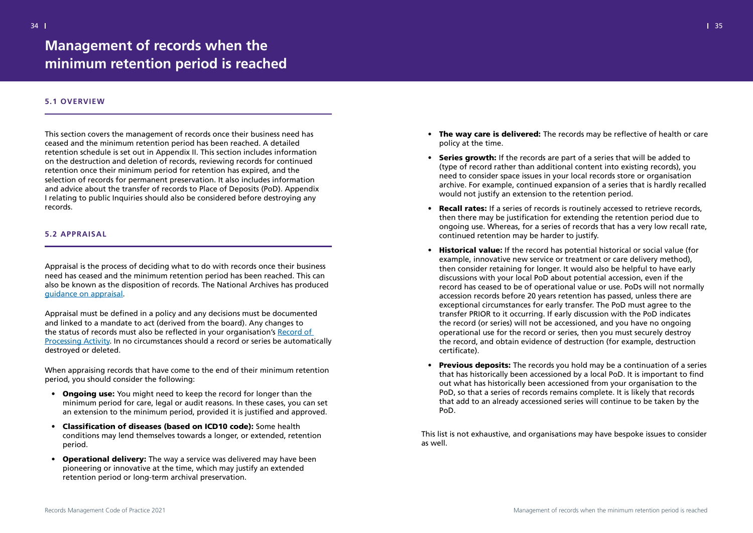# Management of records when the minimum retention period is reached

### 5.1 OVERVIEW

This section covers the management of records once their business need has ceased and the minimum retention period has been reached. A detailed retention schedule is set out in Appendix II. This section includes information on the destruction and deletion of records, reviewing records for continued retention once their minimum period for retention has expired, and the selection of records for permanent preservation. It also includes information and advice about the transfer of records to Place of Deposits (PoD). Appendix I relating to public Inquiries should also be considered before destroying any records.

### 5.2 APPRAISAL

Appraisal is the process of deciding what to do with records once their business need has ceased and the minimum retention period has been reached. This can also be known as the disposition of records. The National Archives has produced guidance on appraisal.

Appraisal must be defined in a policy and any decisions must be documented and linked to a mandate to act (derived from the board). Any changes to the status of records must also be reflected in your organisation's Record of Processing Activity. In no circumstances should a record or series be automatically destroyed or deleted.

When appraising records that have come to the end of their minimum retention period, you should consider the following:

- **Ongoing use:** You might need to keep the record for longer than the minimum period for care, legal or audit reasons. In these cases, you can set an extension to the minimum period, provided it is justified and approved.
- **Classification of diseases (based on ICD10 code):** Some health conditions may lend themselves towards a longer, or extended, retention period.
- **Operational delivery:** The way a service was delivered may have been pioneering or innovative at the time, which may justify an extended retention period or long-term archival preservation.
- **The way care is delivered:** The records may be reflective of health or care policy at the time.
- **Series growth:** If the records are part of a series that will be added to (type of record rather than additional content into existing records), you need to consider space issues in your local records store or organisation archive. For example, continued expansion of a series that is hardly recalled would not justify an extension to the retention period.
- **Recall rates:** If a series of records is routinely accessed to retrieve records, then there may be justification for extending the retention period due to ongoing use. Whereas, for a series of records that has a very low recall rate, continued retention may be harder to justify.
- **Historical value:** If the record has potential historical or social value (for example, innovative new service or treatment or care delivery method), then consider retaining for longer. It would also be helpful to have early discussions with your local PoD about potential accession, even if the record has ceased to be of operational value or use. PoDs will not normally accession records before 20 years retention has passed, unless there are exceptional circumstances for early transfer. The PoD must agree to the transfer PRIOR to it occurring. If early discussion with the PoD indicates the record (or series) will not be accessioned, and you have no ongoing operational use for the record or series, then you must securely destroy the record, and obtain evidence of destruction (for example, destruction certificate).
- **Previous deposits:** The records you hold may be a continuation of a series that has historically been accessioned by a local PoD. It is important to find out what has historically been accessioned from your organisation to the PoD, so that a series of records remains complete. It is likely that records that add to an already accessioned series will continue to be taken by the PoD.

This list is not exhaustive, and organisations may have bespoke issues to consider as well.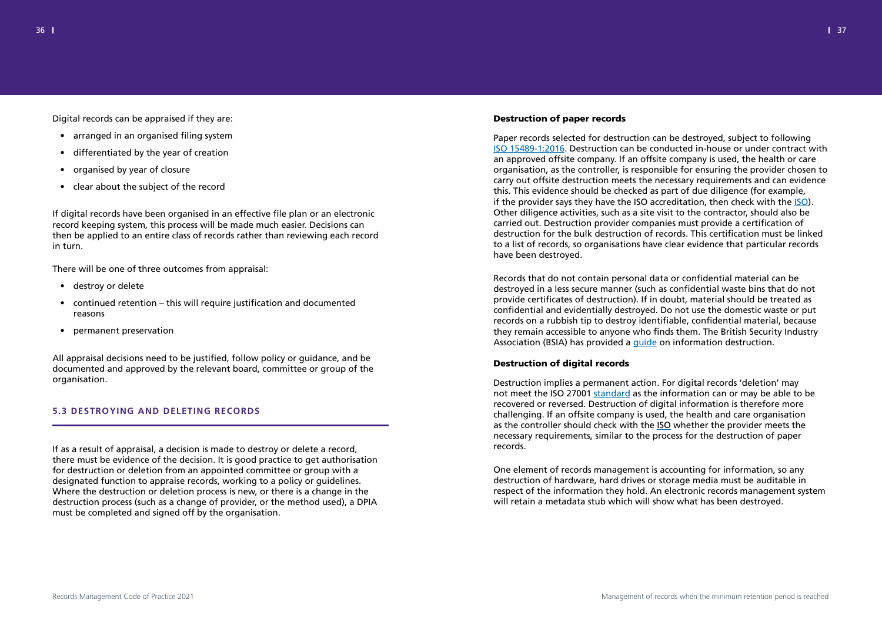Digital records can be appraised if they are:

- arranged in an organised filing system
- differentiated by the year of creation
- organised by year of closure
- clear about the subject of the record

If digital records have been organised in an effective file plan or an electronic record keeping system, this process will be made much easier. Decisions can then be applied to an entire class of records rather than reviewing each record in turn.

There will be one of three outcomes from appraisal:

- destroy or delete
- continued retention – this will require justification and documented reasons
- permanent preservation

All appraisal decisions need to be justified, follow policy or guidance, and be documented and approved by the relevant board, committee or group of the organisation.

## 5.3 DESTROYING AND DELETING RECORDS

If as a result of appraisal, a decision is made to destroy or delete a record, there must be evidence of the decision. It is good practice to get authorisation for destruction or deletion from an appointed committee or group with a designated function to appraise records, working to a policy or guidelines. Where the destruction or deletion process is new, or there is a change in the destruction process (such as a change of provider, or the method used), a DPIA must be completed and signed off by the organisation.

### Destruction of paper records

Paper records selected for destruction can be destroyed, subject to following ISO 15489-1:2016. Destruction can be conducted in-house or under contract with an approved offsite company. If an offsite company is used, the health or care organisation, as the controller, is responsible for ensuring the provider chosen to carry out offsite destruction meets the necessary requirements and can evidence this. This evidence should be checked as part of due diligence (for example, if the provider says they have the ISO accreditation, then check with the ISO). Other diligence activities, such as a site visit to the contractor, should also be carried out. Destruction provider companies must provide a certification of destruction for the bulk destruction of records. This certification must be linked to a list of records, so organisations have clear evidence that particular records have been destroyed.

Records that do not contain personal data or confidential material can be destroyed in a less secure manner (such as confidential waste bins that do not provide certificates of destruction). If in doubt, material should be treated as confidential and evidentially destroyed. Do not use the domestic waste or put records on a rubbish tip to destroy identifiable, confidential material, because they remain accessible to anyone who finds them. The British Security Industry Association (BSIA) has provided a guide on information destruction.

### Destruction of digital records

Destruction implies a permanent action. For digital records 'deletion' may not meet the ISO 27001 standard as the information can or may be able to be recovered or reversed. Destruction of digital information is therefore more challenging. If an offsite company is used, the health and care organisation as the controller should check with the ISO whether the provider meets the necessary requirements, similar to the process for the destruction of paper records.

One element of records management is accounting for information, so any destruction of hardware, hard drives or storage media must be auditable in respect of the information they hold. An electronic records management system will retain a metadata stub which will show what has been destroyed.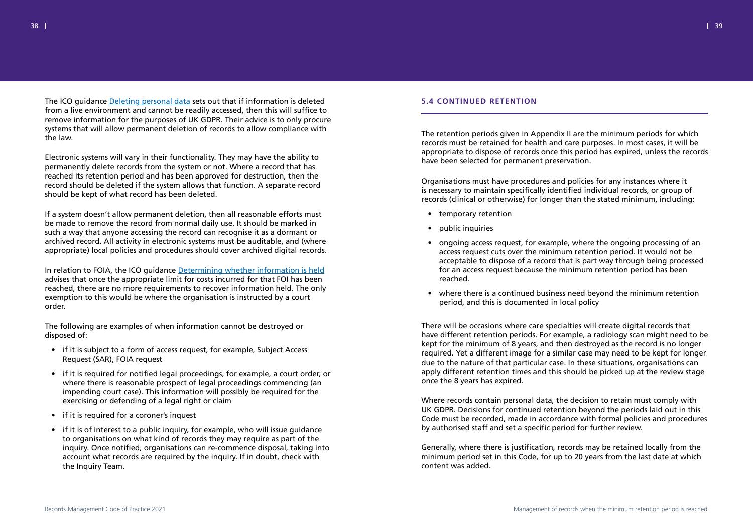The ICO guidance [Deleting personal data](Deleting personal data) sets out that if information is deleted from a live environment and cannot be readily accessed, then this will suffice to remove information for the purposes of UK GDPR. Their advice is to only procure systems that will allow permanent deletion of records to allow compliance with the law.

Electronic systems will vary in their functionality. They may have the ability to permanently delete records from the system or not. Where a record that has reached its retention period and has been approved for destruction, then the record should be deleted if the system allows that function. A separate record should be kept of what record has been deleted.

If a system doesn't allow permanent deletion, then all reasonable efforts must be made to remove the record from normal daily use. It should be marked in such a way that anyone accessing the record can recognise it as a dormant or archived record. All activity in electronic systems must be auditable, and (where appropriate) local policies and procedures should cover archived digital records.

In relation to FOIA, the ICO guidance [Determining whether information is held](Determining whether information is held) advises that once the appropriate limit for costs incurred for that FOI has been reached, there are no more requirements to recover information held. The only exemption to this would be where the organisation is instructed by a court order.

The following are examples of when information cannot be destroyed or disposed of:

- if it is subject to a form of access request, for example, Subject Access Request (SAR), FOIA request
- if it is required for notified legal proceedings, for example, a court order, or where there is reasonable prospect of legal proceedings commencing (an impending court case). This information will possibly be required for the exercising or defending of a legal right or claim
- if it is required for a coroner's inquest
- if it is of interest to a public inquiry, for example, who will issue guidance to organisations on what kind of records they may require as part of the inquiry. Once notified, organisations can re-commence disposal, taking into account what records are required by the inquiry. If in doubt, check with the Inquiry Team.

## 5.4 CONTINUED RETENTION

The retention periods given in Appendix II are the minimum periods for which records must be retained for health and care purposes. In most cases, it will be appropriate to dispose of records once this period has expired, unless the records have been selected for permanent preservation.

Organisations must have procedures and policies for any instances where it is necessary to maintain specifically identified individual records, or group of records (clinical or otherwise) for longer than the stated minimum, including:

- temporary retention
- public inquiries
- ongoing access request, for example, where the ongoing processing of an access request cuts over the minimum retention period. It would not be acceptable to dispose of a record that is part way through being processed for an access request because the minimum retention period has been reached.
- where there is a continued business need beyond the minimum retention period, and this is documented in local policy

There will be occasions where care specialties will create digital records that have different retention periods. For example, a radiology scan might need to be kept for the minimum of 8 years, and then destroyed as the record is no longer required. Yet a different image for a similar case may need to be kept for longer due to the nature of that particular case. In these situations, organisations can apply different retention times and this should be picked up at the review stage once the 8 years has expired.

Where records contain personal data, the decision to retain must comply with UK GDPR. Decisions for continued retention beyond the periods laid out in this Code must be recorded, made in accordance with formal policies and procedures by authorised staff and set a specific period for further review.

Generally, where there is justification, records may be retained locally from the minimum period set in this Code, for up to 20 years from the last date at which content was added.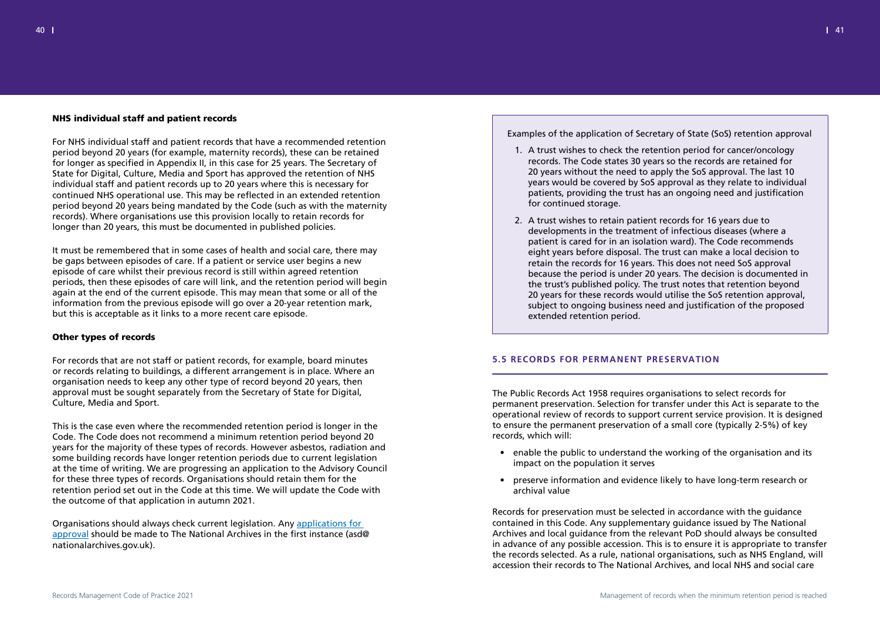### NHS individual staff and patient records

For NHS individual staff and patient records that have a recommended retention period beyond 20 years (for example, maternity records), these can be retained for longer as specified in Appendix II, in this case for 25 years. The Secretary of State for Digital, Culture, Media and Sport has approved the retention of NHS individual staff and patient records up to 20 years where this is necessary for continued NHS operational use. This may be reflected in an extended retention period beyond 20 years being mandated by the Code (such as with the maternity records). Where organisations use this provision locally to retain records for longer than 20 years, this must be documented in published policies.

It must be remembered that in some cases of health and social care, there may be gaps between episodes of care. If a patient or service user begins a new episode of care whilst their previous record is still within agreed retention periods, then these episodes of care will link, and the retention period will begin again at the end of the current episode. This may mean that some or all of the information from the previous episode will go over a 20-year retention mark, but this is acceptable as it links to a more recent care episode.

### Other types of records

For records that are not staff or patient records, for example, board minutes or records relating to buildings, a different arrangement is in place. Where an organisation needs to keep any other type of record beyond 20 years, then approval must be sought separately from the Secretary of State for Digital, Culture, Media and Sport.

This is the case even where the recommended retention period is longer in the Code. The Code does not recommend a minimum retention period beyond 20 years for the majority of these types of records. However asbestos, radiation and some building records have longer retention periods due to current legislation at the time of writing. We are progressing an application to the Advisory Council for these three types of records. Organisations should retain them for the retention period set out in the Code at this time. We will update the Code with the outcome of that application in autumn 2021.

Organisations should always check current legislation. Any [applications for approval](#) should be made to The National Archives in the first instance (asd@nationalarchives.gov.uk).

Examples of the application of Secretary of State (SoS) retention approval

1. A trust wishes to check the retention period for cancer/oncology records. The Code states 30 years so the records are retained for 20 years without the need to apply the SoS approval. The last 10 years would be covered by SoS approval as they relate to individual patients, providing the trust has an ongoing need and justification for continued storage.
2. A trust wishes to retain patient records for 16 years due to developments in the treatment of infectious diseases (where a patient is cared for in an isolation ward). The Code recommends eight years before disposal. The trust can make a local decision to retain the records for 16 years. This does not need SoS approval because the period is under 20 years. The decision is documented in the trust's published policy. The trust notes that retention beyond 20 years for these records would utilise the SoS retention approval, subject to ongoing business need and justification of the proposed extended retention period.

## 5.5 RECORDS FOR PERMANENT PRESERVATION

The Public Records Act 1958 requires organisations to select records for permanent preservation. Selection for transfer under this Act is separate to the operational review of records to support current service provision. It is designed to ensure the permanent preservation of a small core (typically 2-5%) of key records, which will:

- enable the public to understand the working of the organisation and its impact on the population it serves
- preserve information and evidence likely to have long-term research or archival value

Records for preservation must be selected in accordance with the guidance contained in this Code. Any supplementary guidance issued by The National Archives and local guidance from the relevant PoD should always be consulted in advance of any possible accession. This is to ensure it is appropriate to transfer the records selected. As a rule, national organisations, such as NHS England, will accession their records to The National Archives, and local NHS and social care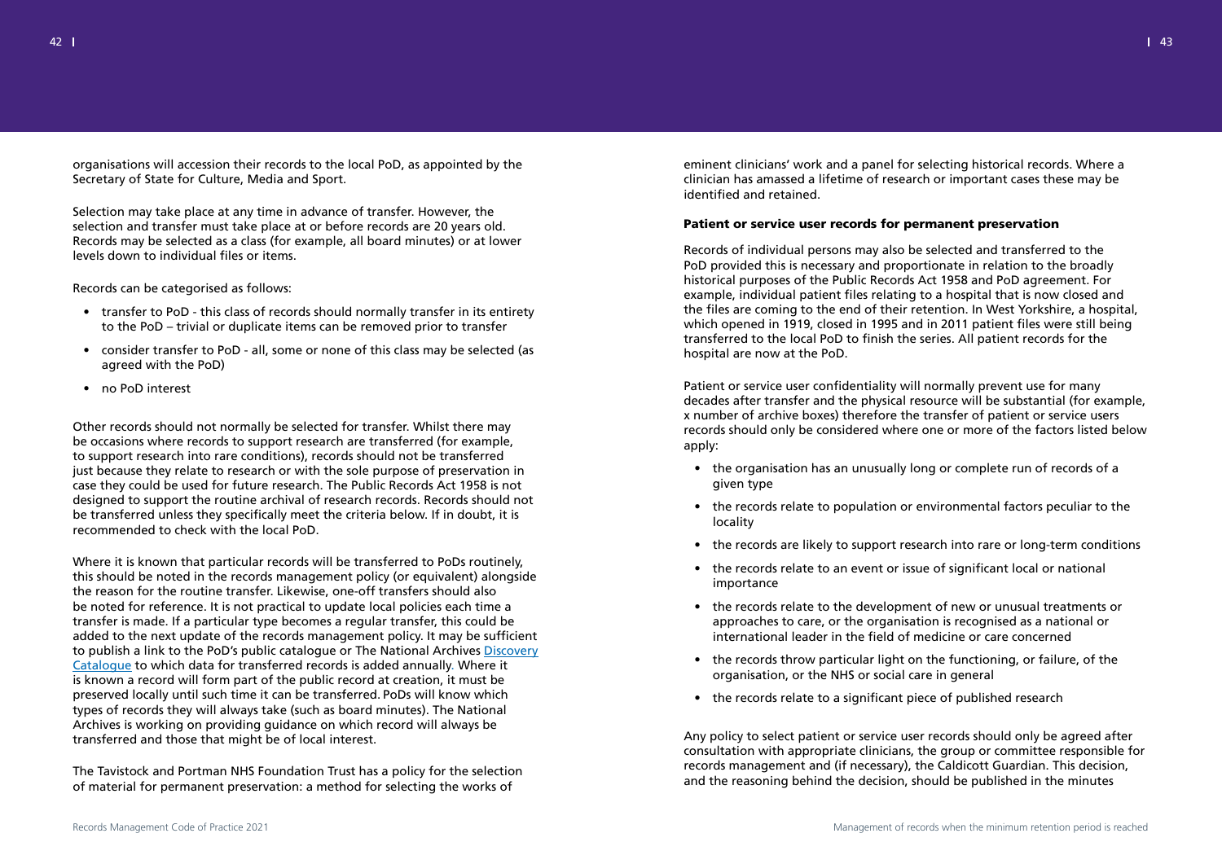organisations will accession their records to the local PoD, as appointed by the Secretary of State for Culture, Media and Sport.

Selection may take place at any time in advance of transfer. However, the selection and transfer must take place at or before records are 20 years old. Records may be selected as a class (for example, all board minutes) or at lower levels down to individual files or items.

Records can be categorised as follows:

- transfer to PoD - this class of records should normally transfer in its entirety to the PoD – trivial or duplicate items can be removed prior to transfer
- consider transfer to PoD - all, some or none of this class may be selected (as agreed with the PoD)
- no PoD interest

Other records should not normally be selected for transfer. Whilst there may be occasions where records to support research are transferred (for example, to support research into rare conditions), records should not be transferred just because they relate to research or with the sole purpose of preservation in case they could be used for future research. The Public Records Act 1958 is not designed to support the routine archival of research records. Records should not be transferred unless they specifically meet the criteria below. If in doubt, it is recommended to check with the local PoD.

Where it is known that particular records will be transferred to PoDs routinely, this should be noted in the records management policy (or equivalent) alongside the reason for the routine transfer. Likewise, one-off transfers should also be noted for reference. It is not practical to update local policies each time a transfer is made. If a particular type becomes a regular transfer, this could be added to the next update of the records management policy. It may be sufficient to publish a link to the PoD's public catalogue or The National Archives [Discovery Catalogue](https://discovery.nationalarchives.gov.uk/) to which data for transferred records is added annually. Where it is known a record will form part of the public record at creation, it must be preserved locally until such time it can be transferred. PoDs will know which types of records they will always take (such as board minutes). The National Archives is working on providing guidance on which record will always be transferred and those that might be of local interest.

The Tavistock and Portman NHS Foundation Trust has a policy for the selection of material for permanent preservation: a method for selecting the works of eminent clinicians' work and a panel for selecting historical records. Where a clinician has amassed a lifetime of research or important cases these may be identified and retained.

#### Patient or service user records for permanent preservation

Records of individual persons may also be selected and transferred to the PoD provided this is necessary and proportionate in relation to the broadly historical purposes of the Public Records Act 1958 and PoD agreement. For example, individual patient files relating to a hospital that is now closed and the files are coming to the end of their retention. In West Yorkshire, a hospital, which opened in 1919, closed in 1995 and in 2011 patient files were still being transferred to the local PoD to finish the series. All patient records for the hospital are now at the PoD.

Patient or service user confidentiality will normally prevent use for many decades after transfer and the physical resource will be substantial (for example, x number of archive boxes) therefore the transfer of patient or service users records should only be considered where one or more of the factors listed below apply:

- the organisation has an unusually long or complete run of records of a given type
- the records relate to population or environmental factors peculiar to the locality
- the records are likely to support research into rare or long-term conditions
- the records relate to an event or issue of significant local or national importance
- the records relate to the development of new or unusual treatments or approaches to care, or the organisation is recognised as a national or international leader in the field of medicine or care concerned
- the records throw particular light on the functioning, or failure, of the organisation, or the NHS or social care in general
- the records relate to a significant piece of published research

Any policy to select patient or service user records should only be agreed after consultation with appropriate clinicians, the group or committee responsible for records management and (if necessary), the Caldicott Guardian. This decision, and the reasoning behind the decision, should be published in the minutes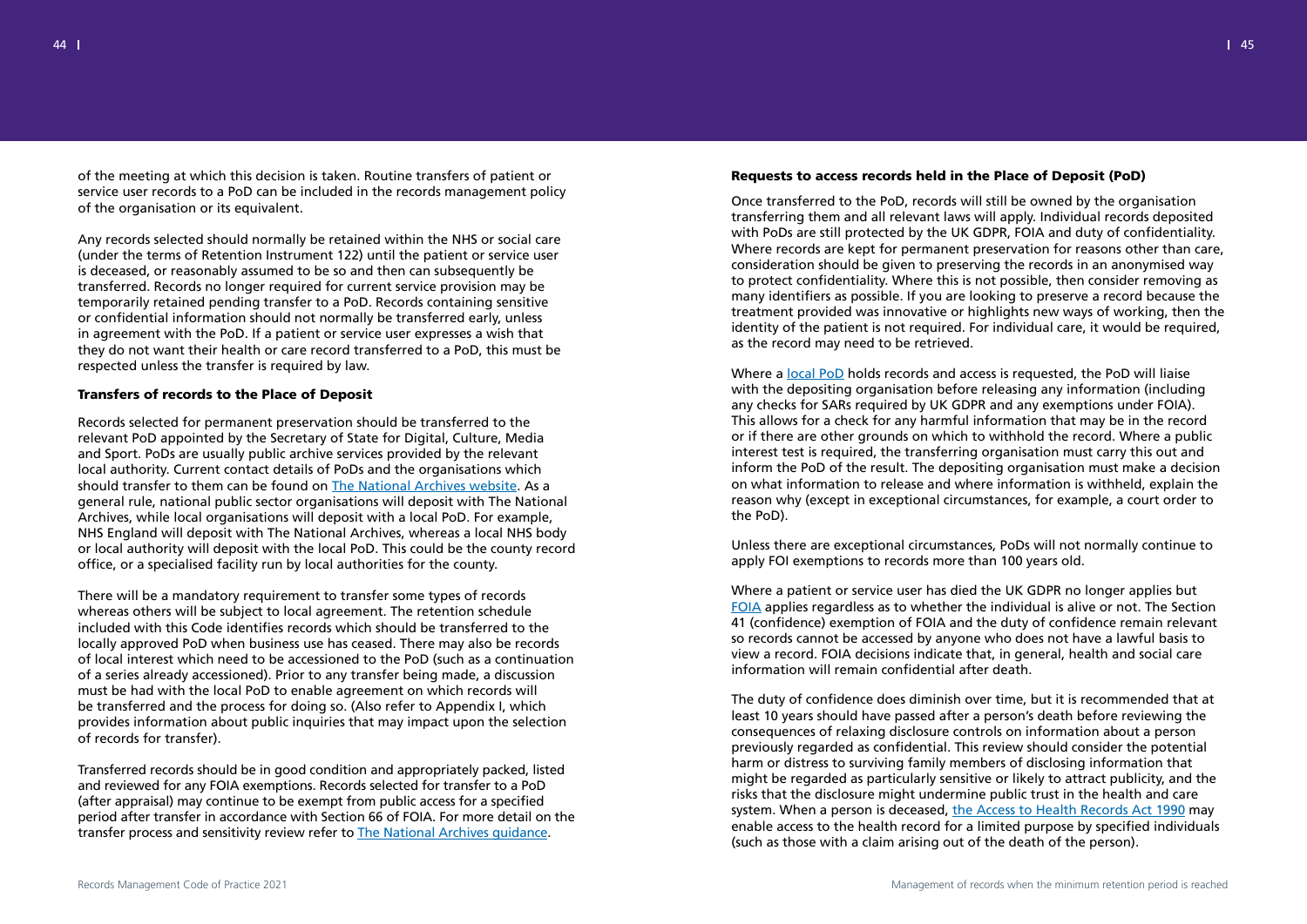of the meeting at which this decision is taken. Routine transfers of patient or service user records to a PoD can be included in the records management policy of the organisation or its equivalent.

Any records selected should normally be retained within the NHS or social care (under the terms of Retention Instrument 122) until the patient or service user is deceased, or reasonably assumed to be so and then can subsequently be transferred. Records no longer required for current service provision may be temporarily retained pending transfer to a PoD. Records containing sensitive or confidential information should not normally be transferred early, unless in agreement with the PoD. If a patient or service user expresses a wish that they do not want their health or care record transferred to a PoD, this must be respected unless the transfer is required by law.

### Transfers of records to the Place of Deposit

Records selected for permanent preservation should be transferred to the relevant PoD appointed by the Secretary of State for Digital, Culture, Media and Sport. PoDs are usually public archive services provided by the relevant local authority. Current contact details of PoDs and the organisations which should transfer to them can be found on The National Archives website. As a general rule, national public sector organisations will deposit with The National Archives, while local organisations will deposit with a local PoD. For example, NHS England will deposit with The National Archives, whereas a local NHS body or local authority will deposit with the local PoD. This could be the county record office, or a specialised facility run by local authorities for the county.

There will be a mandatory requirement to transfer some types of records whereas others will be subject to local agreement. The retention schedule included with this Code identifies records which should be transferred to the locally approved PoD when business use has ceased. There may also be records of local interest which need to be accessioned to the PoD (such as a continuation of a series already accessioned). Prior to any transfer being made, a discussion must be had with the local PoD to enable agreement on which records will be transferred and the process for doing so. (Also refer to Appendix I, which provides information about public inquiries that may impact upon the selection of records for transfer).

Transferred records should be in good condition and appropriately packed, listed and reviewed for any FOIA exemptions. Records selected for transfer to a PoD (after appraisal) may continue to be exempt from public access for a specified period after transfer in accordance with Section 66 of FOIA. For more detail on the transfer process and sensitivity review refer to The National Archives guidance.

### Requests to access records held in the Place of Deposit (PoD)

Once transferred to the PoD, records will still be owned by the organisation transferring them and all relevant laws will apply. Individual records deposited with PoDs are still protected by the UK GDPR, FOIA and duty of confidentiality. Where records are kept for permanent preservation for reasons other than care, consideration should be given to preserving the records in an anonymised way to protect confidentiality. Where this is not possible, then consider removing as many identifiers as possible. If you are looking to preserve a record because the treatment provided was innovative or highlights new ways of working, then the identity of the patient is not required. For individual care, it would be required, as the record may need to be retrieved.

Where a local PoD holds records and access is requested, the PoD will liaise with the depositing organisation before releasing any information (including any checks for SARs required by UK GDPR and any exemptions under FOIA). This allows for a check for any harmful information that may be in the record or if there are other grounds on which to withhold the record. Where a public interest test is required, the transferring organisation must carry this out and inform the PoD of the result. The depositing organisation must make a decision on what information to release and where information is withheld, explain the reason why (except in exceptional circumstances, for example, a court order to the PoD).

Unless there are exceptional circumstances, PoDs will not normally continue to apply FOI exemptions to records more than 100 years old.

Where a patient or service user has died the UK GDPR no longer applies but FOIA applies regardless as to whether the individual is alive or not. The Section 41 (confidence) exemption of FOIA and the duty of confidence remain relevant so records cannot be accessed by anyone who does not have a lawful basis to view a record. FOIA decisions indicate that, in general, health and social care information will remain confidential after death.

The duty of confidence does diminish over time, but it is recommended that at least 10 years should have passed after a person's death before reviewing the consequences of relaxing disclosure controls on information about a person previously regarded as confidential. This review should consider the potential harm or distress to surviving family members of disclosing information that might be regarded as particularly sensitive or likely to attract publicity, and the risks that the disclosure might undermine public trust in the health and care system. When a person is deceased, the Access to Health Records Act 1990 may enable access to the health record for a limited purpose by specified individuals (such as those with a claim arising out of the death of the person).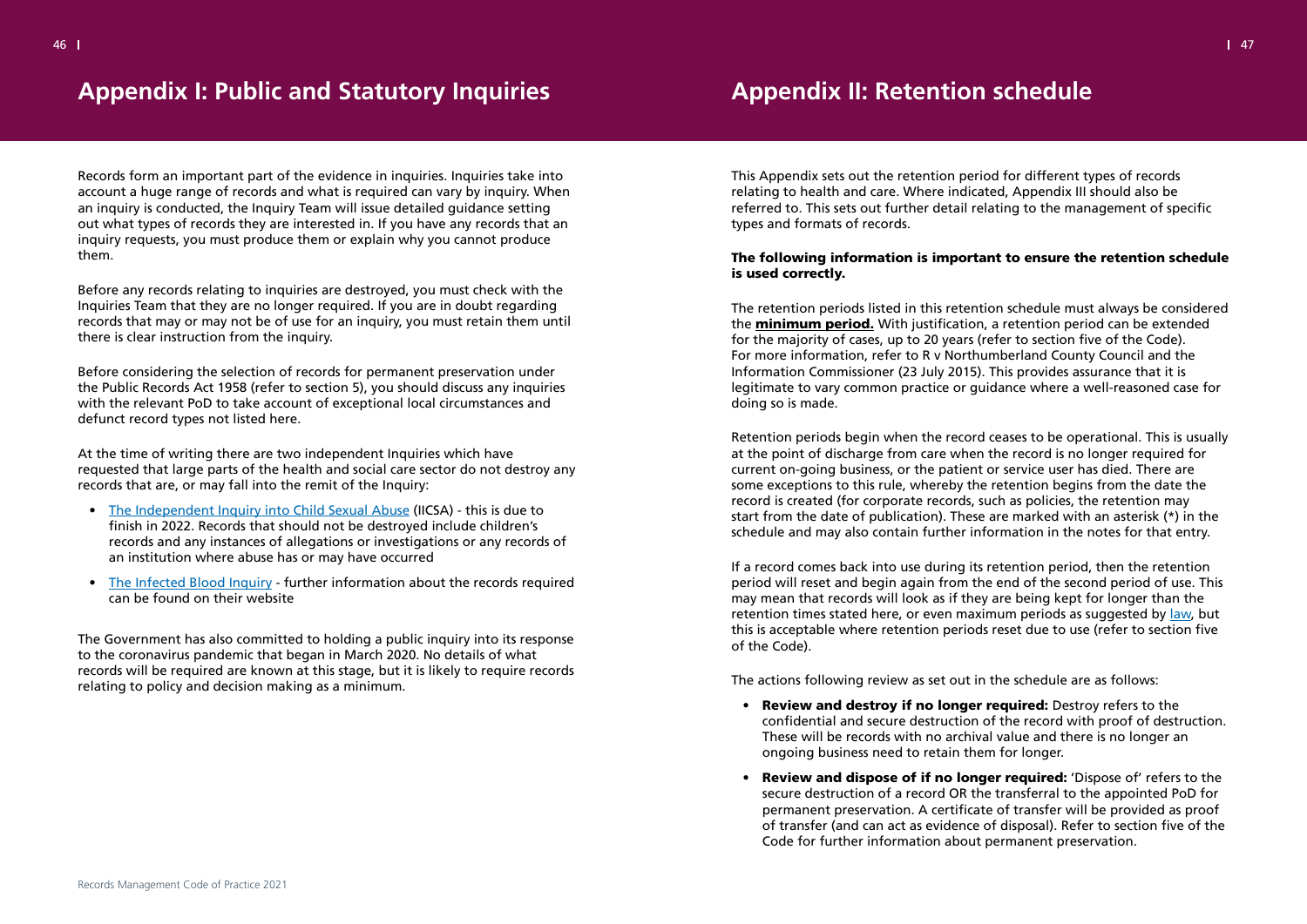# Appendix I: Public and Statutory Inquiries

Records form an important part of the evidence in inquiries. Inquiries take into account a huge range of records and what is required can vary by inquiry. When an inquiry is conducted, the Inquiry Team will issue detailed guidance setting out what types of records they are interested in. If you have any records that an inquiry requests, you must produce them or explain why you cannot produce them.

Before any records relating to inquiries are destroyed, you must check with the Inquiries Team that they are no longer required. If you are in doubt regarding records that may or may not be of use for an inquiry, you must retain them until there is clear instruction from the inquiry.

Before considering the selection of records for permanent preservation under the Public Records Act 1958 (refer to section 5), you should discuss any inquiries with the relevant PoD to take account of exceptional local circumstances and defunct record types not listed here.

At the time of writing there are two independent Inquiries which have requested that large parts of the health and social care sector do not destroy any records that are, or may fall into the remit of the Inquiry:

- The Independent Inquiry into Child Sexual Abuse (IICSA) - this is due to finish in 2022. Records that should not be destroyed include children's records and any instances of allegations or investigations or any records of an institution where abuse has or may have occurred
- The Infected Blood Inquiry - further information about the records required can be found on their website

The Government has also committed to holding a public inquiry into its response to the coronavirus pandemic that began in March 2020. No details of what records will be required are known at this stage, but it is likely to require records relating to policy and decision making as a minimum.

# Appendix II: Retention schedule

This Appendix sets out the retention period for different types of records relating to health and care. Where indicated, Appendix III should also be referred to. This sets out further detail relating to the management of specific types and formats of records.

**The following information is important to ensure the retention schedule is used correctly.**

The retention periods listed in this retention schedule must always be considered the **minimum period.** With justification, a retention period can be extended for the majority of cases, up to 20 years (refer to section five of the Code). For more information, refer to R v Northumberland County Council and the Information Commissioner (23 July 2015). This provides assurance that it is legitimate to vary common practice or guidance where a well-reasoned case for doing so is made.

Retention periods begin when the record ceases to be operational. This is usually at the point of discharge from care when the record is no longer required for current on-going business, or the patient or service user has died. There are some exceptions to this rule, whereby the retention begins from the date the record is created (for corporate records, such as policies, the retention may start from the date of publication). These are marked with an asterisk (*) in the schedule and may also contain further information in the notes for that entry.

If a record comes back into use during its retention period, then the retention period will reset and begin again from the end of the second period of use. This may mean that records will look as if they are being kept for longer than the retention times stated here, or even maximum periods as suggested by law, but this is acceptable where retention periods reset due to use (refer to section five of the Code).

The actions following review as set out in the schedule are as follows:

- **Review and destroy if no longer required:** Destroy refers to the confidential and secure destruction of the record with proof of destruction. These will be records with no archival value and there is no longer an ongoing business need to retain them for longer.
- **Review and dispose of if no longer required:** 'Dispose of' refers to the secure destruction of a record OR the transferral to the appointed PoD for permanent preservation. A certificate of transfer will be provided as proof of transfer (and can act as evidence of disposal). Refer to section five of the Code for further information about permanent preservation.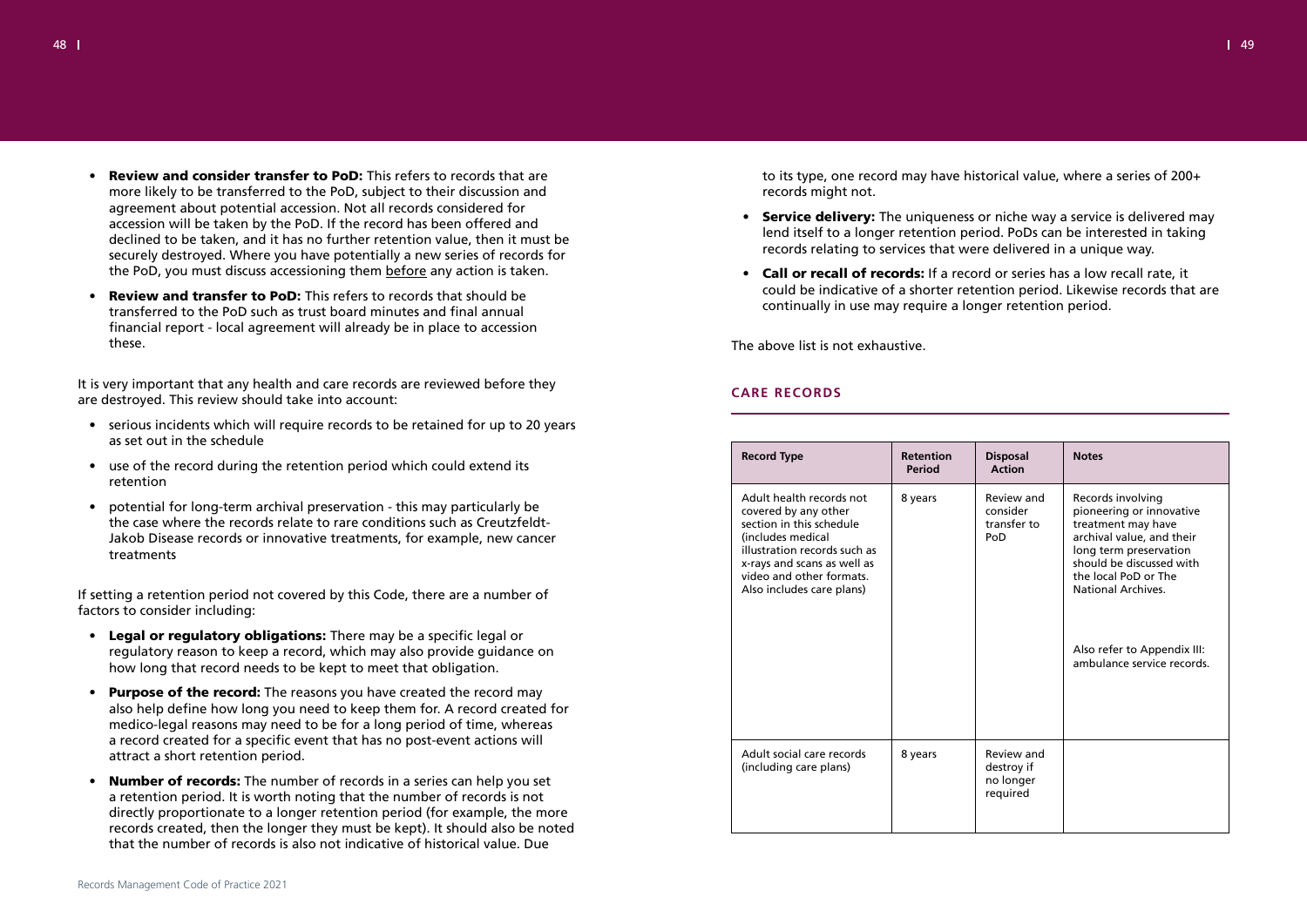- **Review and consider transfer to PoD:** This refers to records that are more likely to be transferred to the PoD, subject to their discussion and agreement about potential accession. Not all records considered for accession will be taken by the PoD. If the record has been offered and declined to be taken, and it has no further retention value, then it must be securely destroyed. Where you have potentially a new series of records for the PoD, you must discuss accessioning them before any action is taken.
- **Review and transfer to PoD:** This refers to records that should be transferred to the PoD such as trust board minutes and final annual financial report - local agreement will already be in place to accession these.

It is very important that any health and care records are reviewed before they are destroyed. This review should take into account:

- serious incidents which will require records to be retained for up to 20 years as set out in the schedule
- use of the record during the retention period which could extend its retention
- potential for long-term archival preservation - this may particularly be the case where the records relate to rare conditions such as Creutzfeldt-Jakob Disease records or innovative treatments, for example, new cancer treatments

If setting a retention period not covered by this Code, there are a number of factors to consider including:

- **Legal or regulatory obligations:** There may be a specific legal or regulatory reason to keep a record, which may also provide guidance on how long that record needs to be kept to meet that obligation.
- **Purpose of the record:** The reasons you have created the record may also help define how long you need to keep them for. A record created for medico-legal reasons may need to be for a long period of time, whereas a record created for a specific event that has no post-event actions will attract a short retention period.
- **Number of records:** The number of records in a series can help you set a retention period. It is worth noting that the number of records is not directly proportionate to a longer retention period (for example, the more records created, then the longer they must be kept). It should also be noted that the number of records is also not indicative of historical value. Due to its type, one record may have historical value, where a series of 200+ records might not.
- **Service delivery:** The uniqueness or niche way a service is delivered may lend itself to a longer retention period. PoDs can be interested in taking records relating to services that were delivered in a unique way.
- **Call or recall of records:** If a record or series has a low recall rate, it could be indicative of a shorter retention period. Likewise records that are continually in use may require a longer retention period.

The above list is not exhaustive.

## CARE RECORDS

| Record Type | Retention Period | Disposal Action | Notes |
|---|---|---|---|
| Adult health records not covered by any other section in this schedule (includes medical illustration records such as x-rays and scans as well as video and other formats. Also includes care plans) | 8 years | Review and consider transfer to PoD | Records involving pioneering or innovative treatment may have archival value, and their long term preservation should be discussed with the local PoD or The National Archives.<br><br>Also refer to Appendix III: ambulance service records. |
| Adult social care records (including care plans) | 8 years | Review and destroy if no longer required | |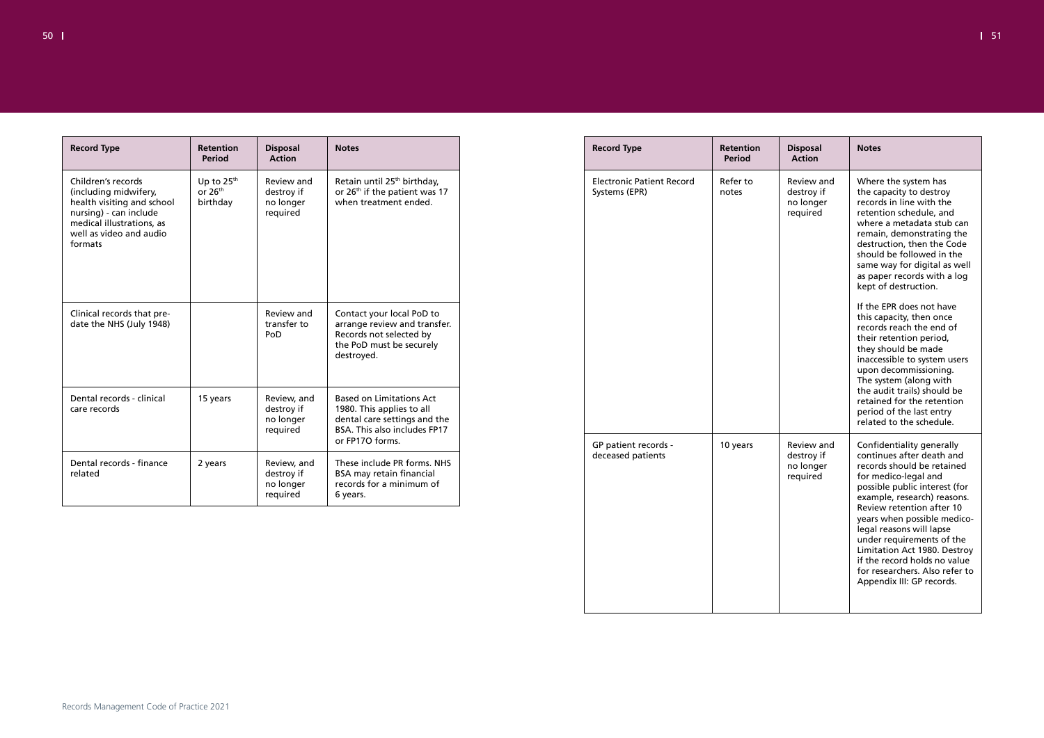| Record Type | Retention Period | Disposal Action | Notes |
|---|---|---|---|
| Children's records (including midwifery, health visiting and school nursing) - can include medical illustrations, as well as video and audio formats | Up to 25th or 26th birthday | Review and destroy if no longer required | Retain until 25th birthday, or 26th if the patient was 17 when treatment ended. |
| Clinical records that pre-date the NHS (July 1948) | | Review and transfer to PoD | Contact your local PoD to arrange review and transfer. Records not selected by the PoD must be securely destroyed. |
| Dental records - clinical care records | 15 years | Review, and destroy if no longer required | Based on Limitations Act 1980. This applies to all dental care settings and the BSA. This also includes FP17 or FP17O forms. |
| Dental records - finance related | 2 years | Review, and destroy if no longer required | These include PR forms. NHS BSA may retain financial records for a minimum of 6 years. |

| Record Type | Retention Period | Disposal Action | Notes |
|---|---|---|---|
| Electronic Patient Record Systems (EPR) | Refer to notes | Review and destroy if no longer required | Where the system has the capacity to destroy records in line with the retention schedule, and where a metadata stub can remain, demonstrating the destruction, then the Code should be followed in the same way for digital as well as paper records with a log kept of destruction.<br><br>If the EPR does not have this capacity, then once records reach the end of their retention period, they should be made inaccessible to system users upon decommissioning. The system (along with the audit trails) should be retained for the retention period of the last entry related to the schedule. |
| GP patient records - deceased patients | 10 years | Review and destroy if no longer required | Confidentiality generally continues after death and records should be retained for medico-legal and possible public interest (for example, research) reasons. Review retention after 10 years when possible medico-legal reasons will lapse under requirements of the Limitation Act 1980. Destroy if the record holds no value for researchers. Also refer to Appendix III: GP records. |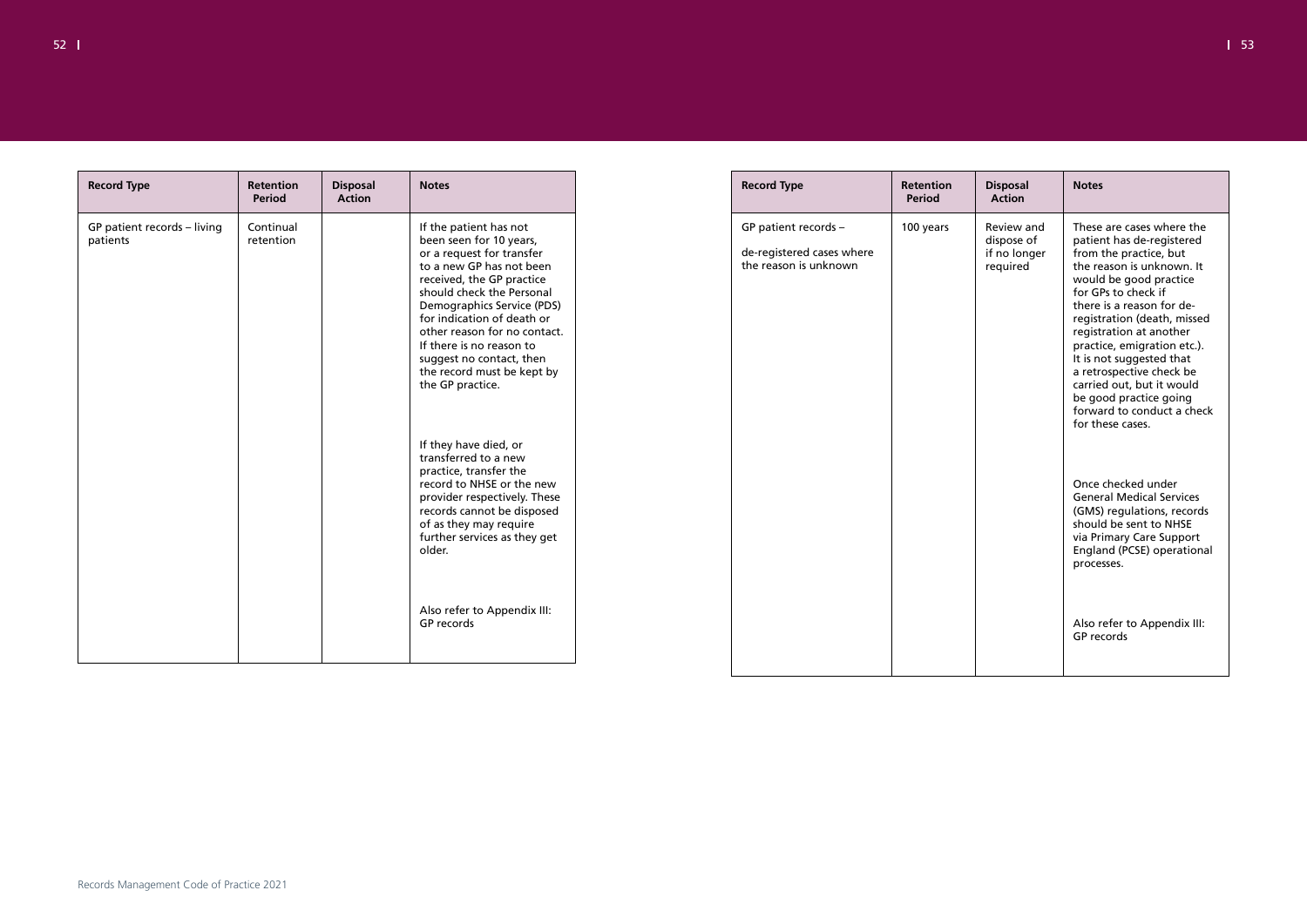| Record Type | Retention Period | Disposal Action | Notes |
| --- | --- | --- | --- |
| GP patient records – living patients | Continual retention | | If the patient has not been seen for 10 years, or a request for transfer to a new GP has not been received, the GP practice should check the Personal Demographics Service (PDS) for indication of death or other reason for no contact. If there is no reason to suggest no contact, then the record must be kept by the GP practice.<br><br>If they have died, or transferred to a new practice, transfer the record to NHSE or the new provider respectively. These records cannot be disposed of as they may require further services as they get older.<br><br>Also refer to Appendix III: GP records |

| Record Type | Retention Period | Disposal Action | Notes |
| --- | --- | --- | --- |
| GP patient records – de-registered cases where the reason is unknown | 100 years | Review and dispose of if no longer required | These are cases where the patient has de-registered from the practice, but the reason is unknown. It would be good practice for GPs to check if there is a reason for de-registration (death, missed registration at another practice, emigration etc.). It is not suggested that a retrospective check be carried out, but it would be good practice going forward to conduct a check for these cases.<br><br>Once checked under General Medical Services (GMS) regulations, records should be sent to NHSE via Primary Care Support England (PCSE) operational processes.<br><br>Also refer to Appendix III: GP records |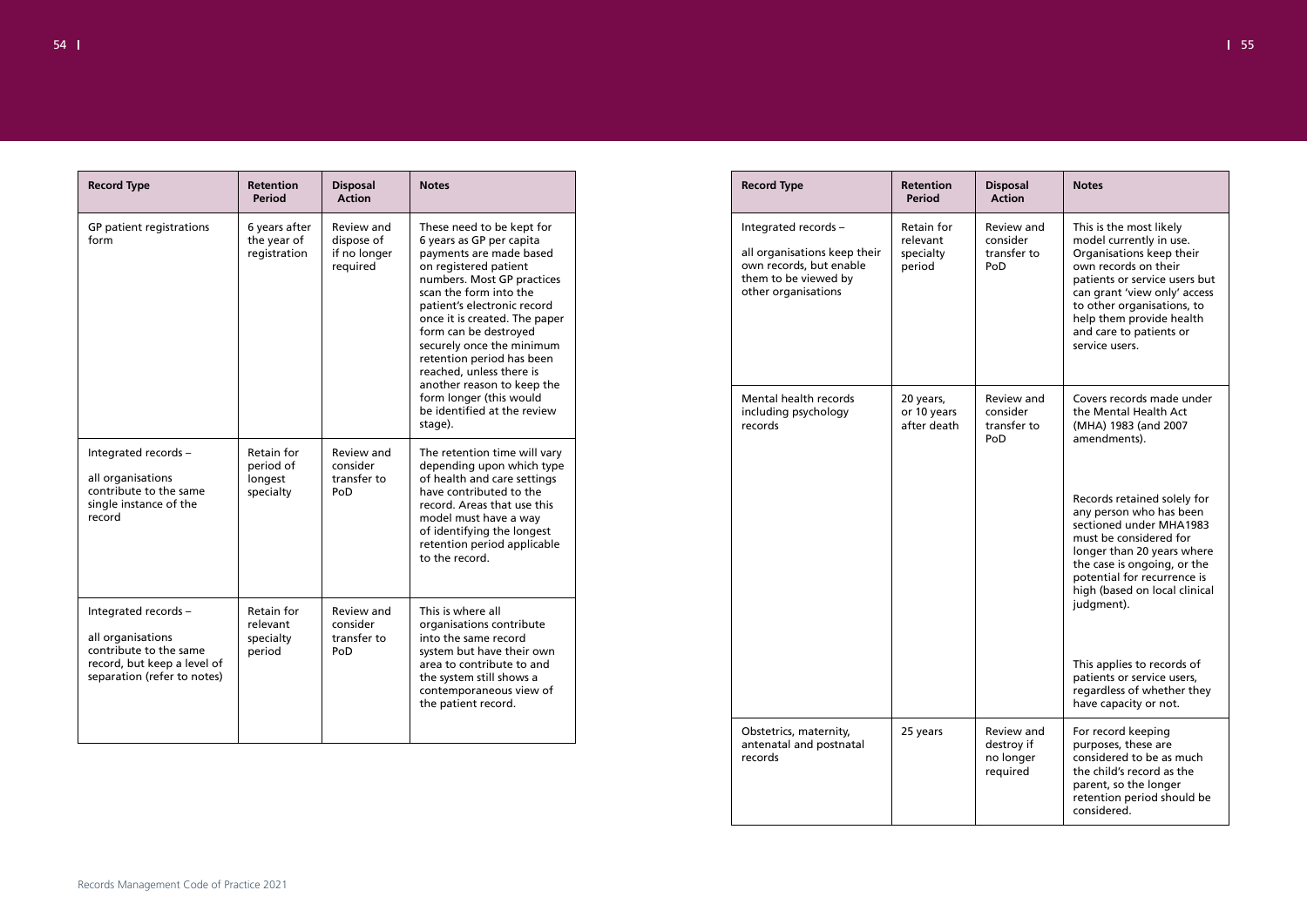| Record Type | Retention Period | Disposal Action | Notes |
|---|---|---|---|
| GP patient registrations form | 6 years after the year of registration | Review and dispose of if no longer required | These need to be kept for 6 years as GP per capita payments are made based on registered patient numbers. Most GP practices scan the form into the patient's electronic record once it is created. The paper form can be destroyed securely once the minimum retention period has been reached, unless there is another reason to keep the form longer (this would be identified at the review stage). |
| Integrated records – all organisations contribute to the same single instance of the record | Retain for period of longest specialty | Review and consider transfer to PoD | The retention time will vary depending upon which type of health and care settings have contributed to the record. Areas that use this model must have a way of identifying the longest retention period applicable to the record. |
| Integrated records – all organisations contribute to the same record, but keep a level of separation (refer to notes) | Retain for relevant specialty period | Review and consider transfer to PoD | This is where all organisations contribute into the same record system but have their own area to contribute to and the system still shows a contemporaneous view of the patient record. |

| Record Type | Retention Period | Disposal Action | Notes |
|---|---|---|---|
| Integrated records – all organisations keep their own records, but enable them to be viewed by other organisations | Retain for relevant specialty period | Review and consider transfer to PoD | This is the most likely model currently in use. Organisations keep their own records on their patients or service users but can grant 'view only' access to other organisations, to help them provide health and care to patients or service users. |
| Mental health records including psychology records | 20 years, or 10 years after death | Review and consider transfer to PoD | Covers records made under the Mental Health Act (MHA) 1983 (and 2007 amendments).<br><br>Records retained solely for any person who has been sectioned under MHA1983 must be considered for longer than 20 years where the case is ongoing, or the potential for recurrence is high (based on local clinical judgment).<br><br>This applies to records of patients or service users, regardless of whether they have capacity or not. |
| Obstetrics, maternity, antenatal and postnatal records | 25 years | Review and destroy if no longer required | For record keeping purposes, these are considered to be as much the child's record as the parent, so the longer retention period should be considered. |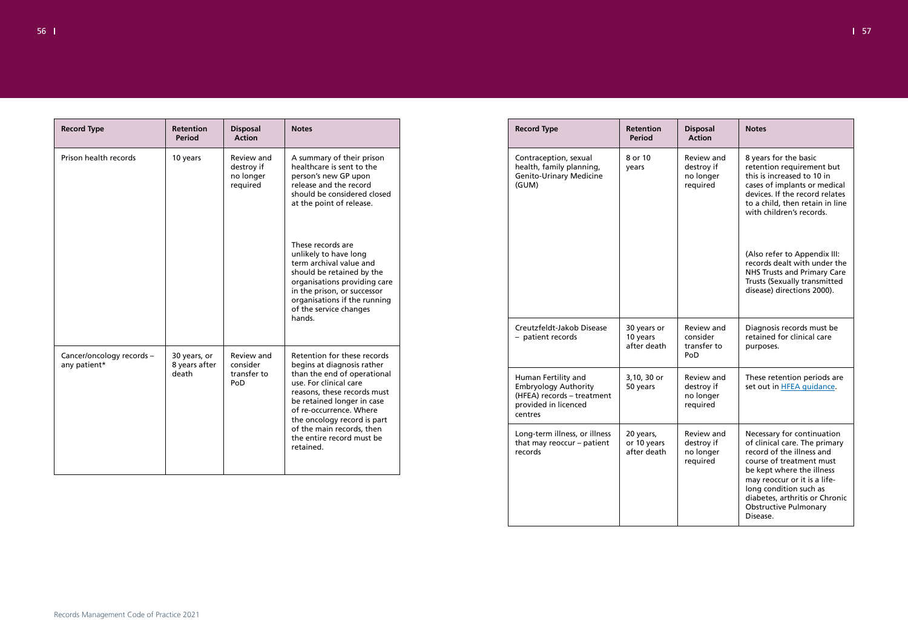| Record Type | Retention Period | Disposal Action | Notes |
| --- | --- | --- | --- |
| Prison health records | 10 years | Review and destroy if no longer required | A summary of their prison healthcare is sent to the person's new GP upon release and the record should be considered closed at the point of release.<br><br>These records are unlikely to have long term archival value and should be retained by the organisations providing care in the prison, or successor organisations if the running of the service changes hands. |
| Cancer/oncology records – any patient* | 30 years, or 8 years after death | Review and consider transfer to PoD | Retention for these records begins at diagnosis rather than the end of operational use. For clinical care reasons, these records must be retained longer in case of re-occurrence. Where the oncology record is part of the main records, then the entire record must be retained. |

| Record Type | Retention Period | Disposal Action | Notes |
| --- | --- | --- | --- |
| Contraception, sexual health, family planning, Genito-Urinary Medicine (GUM) | 8 or 10 years | Review and destroy if no longer required | 8 years for the basic retention requirement but this is increased to 10 in cases of implants or medical devices. If the record relates to a child, then retain in line with children's records.<br><br>(Also refer to Appendix III: records dealt with under the NHS Trusts and Primary Care Trusts (Sexually transmitted disease) directions 2000). |
| Creutzfeldt-Jakob Disease – patient records | 30 years or 10 years after death | Review and consider transfer to PoD | Diagnosis records must be retained for clinical care purposes. |
| Human Fertility and Embryology Authority (HFEA) records – treatment provided in licenced centres | 3,10, 30 or 50 years | Review and destroy if no longer required | These retention periods are set out in HFEA guidance. |
| Long-term illness, or illness that may reoccur – patient records | 20 years, or 10 years after death | Review and destroy if no longer required | Necessary for continuation of clinical care. The primary record of the illness and course of treatment must be kept where the illness may reoccur or it is a life-long condition such as diabetes, arthritis or Chronic Obstructive Pulmonary Disease. |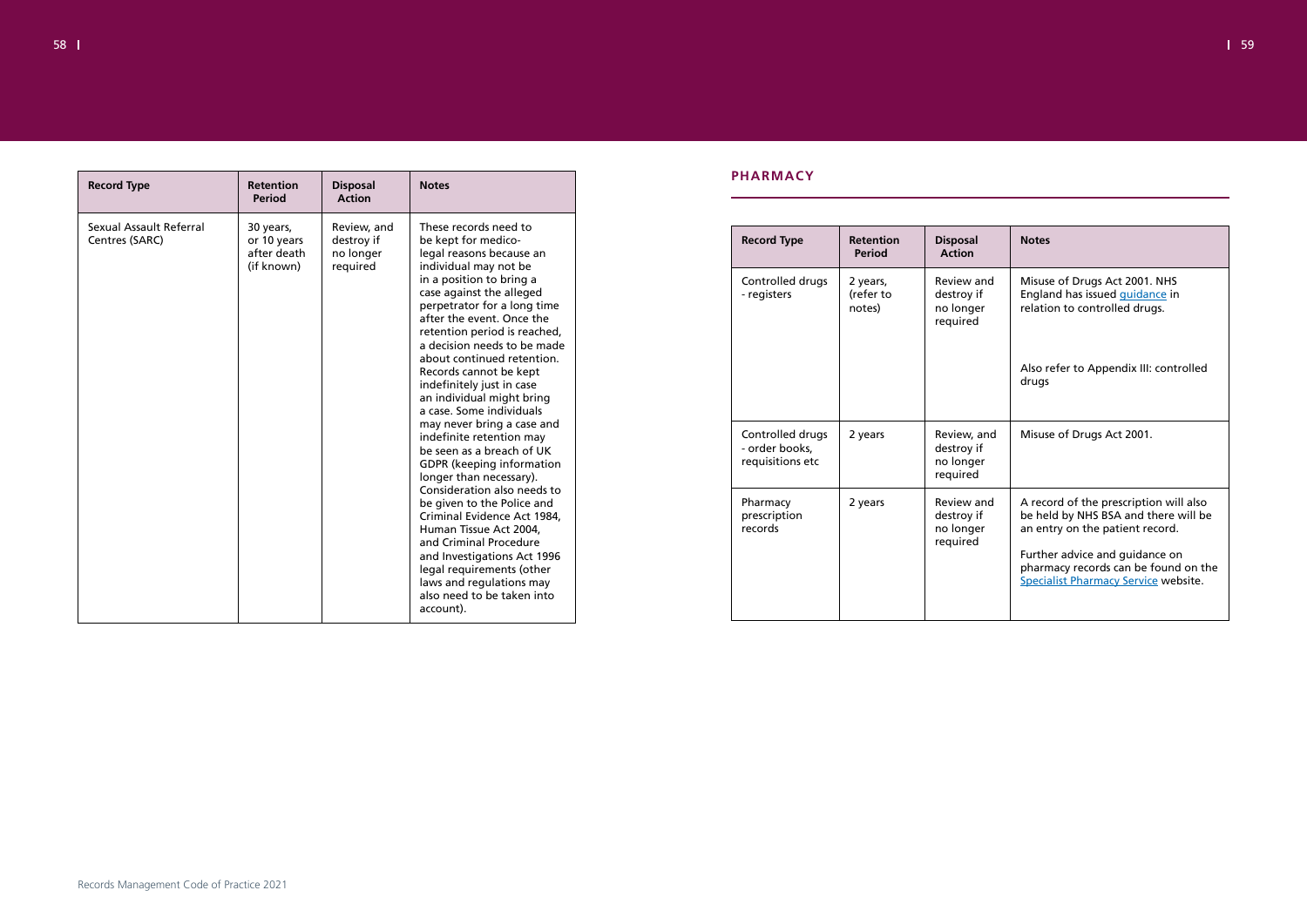| Record Type | Retention Period | Disposal Action | Notes |
|---|---|---|---|
| Sexual Assault Referral Centres (SARC) | 30 years, or 10 years after death (if known) | Review, and destroy if no longer required | These records need to be kept for medico-legal reasons because an individual may not be in a position to bring a case against the alleged perpetrator for a long time after the event. Once the retention period is reached, a decision needs to be made about continued retention. Records cannot be kept indefinitely just in case an individual might bring a case. Some individuals may never bring a case and indefinite retention may be seen as a breach of UK GDPR (keeping information longer than necessary). Consideration also needs to be given to the Police and Criminal Evidence Act 1984, Human Tissue Act 2004, and Criminal Procedure and Investigations Act 1996 legal requirements (other laws and regulations may also need to be taken into account). |

## PHARMACY

| Record Type | Retention Period | Disposal Action | Notes |
|---|---|---|---|
| Controlled drugs - registers | 2 years, (refer to notes) | Review and destroy if no longer required | Misuse of Drugs Act 2001. NHS England has issued guidance in relation to controlled drugs.<br><br>Also refer to Appendix III: controlled drugs |
| Controlled drugs - order books, requisitions etc | 2 years | Review, and destroy if no longer required | Misuse of Drugs Act 2001. |
| Pharmacy prescription records | 2 years | Review and destroy if no longer required | A record of the prescription will also be held by NHS BSA and there will be an entry on the patient record.<br><br>Further advice and guidance on pharmacy records can be found on the Specialist Pharmacy Service website. |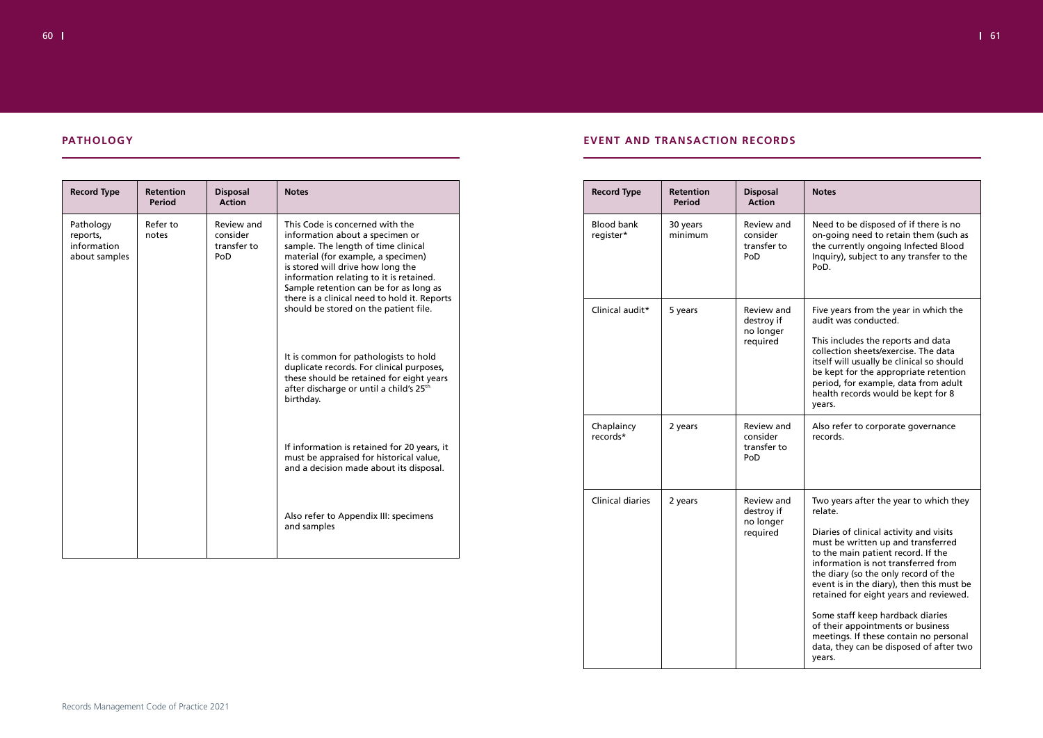## PATHOLOGY

| Record Type | Retention Period | Disposal Action | Notes |
|---|---|---|---|
| Pathology reports, information about samples | Refer to notes | Review and consider transfer to PoD | This Code is concerned with the information about a specimen or sample. The length of time clinical material (for example, a specimen) is stored will drive how long the information relating to it is retained. Sample retention can be for as long as there is a clinical need to hold it. Reports should be stored on the patient file.<br><br>It is common for pathologists to hold duplicate records. For clinical purposes, these should be retained for eight years after discharge or until a child's 25th birthday.<br><br>If information is retained for 20 years, it must be appraised for historical value, and a decision made about its disposal.<br><br>Also refer to Appendix III: specimens and samples |

## EVENT AND TRANSACTION RECORDS

| Record Type | Retention Period | Disposal Action | Notes |
|---|---|---|---|
| Blood bank register* | 30 years minimum | Review and consider transfer to PoD | Need to be disposed of if there is no on-going need to retain them (such as the currently ongoing Infected Blood Inquiry), subject to any transfer to the PoD. |
| Clinical audit* | 5 years | Review and destroy if no longer required | Five years from the year in which the audit was conducted.<br><br>This includes the reports and data collection sheets/exercise. The data itself will usually be clinical so should be kept for the appropriate retention period, for example, data from adult health records would be kept for 8 years. |
| Chaplaincy records* | 2 years | Review and consider transfer to PoD | Also refer to corporate governance records. |
| Clinical diaries | 2 years | Review and destroy if no longer required | Two years after the year to which they relate.<br><br>Diaries of clinical activity and visits must be written up and transferred to the main patient record. If the information is not transferred from the diary (so the only record of the event is in the diary), then this must be retained for eight years and reviewed.<br><br>Some staff keep hardback diaries of their appointments or business meetings. If these contain no personal data, they can be disposed of after two years. |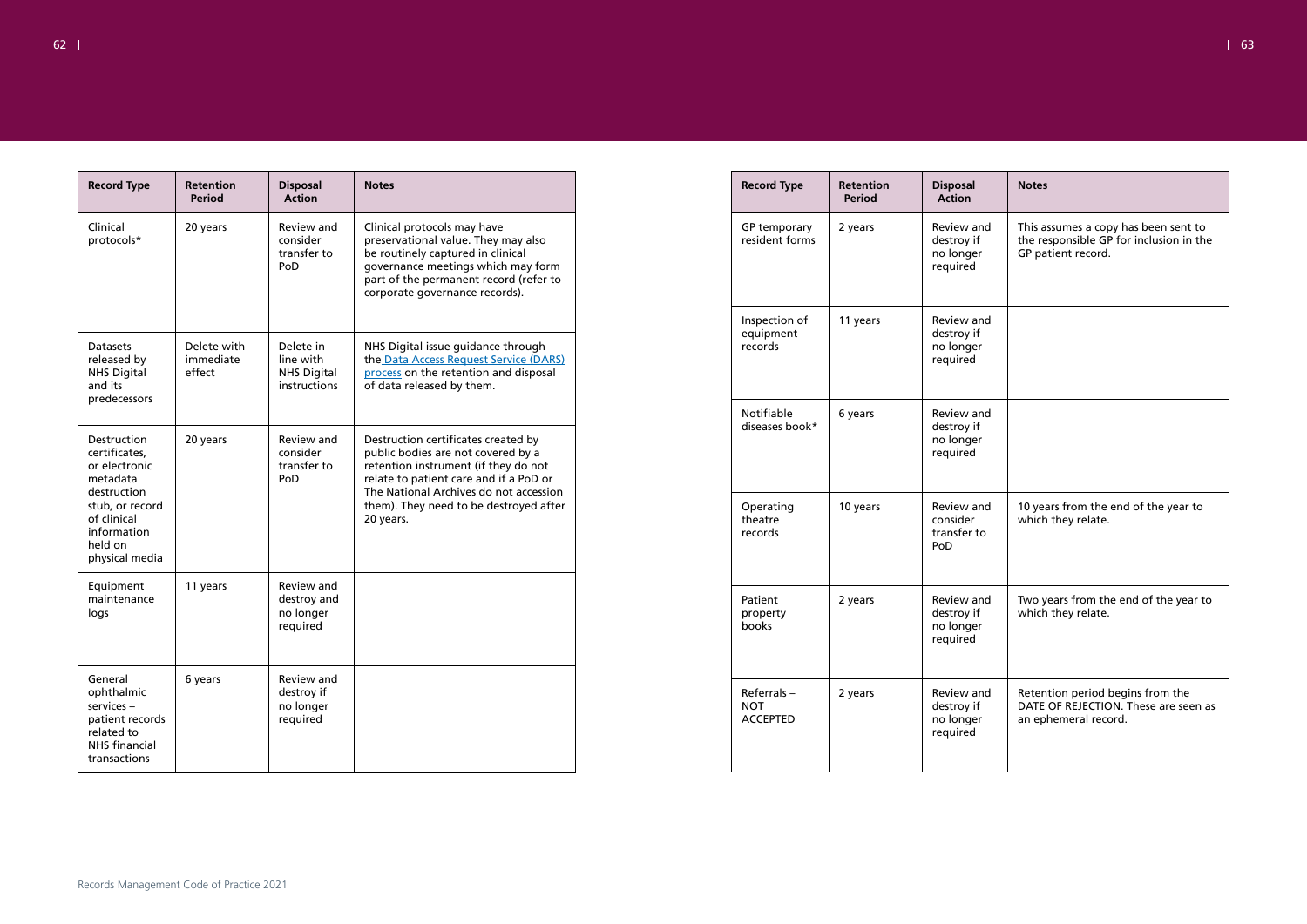| Record Type | Retention Period | Disposal Action | Notes |
|---|---|---|---|
| Clinical protocols* | 20 years | Review and consider transfer to PoD | Clinical protocols may have preservational value. They may also be routinely captured in clinical governance meetings which may form part of the permanent record (refer to corporate governance records). |
| Datasets released by NHS Digital and its predecessors | Delete with immediate effect | Delete in line with NHS Digital instructions | NHS Digital issue guidance through the Data Access Request Service (DARS) process on the retention and disposal of data released by them. |
| Destruction certificates, or electronic metadata destruction stub, or record of clinical information held on physical media | 20 years | Review and consider transfer to PoD | Destruction certificates created by public bodies are not covered by a retention instrument (if they do not relate to patient care and if a PoD or The National Archives do not accession them). They need to be destroyed after 20 years. |
| Equipment maintenance logs | 11 years | Review and destroy and no longer required | |
| General ophthalmic services – patient records related to NHS financial transactions | 6 years | Review and destroy if no longer required | |

| Record Type | Retention Period | Disposal Action | Notes |
|---|---|---|---|
| GP temporary resident forms | 2 years | Review and destroy if no longer required | This assumes a copy has been sent to the responsible GP for inclusion in the GP patient record. |
| Inspection of equipment records | 11 years | Review and destroy if no longer required | |
| Notifiable diseases book* | 6 years | Review and destroy if no longer required | |
| Operating theatre records | 10 years | Review and consider transfer to PoD | 10 years from the end of the year to which they relate. |
| Patient property books | 2 years | Review and destroy if no longer required | Two years from the end of the year to which they relate. |
| Referrals – NOT ACCEPTED | 2 years | Review and destroy if no longer required | Retention period begins from the DATE OF REJECTION. These are seen as an ephemeral record. |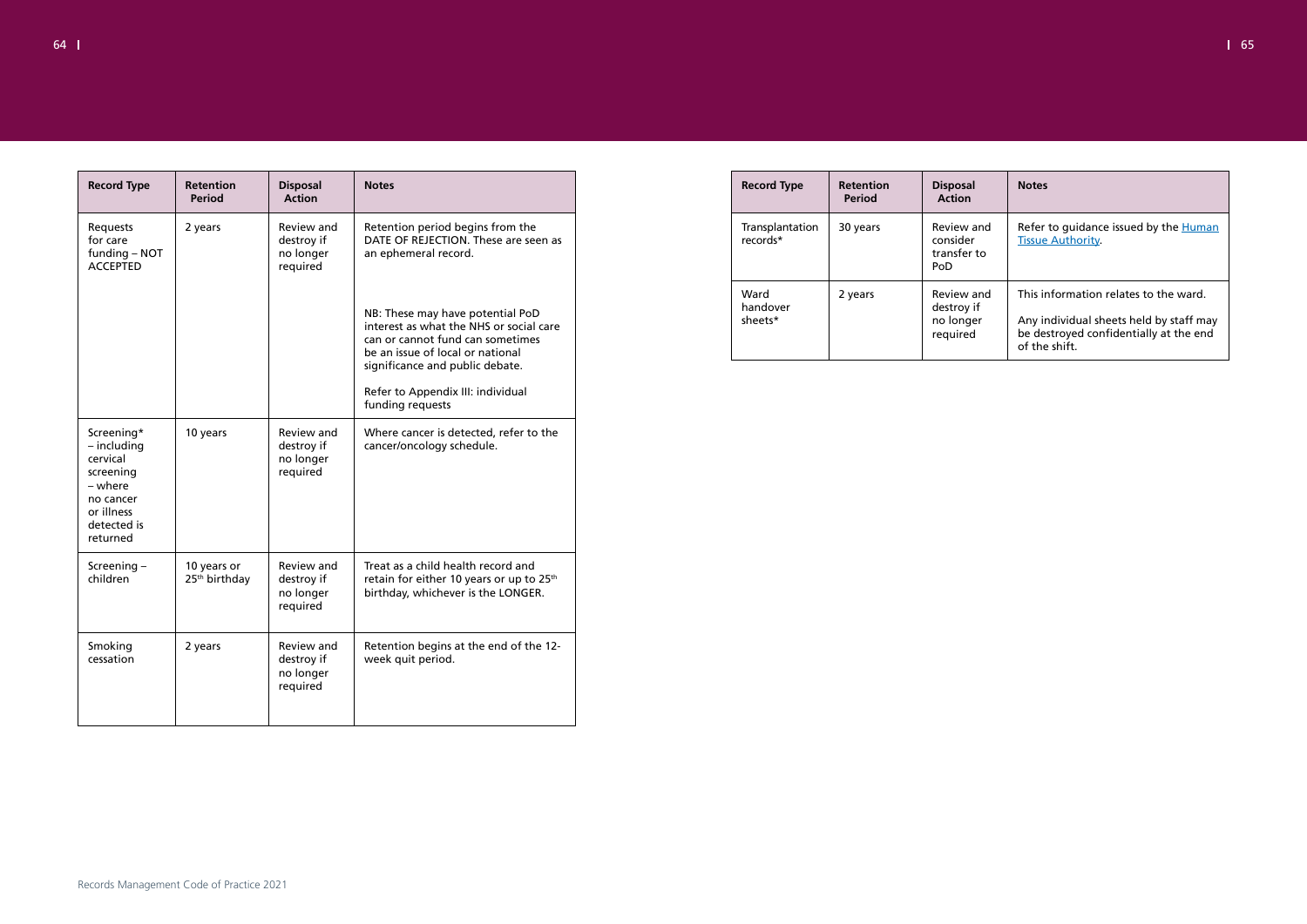| Record Type | Retention Period | Disposal Action | Notes |
| --- | --- | --- | --- |
| Requests for care funding – NOT ACCEPTED | 2 years | Review and destroy if no longer required | Retention period begins from the DATE OF REJECTION. These are seen as an ephemeral record.<br><br>NB: These may have potential PoD interest as what the NHS or social care can or cannot fund can sometimes be an issue of local or national significance and public debate.<br><br>Refer to Appendix III: individual funding requests |
| Screening* – including cervical screening – where no cancer or illness detected is returned | 10 years | Review and destroy if no longer required | Where cancer is detected, refer to the cancer/oncology schedule. |
| Screening – children | 10 years or 25th birthday | Review and destroy if no longer required | Treat as a child health record and retain for either 10 years or up to 25th birthday, whichever is the LONGER. |
| Smoking cessation | 2 years | Review and destroy if no longer required | Retention begins at the end of the 12-week quit period. |

| Record Type | Retention Period | Disposal Action | Notes |
| --- | --- | --- | --- |
| Transplantation records* | 30 years | Review and consider transfer to PoD | Refer to guidance issued by the Human Tissue Authority. |
| Ward handover sheets* | 2 years | Review and destroy if no longer required | This information relates to the ward.<br><br>Any individual sheets held by staff may be destroyed confidentially at the end of the shift. |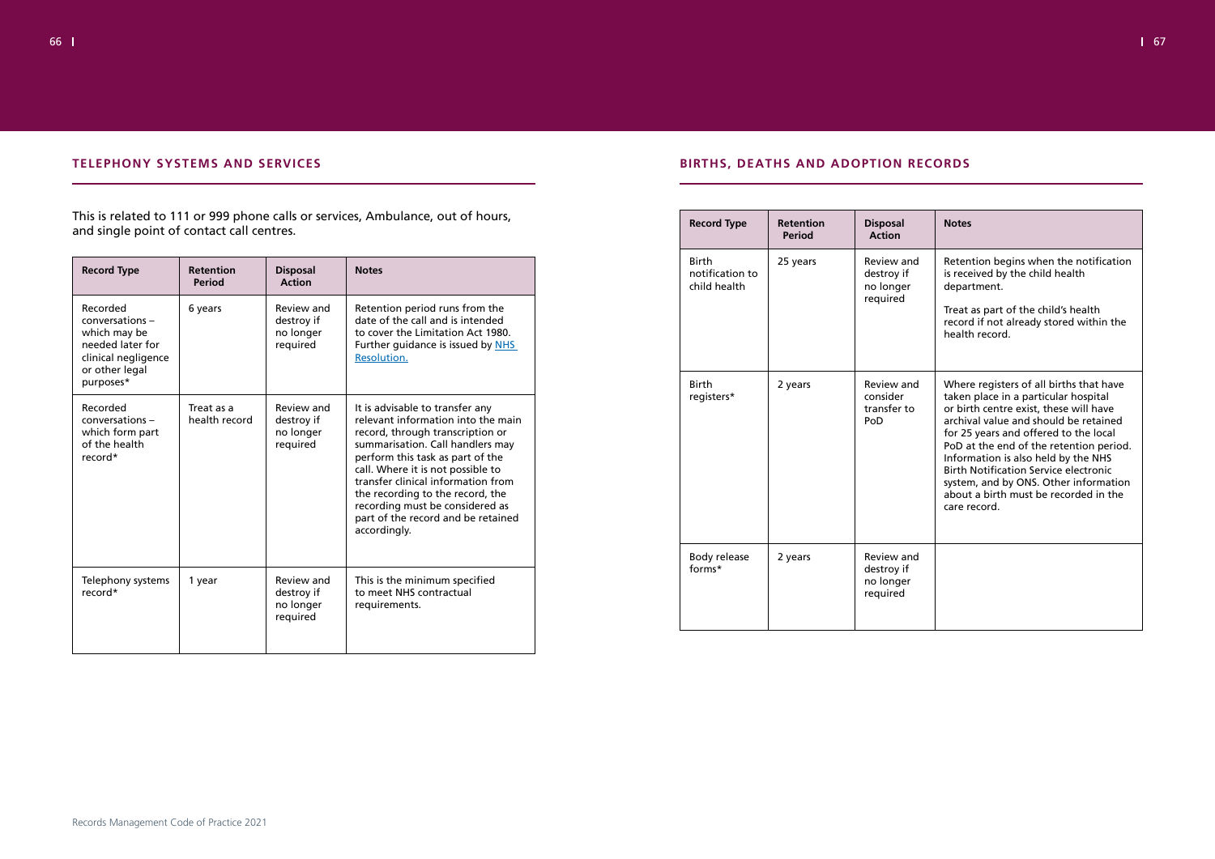## TELEPHONY SYSTEMS AND SERVICES

This is related to 111 or 999 phone calls or services, Ambulance, out of hours, and single point of contact call centres.

| Record Type | Retention Period | Disposal Action | Notes |
|---|---|---|---|
| Recorded conversations – which may be needed later for clinical negligence or other legal purposes* | 6 years | Review and destroy if no longer required | Retention period runs from the date of the call and is intended to cover the Limitation Act 1980. Further guidance is issued by NHS Resolution. |
| Recorded conversations – which form part of the health record* | Treat as a health record | Review and destroy if no longer required | It is advisable to transfer any relevant information into the main record, through transcription or summarisation. Call handlers may perform this task as part of the call. Where it is not possible to transfer clinical information from the recording to the record, the recording must be considered as part of the record and be retained accordingly. |
| Telephony systems record* | 1 year | Review and destroy if no longer required | This is the minimum specified to meet NHS contractual requirements. |

## BIRTHS, DEATHS AND ADOPTION RECORDS

| Record Type | Retention Period | Disposal Action | Notes |
|---|---|---|---|
| Birth notification to child health | 25 years | Review and destroy if no longer required | Retention begins when the notification is received by the child health department. Treat as part of the child's health record if not already stored within the health record. |
| Birth registers* | 2 years | Review and consider transfer to PoD | Where registers of all births that have taken place in a particular hospital or birth centre exist, these will have archival value and should be retained for 25 years and offered to the local PoD at the end of the retention period. Information is also held by the NHS Birth Notification Service electronic system, and by ONS. Other information about a birth must be recorded in the care record. |
| Body release forms* | 2 years | Review and destroy if no longer required | |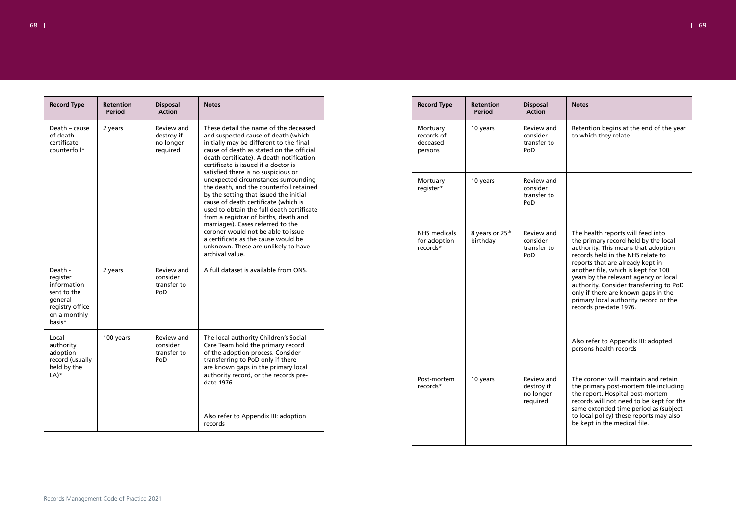| Record Type | Retention Period | Disposal Action | Notes |
|---|---|---|---|
| Death – cause of death certificate counterfoil* | 2 years | Review and destroy if no longer required | These detail the name of the deceased and suspected cause of death (which initially may be different to the final cause of death as stated on the official death certificate). A death notification certificate is issued if a doctor is satisfied there is no suspicious or unexpected circumstances surrounding the death, and the counterfoil retained by the setting that issued the initial cause of death certificate (which is used to obtain the full death certificate from a registrar of births, death and marriages). Cases referred to the coroner would not be able to issue a certificate as the cause would be unknown. These are unlikely to have archival value. |
| Death - register information sent to the general registry office on a monthly basis* | 2 years | Review and consider transfer to PoD | A full dataset is available from ONS. |
| Local authority adoption record (usually held by the LA)* | 100 years | Review and consider transfer to PoD | The local authority Children's Social Care Team hold the primary record of the adoption process. Consider transferring to PoD only if there are known gaps in the primary local authority record, or the records pre-date 1976.<br><br>Also refer to Appendix III: adoption records |

| Record Type | Retention Period | Disposal Action | Notes |
|---|---|---|---|
| Mortuary records of deceased persons | 10 years | Review and consider transfer to PoD | Retention begins at the end of the year to which they relate. |
| Mortuary register* | 10 years | Review and consider transfer to PoD | |
| NHS medicals for adoption records* | 8 years or 25th birthday | Review and consider transfer to PoD | The health reports will feed into the primary record held by the local authority. This means that adoption records held in the NHS relate to reports that are already kept in another file, which is kept for 100 years by the relevant agency or local authority. Consider transferring to PoD only if there are known gaps in the primary local authority record or the records pre-date 1976.<br><br>Also refer to Appendix III: adopted persons health records |
| Post-mortem records* | 10 years | Review and destroy if no longer required | The coroner will maintain and retain the primary post-mortem file including the report. Hospital post-mortem records will not need to be kept for the same extended time period as (subject to local policy) these reports may also be kept in the medical file. |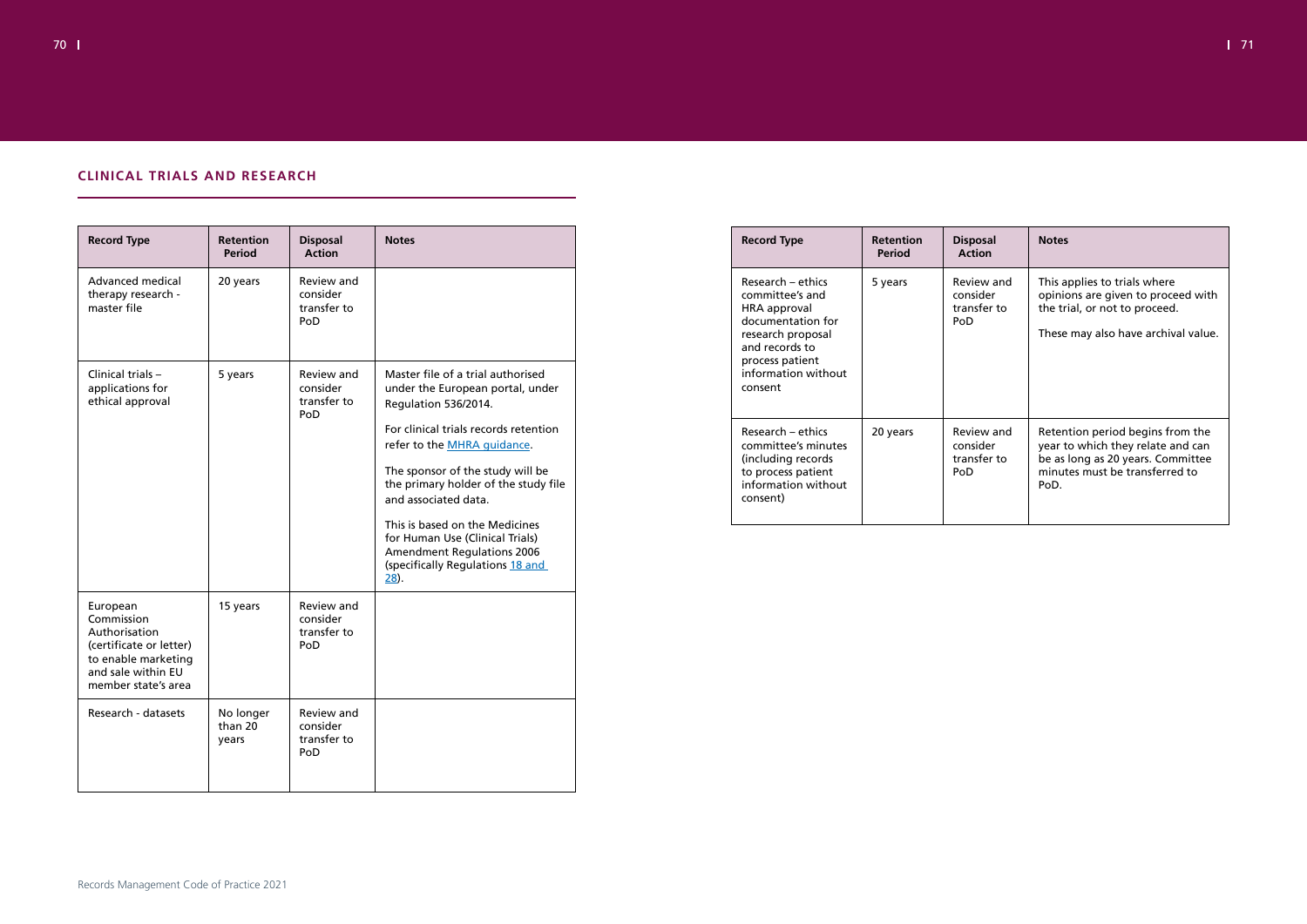## CLINICAL TRIALS AND RESEARCH

| Record Type | Retention Period | Disposal Action | Notes |
|---|---|---|---|
| Advanced medical therapy research - master file | 20 years | Review and consider transfer to PoD | |
| Clinical trials – applications for ethical approval | 5 years | Review and consider transfer to PoD | Master file of a trial authorised under the European portal, under Regulation 536/2014.<br><br>For clinical trials records retention refer to the [MHRA guidance](https://www.gov.uk/guidance/good-clinical-practice-for-clinical-trials).<br><br>The sponsor of the study will be the primary holder of the study file and associated data.<br><br>This is based on the Medicines for Human Use (Clinical Trials) Amendment Regulations 2006 (specifically Regulations [18 and 28](https://www.legislation.gov.uk/uksi/2006/1928/contents/made)). |
| European Commission Authorisation (certificate or letter) to enable marketing and sale within EU member state's area | 15 years | Review and consider transfer to PoD | |
| Research - datasets | No longer than 20 years | Review and consider transfer to PoD | |
| Research – ethics committee's and HRA approval documentation for research proposal and records to process patient information without consent | 5 years | Review and consider transfer to PoD | This applies to trials where opinions are given to proceed with the trial, or not to proceed.<br><br>These may also have archival value. |
| Research – ethics committee's minutes (including records to process patient information without consent) | 20 years | Review and consider transfer to PoD | Retention period begins from the year to which they relate and can be as long as 20 years. Committee minutes must be transferred to PoD. |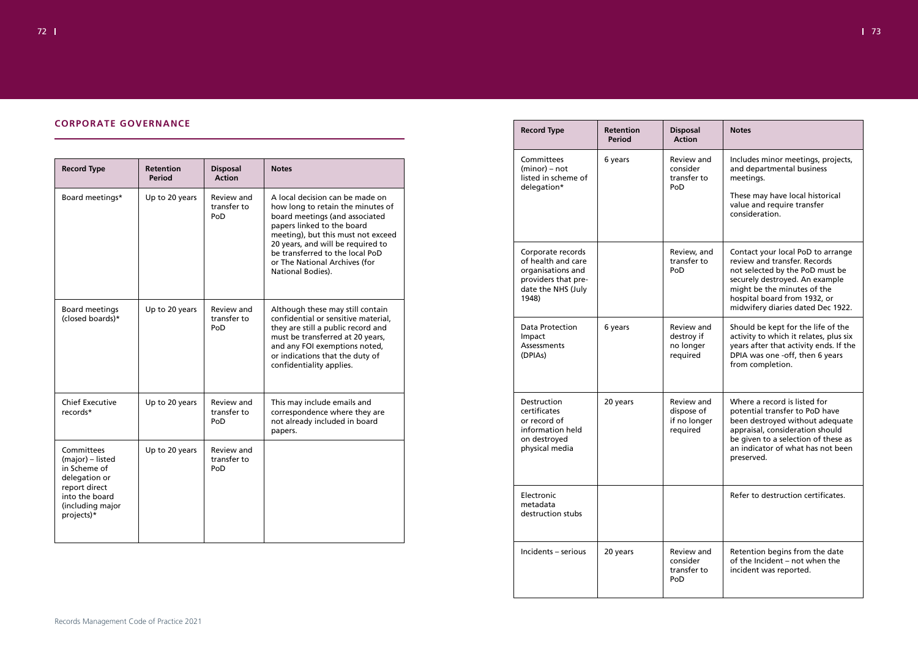## CORPORATE GOVERNANCE

| Record Type | Retention Period | Disposal Action | Notes |
|---|---|---|---|
| Board meetings* | Up to 20 years | Review and transfer to PoD | A local decision can be made on how long to retain the minutes of board meetings (and associated papers linked to the board meeting), but this must not exceed 20 years, and will be required to be transferred to the local PoD or The National Archives (for National Bodies). |
| Board meetings (closed boards)* | Up to 20 years | Review and transfer to PoD | Although these may still contain confidential or sensitive material, they are still a public record and must be transferred at 20 years, and any FOI exemptions noted, or indications that the duty of confidentiality applies. |
| Chief Executive records* | Up to 20 years | Review and transfer to PoD | This may include emails and correspondence where they are not already included in board papers. |
| Committees (major) – listed in Scheme of delegation or report direct into the board (including major projects)* | Up to 20 years | Review and transfer to PoD | |
| Committees (minor) – not listed in scheme of delegation* | 6 years | Review and consider transfer to PoD | Includes minor meetings, projects, and departmental business meetings.<br><br>These may have local historical value and require transfer consideration. |
| Corporate records of health and care organisations and providers that pre-date the NHS (July 1948) | | Review, and transfer to PoD | Contact your local PoD to arrange review and transfer. Records not selected by the PoD must be securely destroyed. An example might be the minutes of the hospital board from 1932, or midwifery diaries dated Dec 1922. |
| Data Protection Impact Assessments (DPIAs) | 6 years | Review and destroy if no longer required | Should be kept for the life of the activity to which it relates, plus six years after that activity ends. If the DPIA was one -off, then 6 years from completion. |
| Destruction certificates or record of information held on destroyed physical media | 20 years | Review and dispose of if no longer required | Where a record is listed for potential transfer to PoD have been destroyed without adequate appraisal, consideration should be given to a selection of these as an indicator of what has not been preserved. |
| Electronic metadata destruction stubs | | | Refer to destruction certificates. |
| Incidents – serious | 20 years | Review and consider transfer to PoD | Retention begins from the date of the Incident – not when the incident was reported. |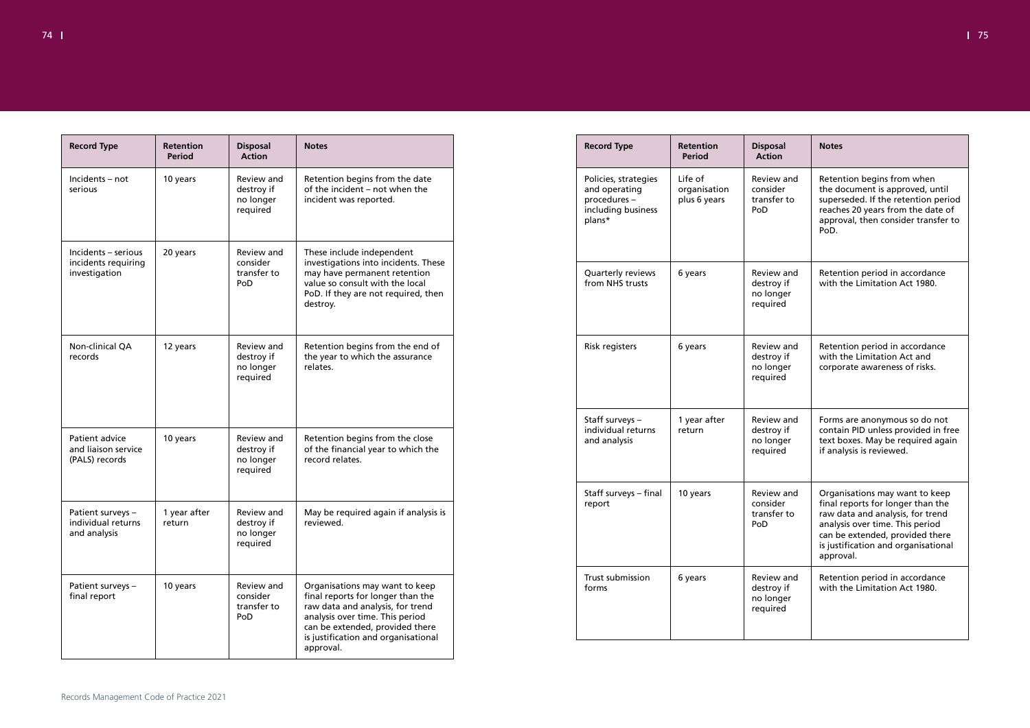| Record Type | Retention Period | Disposal Action | Notes |
|---|---|---|---|
| Incidents – not serious | 10 years | Review and destroy if no longer required | Retention begins from the date of the incident – not when the incident was reported. |
| Incidents – serious incidents requiring investigation | 20 years | Review and consider transfer to PoD | These include independent investigations into incidents. These may have permanent retention value so consult with the local PoD. If they are not required, then destroy. |
| Non-clinical QA records | 12 years | Review and destroy if no longer required | Retention begins from the end of the year to which the assurance relates. |
| Patient advice and liaison service (PALS) records | 10 years | Review and destroy if no longer required | Retention begins from the close of the financial year to which the record relates. |
| Patient surveys – individual returns and analysis | 1 year after return | Review and destroy if no longer required | May be required again if analysis is reviewed. |
| Patient surveys – final report | 10 years | Review and consider transfer to PoD | Organisations may want to keep final reports for longer than the raw data and analysis, for trend analysis over time. This period can be extended, provided there is justification and organisational approval. |

| Record Type | Retention Period | Disposal Action | Notes |
|---|---|---|---|
| Policies, strategies and operating procedures – including business plans* | Life of organisation plus 6 years | Review and consider transfer to PoD | Retention begins from when the document is approved, until superseded. If the retention period reaches 20 years from the date of approval, then consider transfer to PoD. |
| Quarterly reviews from NHS trusts | 6 years | Review and destroy if no longer required | Retention period in accordance with the Limitation Act 1980. |
| Risk registers | 6 years | Review and destroy if no longer required | Retention period in accordance with the Limitation Act and corporate awareness of risks. |
| Staff surveys – individual returns and analysis | 1 year after return | Review and destroy if no longer required | Forms are anonymous so do not contain PID unless provided in free text boxes. May be required again if analysis is reviewed. |
| Staff surveys – final report | 10 years | Review and consider transfer to PoD | Organisations may want to keep final reports for longer than the raw data and analysis, for trend analysis over time. This period can be extended, provided there is justification and organisational approval. |
| Trust submission forms | 6 years | Review and destroy if no longer required | Retention period in accordance with the Limitation Act 1980. |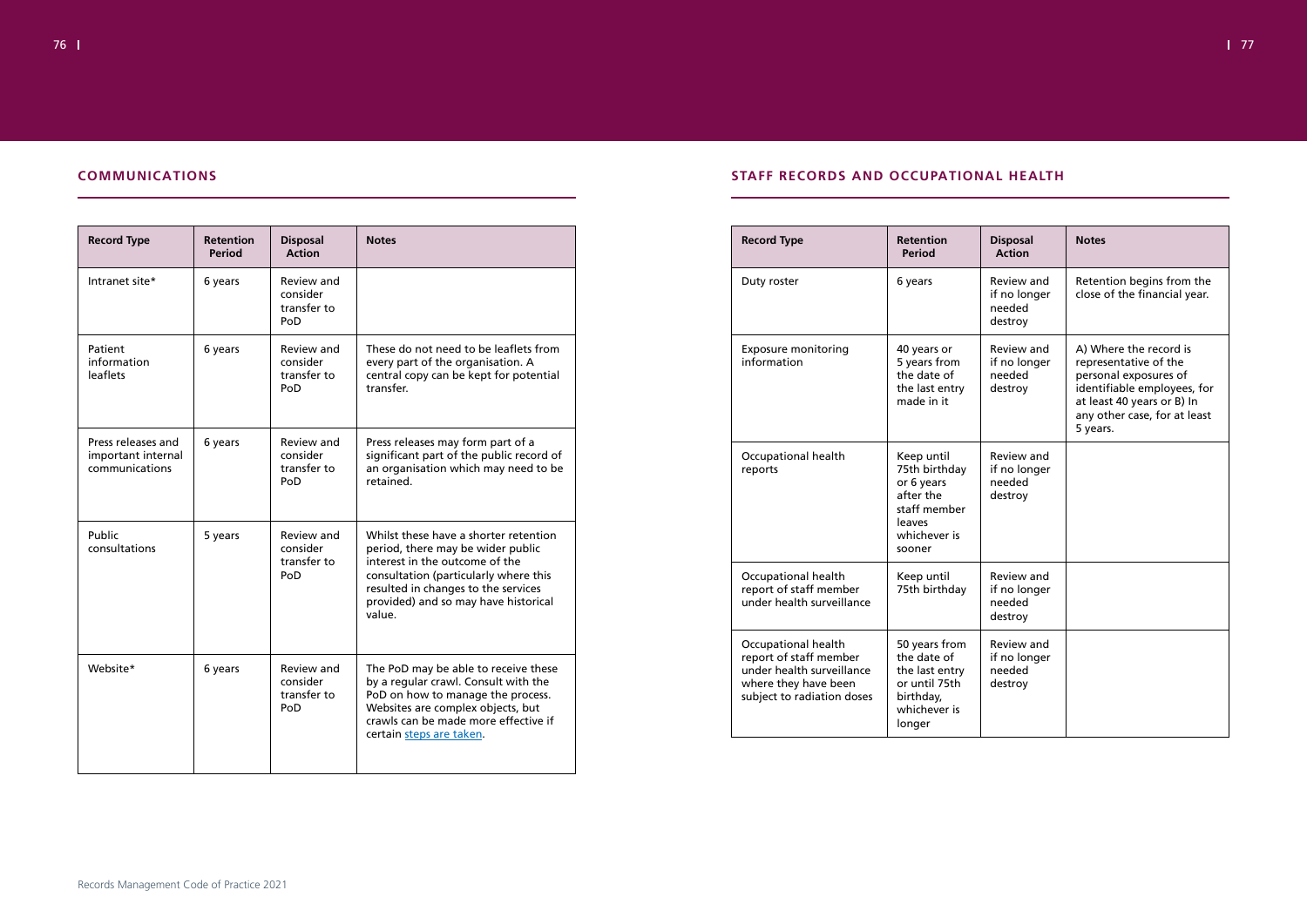## COMMUNICATIONS

| Record Type | Retention Period | Disposal Action | Notes |
|---|---|---|---|
| Intranet site* | 6 years | Review and consider transfer to PoD | |
| Patient information leaflets | 6 years | Review and consider transfer to PoD | These do not need to be leaflets from every part of the organisation. A central copy can be kept for potential transfer. |
| Press releases and important internal communications | 6 years | Review and consider transfer to PoD | Press releases may form part of a significant part of the public record of an organisation which may need to be retained. |
| Public consultations | 5 years | Review and consider transfer to PoD | Whilst these have a shorter retention period, there may be wider public interest in the outcome of the consultation (particularly where this resulted in changes to the services provided) and so may have historical value. |
| Website* | 6 years | Review and consider transfer to PoD | The PoD may be able to receive these by a regular crawl. Consult with the PoD on how to manage the process. Websites are complex objects, but crawls can be made more effective if certain steps are taken. |

## STAFF RECORDS AND OCCUPATIONAL HEALTH

| Record Type | Retention Period | Disposal Action | Notes |
|---|---|---|---|
| Duty roster | 6 years | Review and if no longer needed destroy | Retention begins from the close of the financial year. |
| Exposure monitoring information | 40 years or 5 years from the date of the last entry made in it | Review and if no longer needed destroy | A) Where the record is representative of the personal exposures of identifiable employees, for at least 40 years or B) In any other case, for at least 5 years. |
| Occupational health reports | Keep until 75th birthday or 6 years after the staff member leaves whichever is sooner | Review and if no longer needed destroy | |
| Occupational health report of staff member under health surveillance | Keep until 75th birthday | Review and if no longer needed destroy | |
| Occupational health report of staff member under health surveillance where they have been subject to radiation doses | 50 years from the date of the last entry or until 75th birthday, whichever is longer | Review and if no longer needed destroy | |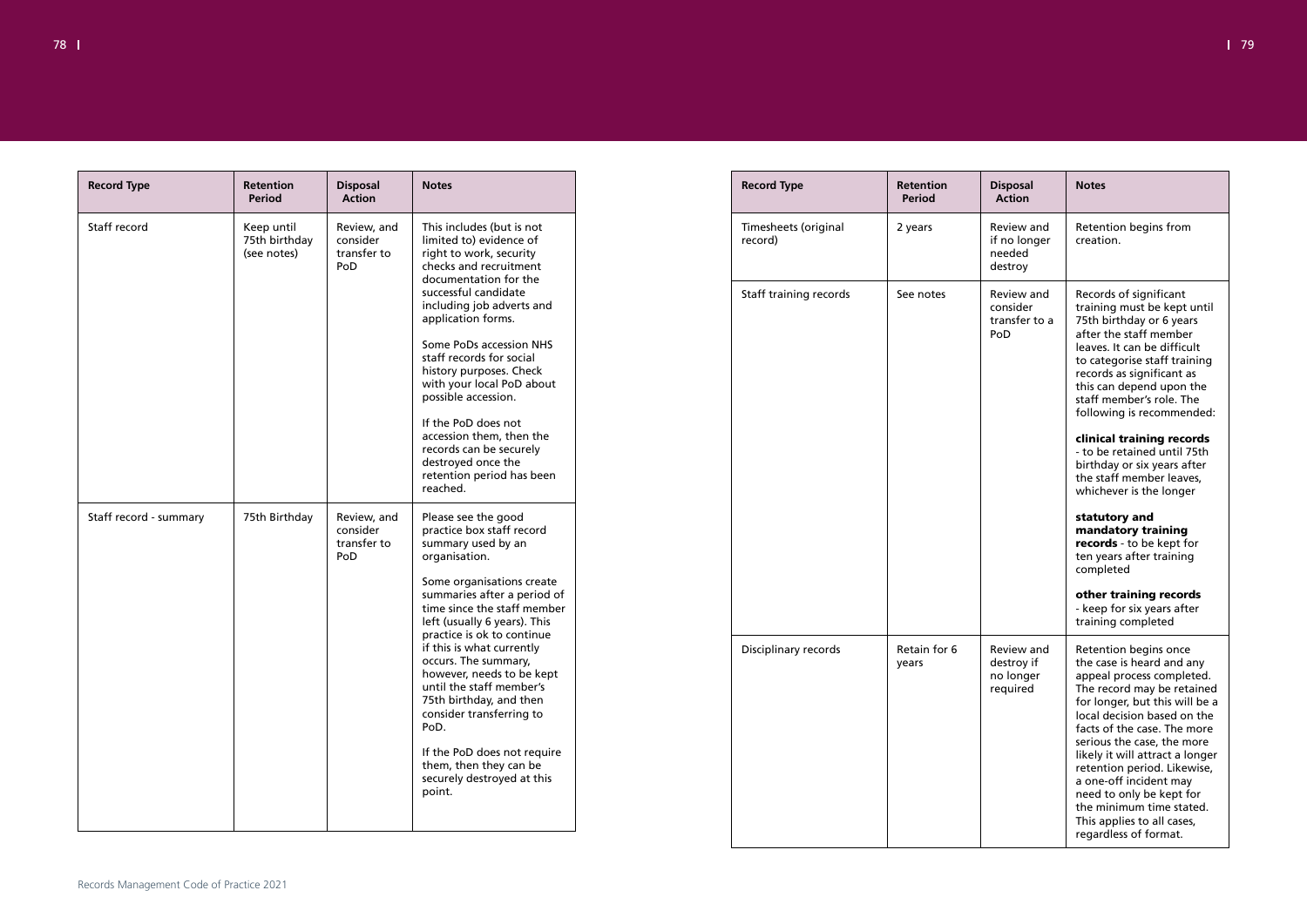| Record Type | Retention Period | Disposal Action | Notes |
| --- | --- | --- | --- |
| Staff record | Keep until 75th birthday (see notes) | Review, and consider transfer to PoD | This includes (but is not limited to) evidence of right to work, security checks and recruitment documentation for the successful candidate including job adverts and application forms.<br><br>Some PoDs accession NHS staff records for social history purposes. Check with your local PoD about possible accession.<br><br>If the PoD does not accession them, then the records can be securely destroyed once the retention period has been reached. |
| Staff record - summary | 75th Birthday | Review, and consider transfer to PoD | Please see the good practice box staff record summary used by an organisation.<br><br>Some organisations create summaries after a period of time since the staff member left (usually 6 years). This practice is ok to continue if this is what currently occurs. The summary, however, needs to be kept until the staff member's 75th birthday, and then consider transferring to PoD.<br><br>If the PoD does not require them, then they can be securely destroyed at this point. |

| Record Type | Retention Period | Disposal Action | Notes |
| --- | --- | --- | --- |
| Timesheets (original record) | 2 years | Review and if no longer needed destroy | Retention begins from creation. |
| Staff training records | See notes | Review and consider transfer to a PoD | Records of significant training must be kept until 75th birthday or 6 years after the staff member leaves. It can be difficult to categorise staff training records as significant as this can depend upon the staff member's role. The following is recommended:<br><br>**clinical training records** - to be retained until 75th birthday or six years after the staff member leaves, whichever is the longer<br><br>**statutory and mandatory training records** - to be kept for ten years after training completed<br><br>**other training records** - keep for six years after training completed |
| Disciplinary records | Retain for 6 years | Review and destroy if no longer required | Retention begins once the case is heard and any appeal process completed. The record may be retained for longer, but this will be a local decision based on the facts of the case. The more serious the case, the more likely it will attract a longer retention period. Likewise, a one-off incident may need to only be kept for the minimum time stated. This applies to all cases, regardless of format. |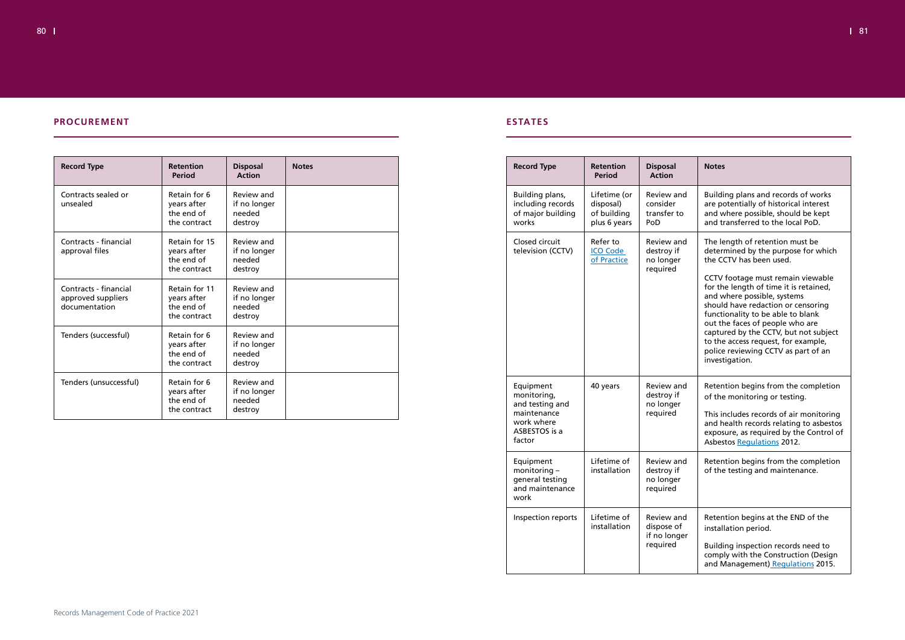## PROCUREMENT

| Record Type | Retention Period | Disposal Action | Notes |
|---|---|---|---|
| Contracts sealed or unsealed | Retain for 6 years after the end of the contract | Review and if no longer needed destroy | |
| Contracts - financial approval files | Retain for 15 years after the end of the contract | Review and if no longer needed destroy | |
| Contracts - financial approved suppliers documentation | Retain for 11 years after the end of the contract | Review and if no longer needed destroy | |
| Tenders (successful) | Retain for 6 years after the end of the contract | Review and if no longer needed destroy | |
| Tenders (unsuccessful) | Retain for 6 years after the end of the contract | Review and if no longer needed destroy | |

## ESTATES

| Record Type | Retention Period | Disposal Action | Notes |
|---|---|---|---|
| Building plans, including records of major building works | Lifetime (or disposal) of building plus 6 years | Review and consider transfer to PoD | Building plans and records of works are potentially of historical interest and where possible, should be kept and transferred to the local PoD. |
| Closed circuit television (CCTV) | Refer to ICO Code of Practice | Review and destroy if no longer required | The length of retention must be determined by the purpose for which the CCTV has been used.<br><br>CCTV footage must remain viewable for the length of time it is retained, and where possible, systems should have redaction or censoring functionality to be able to blank out the faces of people who are captured by the CCTV, but not subject to the access request, for example, police reviewing CCTV as part of an investigation. |
| Equipment monitoring, and testing and maintenance work where ASBESTOS is a factor | 40 years | Review and destroy if no longer required | Retention begins from the completion of the monitoring or testing.<br><br>This includes records of air monitoring and health records relating to asbestos exposure, as required by the Control of Asbestos Regulations 2012. |
| Equipment monitoring – general testing and maintenance work | Lifetime of installation | Review and destroy if no longer required | Retention begins from the completion of the testing and maintenance. |
| Inspection reports | Lifetime of installation | Review and dispose of if no longer required | Retention begins at the END of the installation period.<br><br>Building inspection records need to comply with the Construction (Design and Management) Regulations 2015. |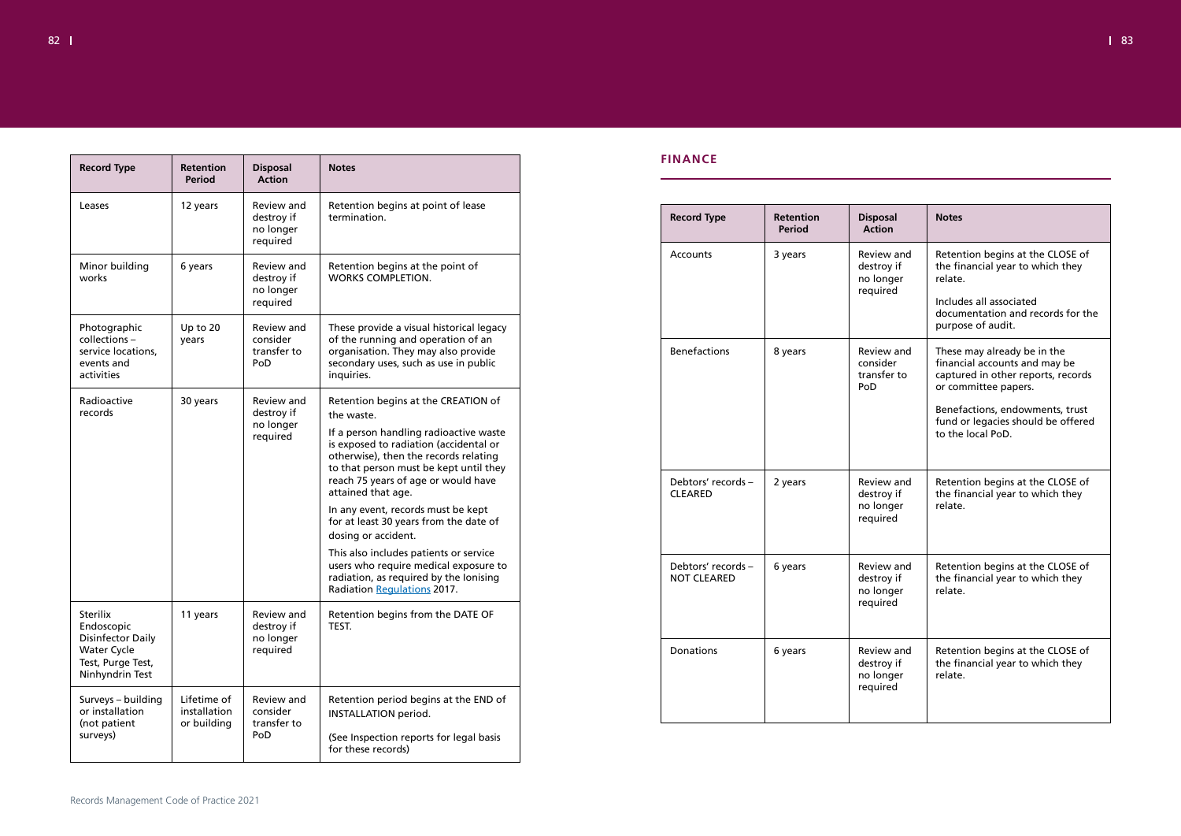| Record Type | Retention Period | Disposal Action | Notes |
|---|---|---|---|
| Leases | 12 years | Review and destroy if no longer required | Retention begins at point of lease termination. |
| Minor building works | 6 years | Review and destroy if no longer required | Retention begins at the point of WORKS COMPLETION. |
| Photographic collections – service locations, events and activities | Up to 20 years | Review and consider transfer to PoD | These provide a visual historical legacy of the running and operation of an organisation. They may also provide secondary uses, such as use in public inquiries. |
| Radioactive records | 30 years | Review and destroy if no longer required | Retention begins at the CREATION of the waste.<br><br>If a person handling radioactive waste is exposed to radiation (accidental or otherwise), then the records relating to that person must be kept until they reach 75 years of age or would have attained that age.<br><br>In any event, records must be kept for at least 30 years from the date of dosing or accident.<br><br>This also includes patients or service users who require medical exposure to radiation, as required by the Ionising Radiation Regulations 2017. |
| Sterilix Endoscopic Disinfector Daily Water Cycle Test, Purge Test, Ninhyndrin Test | 11 years | Review and destroy if no longer required | Retention begins from the DATE OF TEST. |
| Surveys – building or installation (not patient surveys) | Lifetime of installation or building | Review and consider transfer to PoD | Retention period begins at the END of INSTALLATION period.<br><br>(See Inspection reports for legal basis for these records) |

## FINANCE

| Record Type | Retention Period | Disposal Action | Notes |
|---|---|---|---|
| Accounts | 3 years | Review and destroy if no longer required | Retention begins at the CLOSE of the financial year to which they relate.<br><br>Includes all associated documentation and records for the purpose of audit. |
| Benefactions | 8 years | Review and consider transfer to PoD | These may already be in the financial accounts and may be captured in other reports, records or committee papers.<br><br>Benefactions, endowments, trust fund or legacies should be offered to the local PoD. |
| Debtors' records – CLEARED | 2 years | Review and destroy if no longer required | Retention begins at the CLOSE of the financial year to which they relate. |
| Debtors' records – NOT CLEARED | 6 years | Review and destroy if no longer required | Retention begins at the CLOSE of the financial year to which they relate. |
| Donations | 6 years | Review and destroy if no longer required | Retention begins at the CLOSE of the financial year to which they relate. |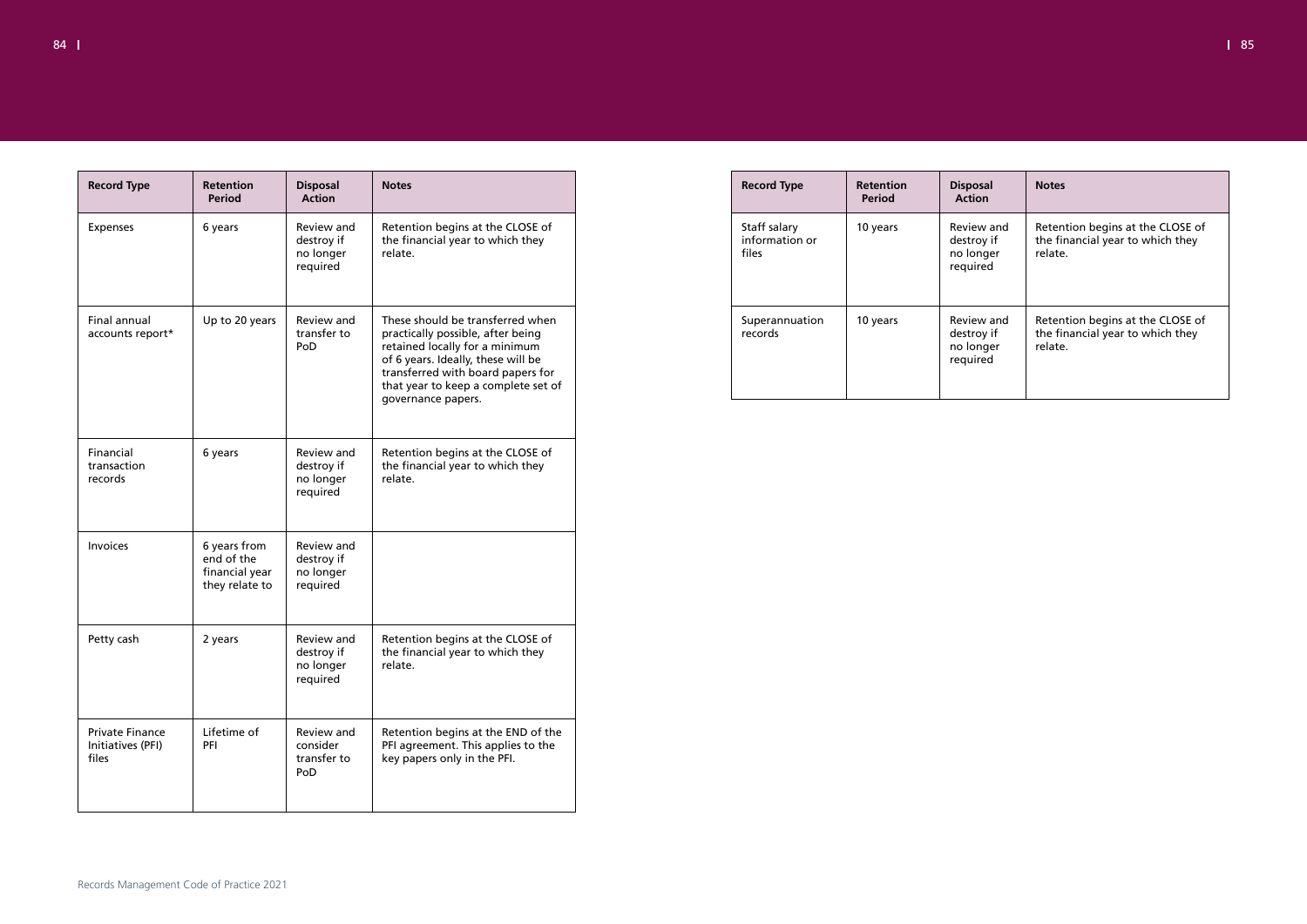| Record Type | Retention Period | Disposal Action | Notes |
|---|---|---|---|
| Expenses | 6 years | Review and destroy if no longer required | Retention begins at the CLOSE of the financial year to which they relate. |
| Final annual accounts report* | Up to 20 years | Review and transfer to PoD | These should be transferred when practically possible, after being retained locally for a minimum of 6 years. Ideally, these will be transferred with board papers for that year to keep a complete set of governance papers. |
| Financial transaction records | 6 years | Review and destroy if no longer required | Retention begins at the CLOSE of the financial year to which they relate. |
| Invoices | 6 years from end of the financial year they relate to | Review and destroy if no longer required | |
| Petty cash | 2 years | Review and destroy if no longer required | Retention begins at the CLOSE of the financial year to which they relate. |
| Private Finance Initiatives (PFI) files | Lifetime of PFI | Review and consider transfer to PoD | Retention begins at the END of the PFI agreement. This applies to the key papers only in the PFI. |

| Record Type | Retention Period | Disposal Action | Notes |
|---|---|---|---|
| Staff salary information or files | 10 years | Review and destroy if no longer required | Retention begins at the CLOSE of the financial year to which they relate. |
| Superannuation records | 10 years | Review and destroy if no longer required | Retention begins at the CLOSE of the financial year to which they relate. |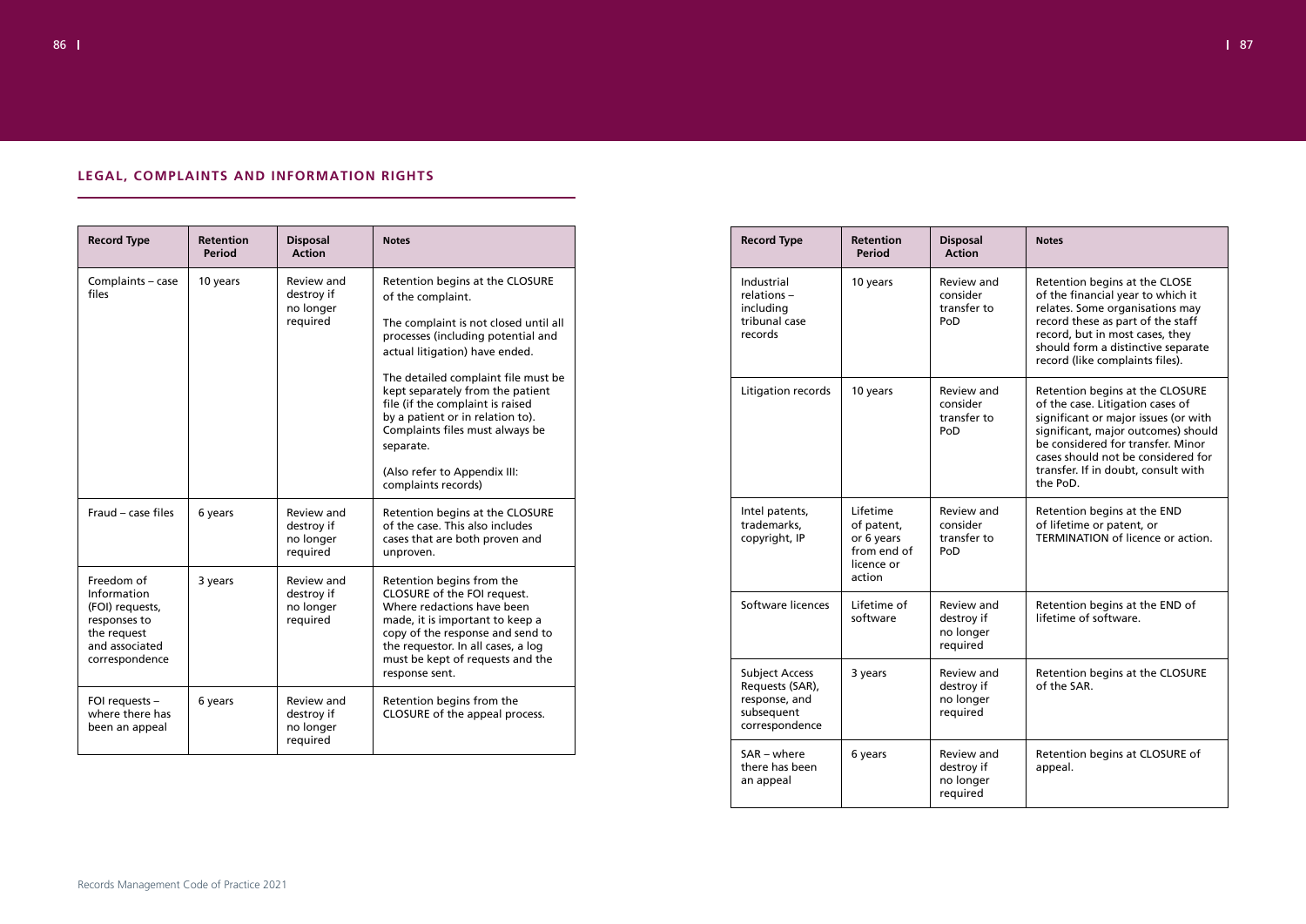## LEGAL, COMPLAINTS AND INFORMATION RIGHTS

| Record Type | Retention Period | Disposal Action | Notes |
|---|---|---|---|
| Complaints – case files | 10 years | Review and destroy if no longer required | Retention begins at the CLOSURE of the complaint.<br><br>The complaint is not closed until all processes (including potential and actual litigation) have ended.<br><br>The detailed complaint file must be kept separately from the patient file (if the complaint is raised by a patient or in relation to). Complaints files must always be separate.<br><br>(Also refer to Appendix III: complaints records) |
| Fraud – case files | 6 years | Review and destroy if no longer required | Retention begins at the CLOSURE of the case. This also includes cases that are both proven and unproven. |
| Freedom of Information (FOI) requests, responses to the request and associated correspondence | 3 years | Review and destroy if no longer required | Retention begins from the CLOSURE of the FOI request. Where redactions have been made, it is important to keep a copy of the response and send to the requestor. In all cases, a log must be kept of requests and the response sent. |
| FOI requests – where there has been an appeal | 6 years | Review and destroy if no longer required | Retention begins from the CLOSURE of the appeal process. |
| Industrial relations – including tribunal case records | 10 years | Review and consider transfer to PoD | Retention begins at the CLOSE of the financial year to which it relates. Some organisations may record these as part of the staff record, but in most cases, they should form a distinctive separate record (like complaints files). |
| Litigation records | 10 years | Review and consider transfer to PoD | Retention begins at the CLOSURE of the case. Litigation cases of significant or major issues (or with significant, major outcomes) should be considered for transfer. Minor cases should not be considered for transfer. If in doubt, consult with the PoD. |
| Intel patents, trademarks, copyright, IP | Lifetime of patent, or 6 years from end of licence or action | Review and consider transfer to PoD | Retention begins at the END of lifetime or patent, or TERMINATION of licence or action. |
| Software licences | Lifetime of software | Review and destroy if no longer required | Retention begins at the END of lifetime of software. |
| Subject Access Requests (SAR), response, and subsequent correspondence | 3 years | Review and destroy if no longer required | Retention begins at the CLOSURE of the SAR. |
| SAR – where there has been an appeal | 6 years | Review and destroy if no longer required | Retention begins at CLOSURE of appeal. |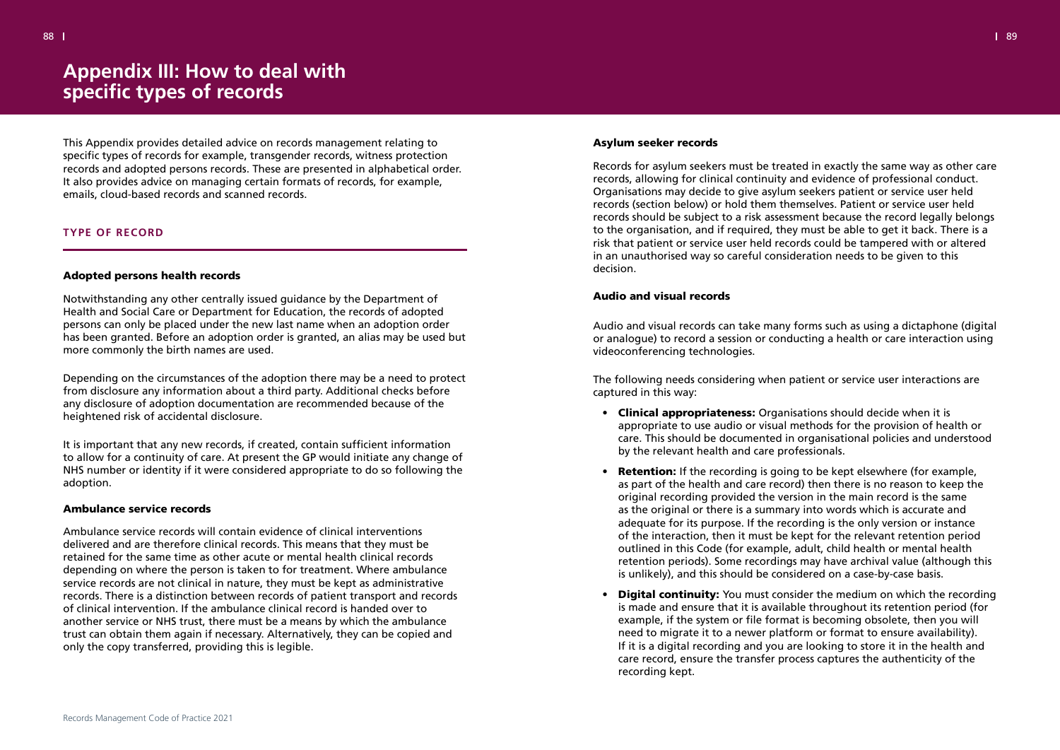# Appendix III: How to deal with specific types of records

This Appendix provides detailed advice on records management relating to specific types of records for example, transgender records, witness protection records and adopted persons records. These are presented in alphabetical order. It also provides advice on managing certain formats of records, for example, emails, cloud-based records and scanned records.

## TYPE OF RECORD

### Adopted persons health records

Notwithstanding any other centrally issued guidance by the Department of Health and Social Care or Department for Education, the records of adopted persons can only be placed under the new last name when an adoption order has been granted. Before an adoption order is granted, an alias may be used but more commonly the birth names are used.

Depending on the circumstances of the adoption there may be a need to protect from disclosure any information about a third party. Additional checks before any disclosure of adoption documentation are recommended because of the heightened risk of accidental disclosure.

It is important that any new records, if created, contain sufficient information to allow for a continuity of care. At present the GP would initiate any change of NHS number or identity if it were considered appropriate to do so following the adoption.

### Ambulance service records

Ambulance service records will contain evidence of clinical interventions delivered and are therefore clinical records. This means that they must be retained for the same time as other acute or mental health clinical records depending on where the person is taken to for treatment. Where ambulance service records are not clinical in nature, they must be kept as administrative records. There is a distinction between records of patient transport and records of clinical intervention. If the ambulance clinical record is handed over to another service or NHS trust, there must be a means by which the ambulance trust can obtain them again if necessary. Alternatively, they can be copied and only the copy transferred, providing this is legible.

### Asylum seeker records

Records for asylum seekers must be treated in exactly the same way as other care records, allowing for clinical continuity and evidence of professional conduct. Organisations may decide to give asylum seekers patient or service user held records (section below) or hold them themselves. Patient or service user held records should be subject to a risk assessment because the record legally belongs to the organisation, and if required, they must be able to get it back. There is a risk that patient or service user held records could be tampered with or altered in an unauthorised way so careful consideration needs to be given to this decision.

### Audio and visual records

Audio and visual records can take many forms such as using a dictaphone (digital or analogue) to record a session or conducting a health or care interaction using videoconferencing technologies.

The following needs considering when patient or service user interactions are captured in this way:

- **Clinical appropriateness:** Organisations should decide when it is appropriate to use audio or visual methods for the provision of health or care. This should be documented in organisational policies and understood by the relevant health and care professionals.
- **Retention:** If the recording is going to be kept elsewhere (for example, as part of the health and care record) then there is no reason to keep the original recording provided the version in the main record is the same as the original or there is a summary into words which is accurate and adequate for its purpose. If the recording is the only version or instance of the interaction, then it must be kept for the relevant retention period outlined in this Code (for example, adult, child health or mental health retention periods). Some recordings may have archival value (although this is unlikely), and this should be considered on a case-by-case basis.
- **Digital continuity:** You must consider the medium on which the recording is made and ensure that it is available throughout its retention period (for example, if the system or file format is becoming obsolete, then you will need to migrate it to a newer platform or format to ensure availability). If it is a digital recording and you are looking to store it in the health and care record, ensure the transfer process captures the authenticity of the recording kept.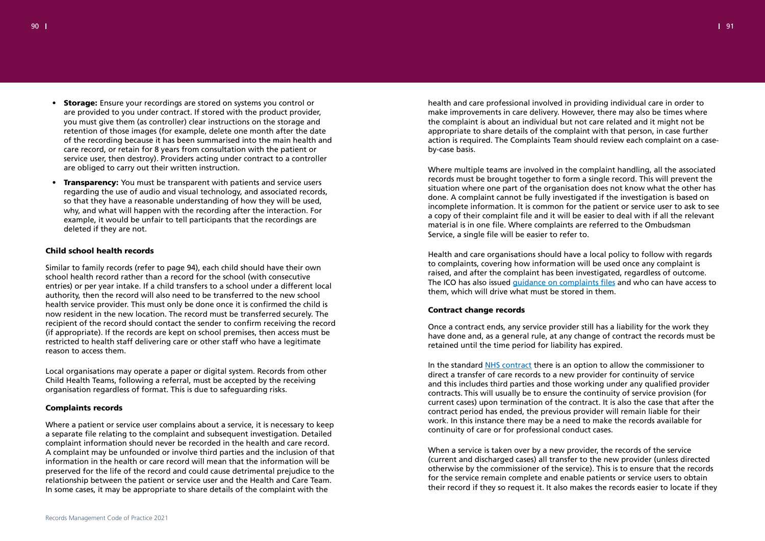- **Storage:** Ensure your recordings are stored on systems you control or are provided to you under contract. If stored with the product provider, you must give them (as controller) clear instructions on the storage and retention of those images (for example, delete one month after the date of the recording because it has been summarised into the main health and care record, or retain for 8 years from consultation with the patient or service user, then destroy). Providers acting under contract to a controller are obliged to carry out their written instruction.
- **Transparency:** You must be transparent with patients and service users regarding the use of audio and visual technology, and associated records, so that they have a reasonable understanding of how they will be used, why, and what will happen with the recording after the interaction. For example, it would be unfair to tell participants that the recordings are deleted if they are not.

#### Child school health records

Similar to family records (refer to page 94), each child should have their own school health record rather than a record for the school (with consecutive entries) or per year intake. If a child transfers to a school under a different local authority, then the record will also need to be transferred to the new school health service provider. This must only be done once it is confirmed the child is now resident in the new location. The record must be transferred securely. The recipient of the record should contact the sender to confirm receiving the record (if appropriate). If the records are kept on school premises, then access must be restricted to health staff delivering care or other staff who have a legitimate reason to access them.

Local organisations may operate a paper or digital system. Records from other Child Health Teams, following a referral, must be accepted by the receiving organisation regardless of format. This is due to safeguarding risks.

#### Complaints records

Where a patient or service user complains about a service, it is necessary to keep a separate file relating to the complaint and subsequent investigation. Detailed complaint information should never be recorded in the health and care record. A complaint may be unfounded or involve third parties and the inclusion of that information in the health or care record will mean that the information will be preserved for the life of the record and could cause detrimental prejudice to the relationship between the patient or service user and the Health and Care Team. In some cases, it may be appropriate to share details of the complaint with the health and care professional involved in providing individual care in order to make improvements in care delivery. However, there may also be times where the complaint is about an individual but not care related and it might not be appropriate to share details of the complaint with that person, in case further action is required. The Complaints Team should review each complaint on a case-by-case basis.

Where multiple teams are involved in the complaint handling, all the associated records must be brought together to form a single record. This will prevent the situation where one part of the organisation does not know what the other has done. A complaint cannot be fully investigated if the investigation is based on incomplete information. It is common for the patient or service user to ask to see a copy of their complaint file and it will be easier to deal with if all the relevant material is in one file. Where complaints are referred to the Ombudsman Service, a single file will be easier to refer to.

Health and care organisations should have a local policy to follow with regards to complaints, covering how information will be used once any complaint is raised, and after the complaint has been investigated, regardless of outcome. The ICO has also issued guidance on complaints files and who can have access to them, which will drive what must be stored in them.

#### Contract change records

Once a contract ends, any service provider still has a liability for the work they have done and, as a general rule, at any change of contract the records must be retained until the time period for liability has expired.

In the standard NHS contract there is an option to allow the commissioner to direct a transfer of care records to a new provider for continuity of service and this includes third parties and those working under any qualified provider contracts. This will usually be to ensure the continuity of service provision (for current cases) upon termination of the contract. It is also the case that after the contract period has ended, the previous provider will remain liable for their work. In this instance there may be a need to make the records available for continuity of care or for professional conduct cases.

When a service is taken over by a new provider, the records of the service (current and discharged cases) all transfer to the new provider (unless directed otherwise by the commissioner of the service). This is to ensure that the records for the service remain complete and enable patients or service users to obtain their record if they so request it. It also makes the records easier to locate if they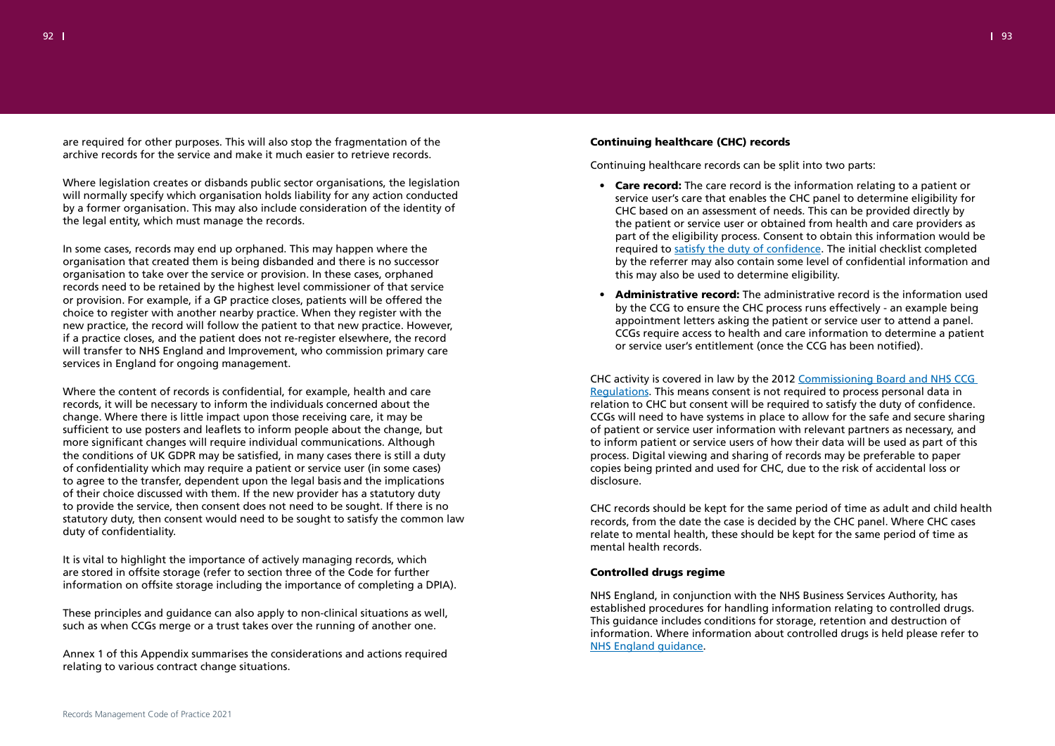are required for other purposes. This will also stop the fragmentation of the archive records for the service and make it much easier to retrieve records.

Where legislation creates or disbands public sector organisations, the legislation will normally specify which organisation holds liability for any action conducted by a former organisation. This may also include consideration of the identity of the legal entity, which must manage the records.

In some cases, records may end up orphaned. This may happen where the organisation that created them is being disbanded and there is no successor organisation to take over the service or provision. In these cases, orphaned records need to be retained by the highest level commissioner of that service or provision. For example, if a GP practice closes, patients will be offered the choice to register with another nearby practice. When they register with the new practice, the record will follow the patient to that new practice. However, if a practice closes, and the patient does not re-register elsewhere, the record will transfer to NHS England and Improvement, who commission primary care services in England for ongoing management.

Where the content of records is confidential, for example, health and care records, it will be necessary to inform the individuals concerned about the change. Where there is little impact upon those receiving care, it may be sufficient to use posters and leaflets to inform people about the change, but more significant changes will require individual communications. Although the conditions of UK GDPR may be satisfied, in many cases there is still a duty of confidentiality which may require a patient or service user (in some cases) to agree to the transfer, dependent upon the legal basis and the implications of their choice discussed with them. If the new provider has a statutory duty to provide the service, then consent does not need to be sought. If there is no statutory duty, then consent would need to be sought to satisfy the common law duty of confidentiality.

It is vital to highlight the importance of actively managing records, which are stored in offsite storage (refer to section three of the Code for further information on offsite storage including the importance of completing a DPIA).

These principles and guidance can also apply to non-clinical situations as well, such as when CCGs merge or a trust takes over the running of another one.

Annex 1 of this Appendix summarises the considerations and actions required relating to various contract change situations.

### Continuing healthcare (CHC) records

Continuing healthcare records can be split into two parts:

- **Care record:** The care record is the information relating to a patient or service user's care that enables the CHC panel to determine eligibility for CHC based on an assessment of needs. This can be provided directly by the patient or service user or obtained from health and care providers as part of the eligibility process. Consent to obtain this information would be required to satisfy the duty of confidence. The initial checklist completed by the referrer may also contain some level of confidential information and this may also be used to determine eligibility.
- **Administrative record:** The administrative record is the information used by the CCG to ensure the CHC process runs effectively - an example being appointment letters asking the patient or service user to attend a panel. CCGs require access to health and care information to determine a patient or service user's entitlement (once the CCG has been notified).

CHC activity is covered in law by the 2012 Commissioning Board and NHS CCG Regulations. This means consent is not required to process personal data in relation to CHC but consent will be required to satisfy the duty of confidence. CCGs will need to have systems in place to allow for the safe and secure sharing of patient or service user information with relevant partners as necessary, and to inform patient or service users of how their data will be used as part of this process. Digital viewing and sharing of records may be preferable to paper copies being printed and used for CHC, due to the risk of accidental loss or disclosure.

CHC records should be kept for the same period of time as adult and child health records, from the date the case is decided by the CHC panel. Where CHC cases relate to mental health, these should be kept for the same period of time as mental health records.

### Controlled drugs regime

NHS England, in conjunction with the NHS Business Services Authority, has established procedures for handling information relating to controlled drugs. This guidance includes conditions for storage, retention and destruction of information. Where information about controlled drugs is held please refer to NHS England guidance.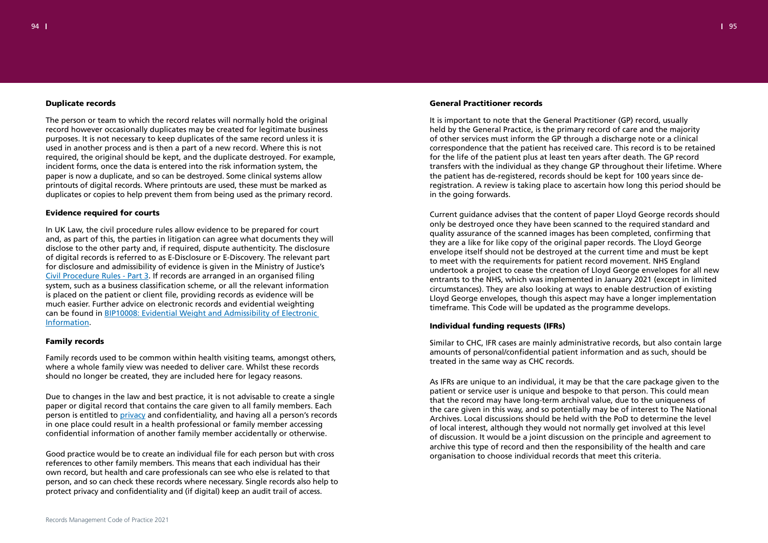### Duplicate records

The person or team to which the record relates will normally hold the original record however occasionally duplicates may be created for legitimate business purposes. It is not necessary to keep duplicates of the same record unless it is used in another process and is then a part of a new record. Where this is not required, the original should be kept, and the duplicate destroyed. For example, incident forms, once the data is entered into the risk information system, the paper is now a duplicate, and so can be destroyed. Some clinical systems allow printouts of digital records. Where printouts are used, these must be marked as duplicates or copies to help prevent them from being used as the primary record.

### Evidence required for courts

In UK Law, the civil procedure rules allow evidence to be prepared for court and, as part of this, the parties in litigation can agree what documents they will disclose to the other party and, if required, dispute authenticity. The disclosure of digital records is referred to as E-Disclosure or E-Discovery. The relevant part for disclosure and admissibility of evidence is given in the Ministry of Justice's Civil Procedure Rules - Part 3. If records are arranged in an organised filing system, such as a business classification scheme, or all the relevant information is placed on the patient or client file, providing records as evidence will be much easier. Further advice on electronic records and evidential weighting can be found in BIP10008: Evidential Weight and Admissibility of Electronic Information.

### Family records

Family records used to be common within health visiting teams, amongst others, where a whole family view was needed to deliver care. Whilst these records should no longer be created, they are included here for legacy reasons.

Due to changes in the law and best practice, it is not advisable to create a single paper or digital record that contains the care given to all family members. Each person is entitled to privacy and confidentiality, and having all a person's records in one place could result in a health professional or family member accessing confidential information of another family member accidentally or otherwise.

Good practice would be to create an individual file for each person but with cross references to other family members. This means that each individual has their own record, but health and care professionals can see who else is related to that person, and so can check these records where necessary. Single records also help to protect privacy and confidentiality and (if digital) keep an audit trail of access.

### General Practitioner records

It is important to note that the General Practitioner (GP) record, usually held by the General Practice, is the primary record of care and the majority of other services must inform the GP through a discharge note or a clinical correspondence that the patient has received care. This record is to be retained for the life of the patient plus at least ten years after death. The GP record transfers with the individual as they change GP throughout their lifetime. Where the patient has de-registered, records should be kept for 100 years since de-registration. A review is taking place to ascertain how long this period should be in the going forwards.

Current guidance advises that the content of paper Lloyd George records should only be destroyed once they have been scanned to the required standard and quality assurance of the scanned images has been completed, confirming that they are a like for like copy of the original paper records. The Lloyd George envelope itself should not be destroyed at the current time and must be kept to meet with the requirements for patient record movement. NHS England undertook a project to cease the creation of Lloyd George envelopes for all new entrants to the NHS, which was implemented in January 2021 (except in limited circumstances). They are also looking at ways to enable destruction of existing Lloyd George envelopes, though this aspect may have a longer implementation timeframe. This Code will be updated as the programme develops.

### Individual funding requests (IFRs)

Similar to CHC, IFR cases are mainly administrative records, but also contain large amounts of personal/confidential patient information and as such, should be treated in the same way as CHC records.

As IFRs are unique to an individual, it may be that the care package given to the patient or service user is unique and bespoke to that person. This could mean that the record may have long-term archival value, due to the uniqueness of the care given in this way, and so potentially may be of interest to The National Archives. Local discussions should be held with the PoD to determine the level of local interest, although they would not normally get involved at this level of discussion. It would be a joint discussion on the principle and agreement to archive this type of record and then the responsibility of the health and care organisation to choose individual records that meet this criteria.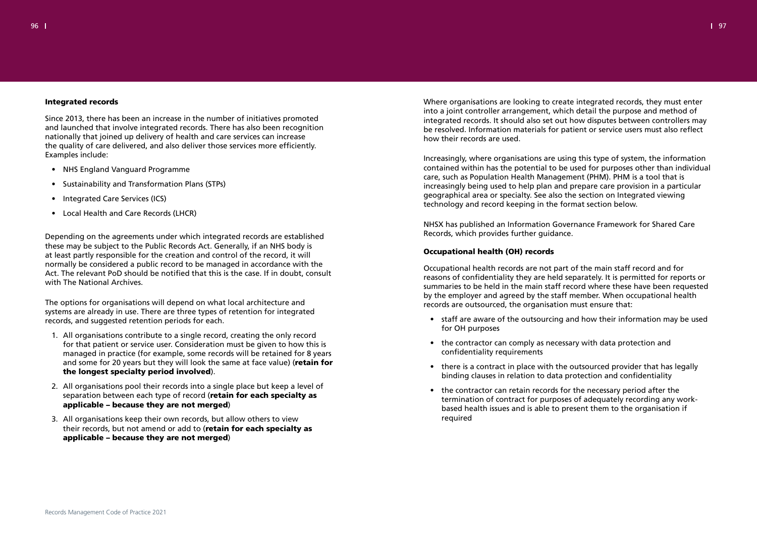### Integrated records

Since 2013, there has been an increase in the number of initiatives promoted and launched that involve integrated records. There has also been recognition nationally that joined up delivery of health and care services can increase the quality of care delivered, and also deliver those services more efficiently. Examples include:

- NHS England Vanguard Programme
- Sustainability and Transformation Plans (STPs)
- Integrated Care Services (ICS)
- Local Health and Care Records (LHCR)

Depending on the agreements under which integrated records are established these may be subject to the Public Records Act. Generally, if an NHS body is at least partly responsible for the creation and control of the record, it will normally be considered a public record to be managed in accordance with the Act. The relevant PoD should be notified that this is the case. If in doubt, consult with The National Archives.

The options for organisations will depend on what local architecture and systems are already in use. There are three types of retention for integrated records, and suggested retention periods for each.

1. All organisations contribute to a single record, creating the only record for that patient or service user. Consideration must be given to how this is managed in practice (for example, some records will be retained for 8 years and some for 20 years but they will look the same at face value) (**retain for the longest specialty period involved**).
2. All organisations pool their records into a single place but keep a level of separation between each type of record (**retain for each specialty as applicable – because they are not merged**)
3. All organisations keep their own records, but allow others to view their records, but not amend or add to (**retain for each specialty as applicable – because they are not merged**)

Where organisations are looking to create integrated records, they must enter into a joint controller arrangement, which detail the purpose and method of integrated records. It should also set out how disputes between controllers may be resolved. Information materials for patient or service users must also reflect how their records are used.

Increasingly, where organisations are using this type of system, the information contained within has the potential to be used for purposes other than individual care, such as Population Health Management (PHM). PHM is a tool that is increasingly being used to help plan and prepare care provision in a particular geographical area or specialty. See also the section on Integrated viewing technology and record keeping in the format section below.

NHSX has published an Information Governance Framework for Shared Care Records, which provides further guidance.

### Occupational health (OH) records

Occupational health records are not part of the main staff record and for reasons of confidentiality they are held separately. It is permitted for reports or summaries to be held in the main staff record where these have been requested by the employer and agreed by the staff member. When occupational health records are outsourced, the organisation must ensure that:

- staff are aware of the outsourcing and how their information may be used for OH purposes
- the contractor can comply as necessary with data protection and confidentiality requirements
- there is a contract in place with the outsourced provider that has legally binding clauses in relation to data protection and confidentiality
- the contractor can retain records for the necessary period after the termination of contract for purposes of adequately recording any work-based health issues and is able to present them to the organisation if required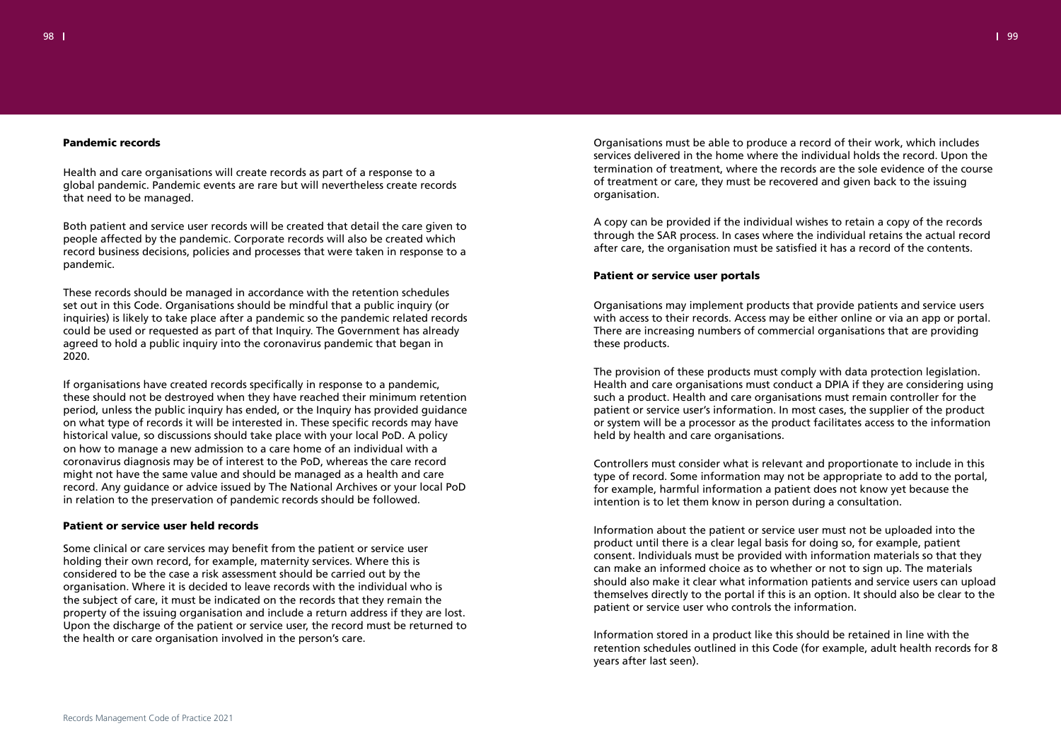### Pandemic records

Health and care organisations will create records as part of a response to a global pandemic. Pandemic events are rare but will nevertheless create records that need to be managed.

Both patient and service user records will be created that detail the care given to people affected by the pandemic. Corporate records will also be created which record business decisions, policies and processes that were taken in response to a pandemic.

These records should be managed in accordance with the retention schedules set out in this Code. Organisations should be mindful that a public inquiry (or inquiries) is likely to take place after a pandemic so the pandemic related records could be used or requested as part of that Inquiry. The Government has already agreed to hold a public inquiry into the coronavirus pandemic that began in 2020.

If organisations have created records specifically in response to a pandemic, these should not be destroyed when they have reached their minimum retention period, unless the public inquiry has ended, or the Inquiry has provided guidance on what type of records it will be interested in. These specific records may have historical value, so discussions should take place with your local PoD. A policy on how to manage a new admission to a care home of an individual with a coronavirus diagnosis may be of interest to the PoD, whereas the care record might not have the same value and should be managed as a health and care record. Any guidance or advice issued by The National Archives or your local PoD in relation to the preservation of pandemic records should be followed.

### Patient or service user held records

Some clinical or care services may benefit from the patient or service user holding their own record, for example, maternity services. Where this is considered to be the case a risk assessment should be carried out by the organisation. Where it is decided to leave records with the individual who is the subject of care, it must be indicated on the records that they remain the property of the issuing organisation and include a return address if they are lost. Upon the discharge of the patient or service user, the record must be returned to the health or care organisation involved in the person's care.

Organisations must be able to produce a record of their work, which includes services delivered in the home where the individual holds the record. Upon the termination of treatment, where the records are the sole evidence of the course of treatment or care, they must be recovered and given back to the issuing organisation.

A copy can be provided if the individual wishes to retain a copy of the records through the SAR process. In cases where the individual retains the actual record after care, the organisation must be satisfied it has a record of the contents.

### Patient or service user portals

Organisations may implement products that provide patients and service users with access to their records. Access may be either online or via an app or portal. There are increasing numbers of commercial organisations that are providing these products.

The provision of these products must comply with data protection legislation. Health and care organisations must conduct a DPIA if they are considering using such a product. Health and care organisations must remain controller for the patient or service user's information. In most cases, the supplier of the product or system will be a processor as the product facilitates access to the information held by health and care organisations.

Controllers must consider what is relevant and proportionate to include in this type of record. Some information may not be appropriate to add to the portal, for example, harmful information a patient does not know yet because the intention is to let them know in person during a consultation.

Information about the patient or service user must not be uploaded into the product until there is a clear legal basis for doing so, for example, patient consent. Individuals must be provided with information materials so that they can make an informed choice as to whether or not to sign up. The materials should also make it clear what information patients and service users can upload themselves directly to the portal if this is an option. It should also be clear to the patient or service user who controls the information.

Information stored in a product like this should be retained in line with the retention schedules outlined in this Code (for example, adult health records for 8 years after last seen).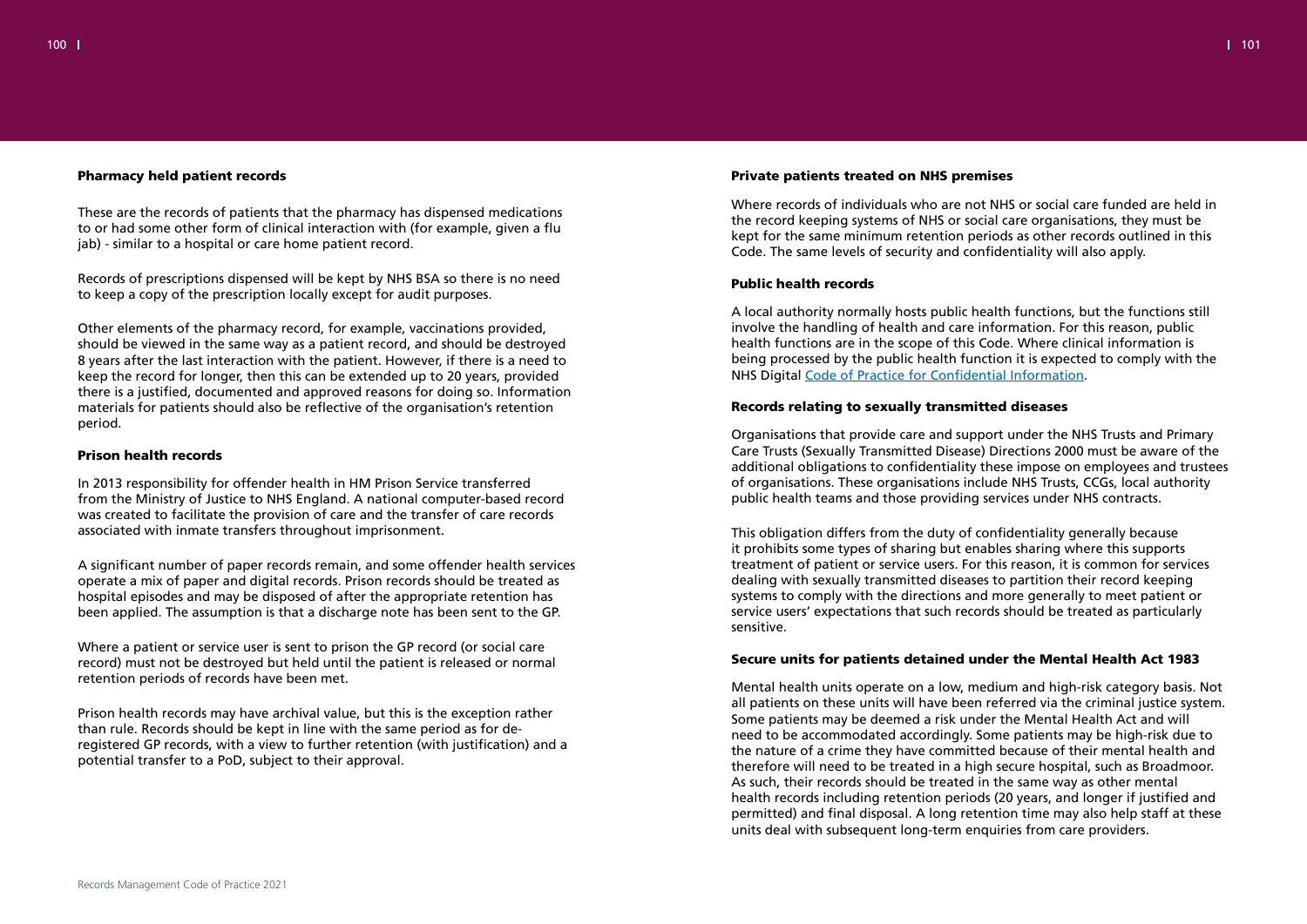### Pharmacy held patient records

These are the records of patients that the pharmacy has dispensed medications to or had some other form of clinical interaction with (for example, given a flu jab) - similar to a hospital or care home patient record.

Records of prescriptions dispensed will be kept by NHS BSA so there is no need to keep a copy of the prescription locally except for audit purposes.

Other elements of the pharmacy record, for example, vaccinations provided, should be viewed in the same way as a patient record, and should be destroyed 8 years after the last interaction with the patient. However, if there is a need to keep the record for longer, then this can be extended up to 20 years, provided there is a justified, documented and approved reasons for doing so. Information materials for patients should also be reflective of the organisation's retention period.

### Prison health records

In 2013 responsibility for offender health in HM Prison Service transferred from the Ministry of Justice to NHS England. A national computer-based record was created to facilitate the provision of care and the transfer of care records associated with inmate transfers throughout imprisonment.

A significant number of paper records remain, and some offender health services operate a mix of paper and digital records. Prison records should be treated as hospital episodes and may be disposed of after the appropriate retention has been applied. The assumption is that a discharge note has been sent to the GP.

Where a patient or service user is sent to prison the GP record (or social care record) must not be destroyed but held until the patient is released or normal retention periods of records have been met.

Prison health records may have archival value, but this is the exception rather than rule. Records should be kept in line with the same period as for de-registered GP records, with a view to further retention (with justification) and a potential transfer to a PoD, subject to their approval.

### Private patients treated on NHS premises

Where records of individuals who are not NHS or social care funded are held in the record keeping systems of NHS or social care organisations, they must be kept for the same minimum retention periods as other records outlined in this Code. The same levels of security and confidentiality will also apply.

### Public health records

A local authority normally hosts public health functions, but the functions still involve the handling of health and care information. For this reason, public health functions are in the scope of this Code. Where clinical information is being processed by the public health function it is expected to comply with the NHS Digital Code of Practice for Confidential Information.

### Records relating to sexually transmitted diseases

Organisations that provide care and support under the NHS Trusts and Primary Care Trusts (Sexually Transmitted Disease) Directions 2000 must be aware of the additional obligations to confidentiality these impose on employees and trustees of organisations. These organisations include NHS Trusts, CCGs, local authority public health teams and those providing services under NHS contracts.

This obligation differs from the duty of confidentiality generally because it prohibits some types of sharing but enables sharing where this supports treatment of patient or service users. For this reason, it is common for services dealing with sexually transmitted diseases to partition their record keeping systems to comply with the directions and more generally to meet patient or service users' expectations that such records should be treated as particularly sensitive.

### Secure units for patients detained under the Mental Health Act 1983

Mental health units operate on a low, medium and high-risk category basis. Not all patients on these units will have been referred via the criminal justice system. Some patients may be deemed a risk under the Mental Health Act and will need to be accommodated accordingly. Some patients may be high-risk due to the nature of a crime they have committed because of their mental health and therefore will need to be treated in a high secure hospital, such as Broadmoor. As such, their records should be treated in the same way as other mental health records including retention periods (20 years, and longer if justified and permitted) and final disposal. A long retention time may also help staff at these units deal with subsequent long-term enquiries from care providers.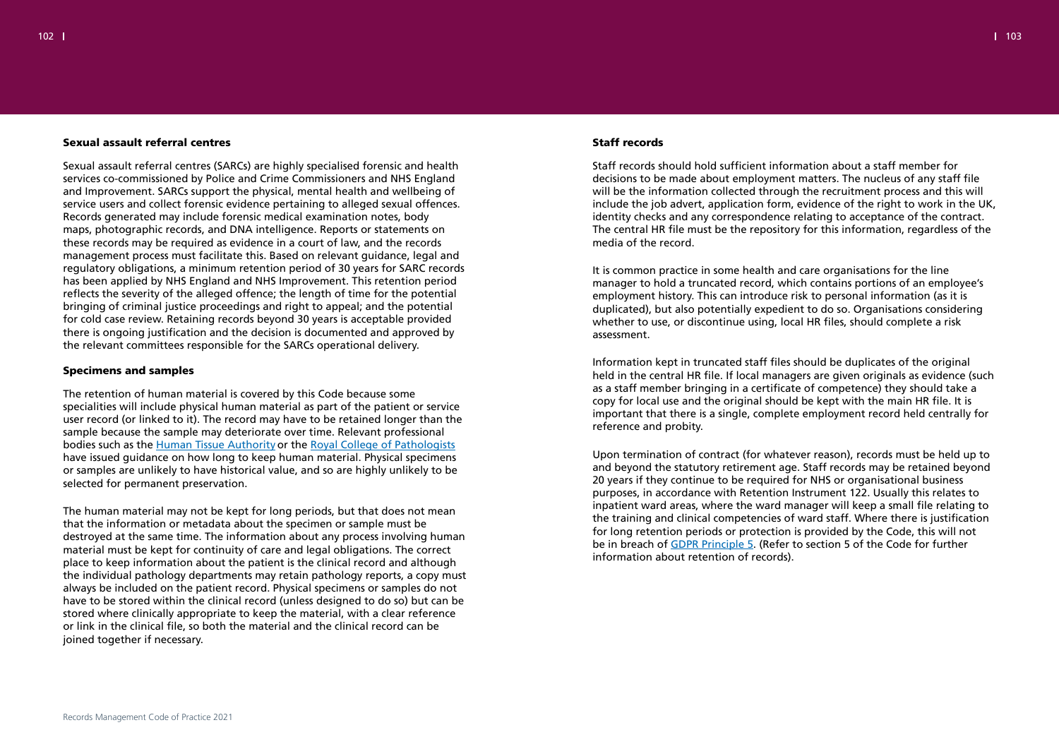### Sexual assault referral centres

Sexual assault referral centres (SARCs) are highly specialised forensic and health services co-commissioned by Police and Crime Commissioners and NHS England and Improvement. SARCs support the physical, mental health and wellbeing of service users and collect forensic evidence pertaining to alleged sexual offences. Records generated may include forensic medical examination notes, body maps, photographic records, and DNA intelligence. Reports or statements on these records may be required as evidence in a court of law, and the records management process must facilitate this. Based on relevant guidance, legal and regulatory obligations, a minimum retention period of 30 years for SARC records has been applied by NHS England and NHS Improvement. This retention period reflects the severity of the alleged offence; the length of time for the potential bringing of criminal justice proceedings and right to appeal; and the potential for cold case review. Retaining records beyond 30 years is acceptable provided there is ongoing justification and the decision is documented and approved by the relevant committees responsible for the SARCs operational delivery.

### Specimens and samples

The retention of human material is covered by this Code because some specialities will include physical human material as part of the patient or service user record (or linked to it). The record may have to be retained longer than the sample because the sample may deteriorate over time. Relevant professional bodies such as the Human Tissue Authority or the Royal College of Pathologists have issued guidance on how long to keep human material. Physical specimens or samples are unlikely to have historical value, and so are highly unlikely to be selected for permanent preservation.

The human material may not be kept for long periods, but that does not mean that the information or metadata about the specimen or sample must be destroyed at the same time. The information about any process involving human material must be kept for continuity of care and legal obligations. The correct place to keep information about the patient is the clinical record and although the individual pathology departments may retain pathology reports, a copy must always be included on the patient record. Physical specimens or samples do not have to be stored within the clinical record (unless designed to do so) but can be stored where clinically appropriate to keep the material, with a clear reference or link in the clinical file, so both the material and the clinical record can be joined together if necessary.

### Staff records

Staff records should hold sufficient information about a staff member for decisions to be made about employment matters. The nucleus of any staff file will be the information collected through the recruitment process and this will include the job advert, application form, evidence of the right to work in the UK, identity checks and any correspondence relating to acceptance of the contract. The central HR file must be the repository for this information, regardless of the media of the record.

It is common practice in some health and care organisations for the line manager to hold a truncated record, which contains portions of an employee's employment history. This can introduce risk to personal information (as it is duplicated), but also potentially expedient to do so. Organisations considering whether to use, or discontinue using, local HR files, should complete a risk assessment.

Information kept in truncated staff files should be duplicates of the original held in the central HR file. If local managers are given originals as evidence (such as a staff member bringing in a certificate of competence) they should take a copy for local use and the original should be kept with the main HR file. It is important that there is a single, complete employment record held centrally for reference and probity.

Upon termination of contract (for whatever reason), records must be held up to and beyond the statutory retirement age. Staff records may be retained beyond 20 years if they continue to be required for NHS or organisational business purposes, in accordance with Retention Instrument 122. Usually this relates to inpatient ward areas, where the ward manager will keep a small file relating to the training and clinical competencies of ward staff. Where there is justification for long retention periods or protection is provided by the Code, this will not be in breach of GDPR Principle 5. (Refer to section 5 of the Code for further information about retention of records).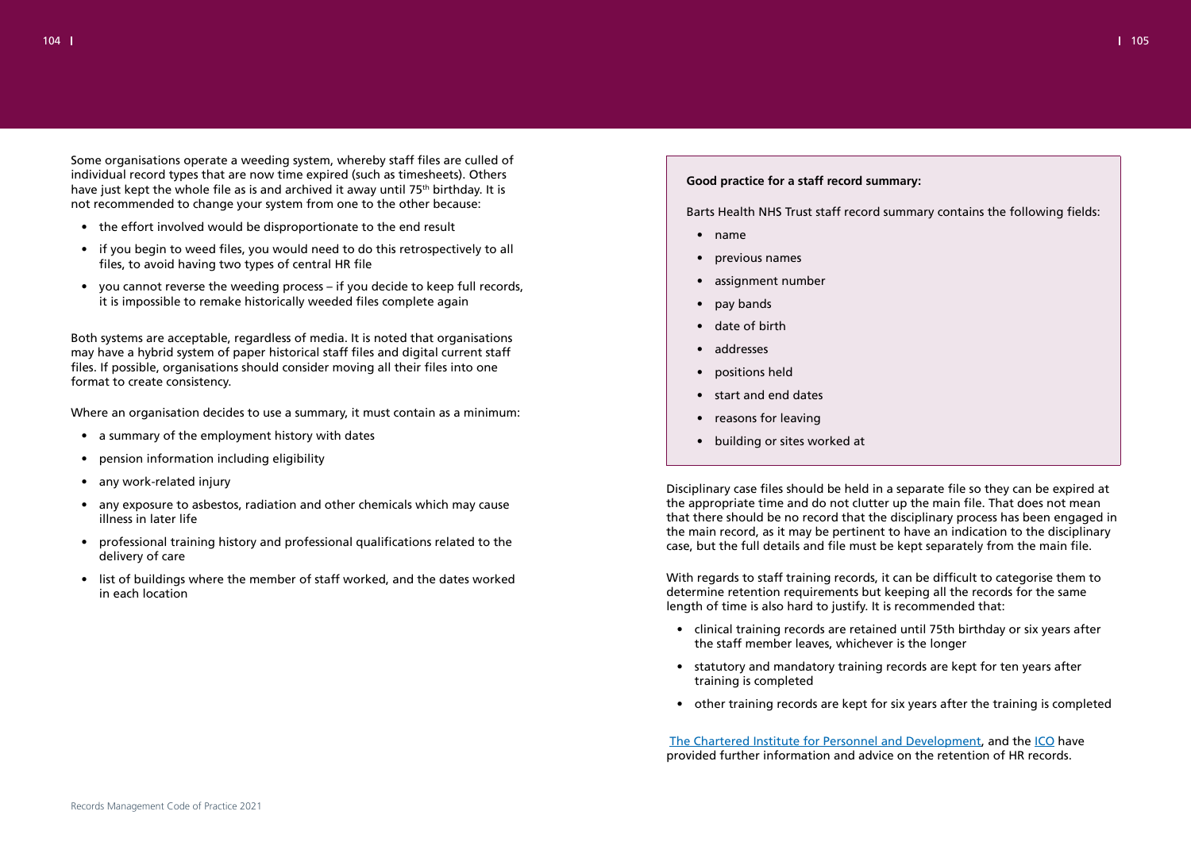Some organisations operate a weeding system, whereby staff files are culled of individual record types that are now time expired (such as timesheets). Others have just kept the whole file as is and archived it away until 75th birthday. It is not recommended to change your system from one to the other because:

- the effort involved would be disproportionate to the end result
- if you begin to weed files, you would need to do this retrospectively to all files, to avoid having two types of central HR file
- you cannot reverse the weeding process – if you decide to keep full records, it is impossible to remake historically weeded files complete again

Both systems are acceptable, regardless of media. It is noted that organisations may have a hybrid system of paper historical staff files and digital current staff files. If possible, organisations should consider moving all their files into one format to create consistency.

Where an organisation decides to use a summary, it must contain as a minimum:

- a summary of the employment history with dates
- pension information including eligibility
- any work-related injury
- any exposure to asbestos, radiation and other chemicals which may cause illness in later life
- professional training history and professional qualifications related to the delivery of care
- list of buildings where the member of staff worked, and the dates worked in each location

**Good practice for a staff record summary:**

Barts Health NHS Trust staff record summary contains the following fields:

- name
- previous names
- assignment number
- pay bands
- date of birth
- addresses
- positions held
- start and end dates
- reasons for leaving
- building or sites worked at

Disciplinary case files should be held in a separate file so they can be expired at the appropriate time and do not clutter up the main file. That does not mean that there should be no record that the disciplinary process has been engaged in the main record, as it may be pertinent to have an indication to the disciplinary case, but the full details and file must be kept separately from the main file.

With regards to staff training records, it can be difficult to categorise them to determine retention requirements but keeping all the records for the same length of time is also hard to justify. It is recommended that:

- clinical training records are retained until 75th birthday or six years after the staff member leaves, whichever is the longer
- statutory and mandatory training records are kept for ten years after training is completed
- other training records are kept for six years after the training is completed

The Chartered Institute for Personnel and Development, and the ICO have provided further information and advice on the retention of HR records.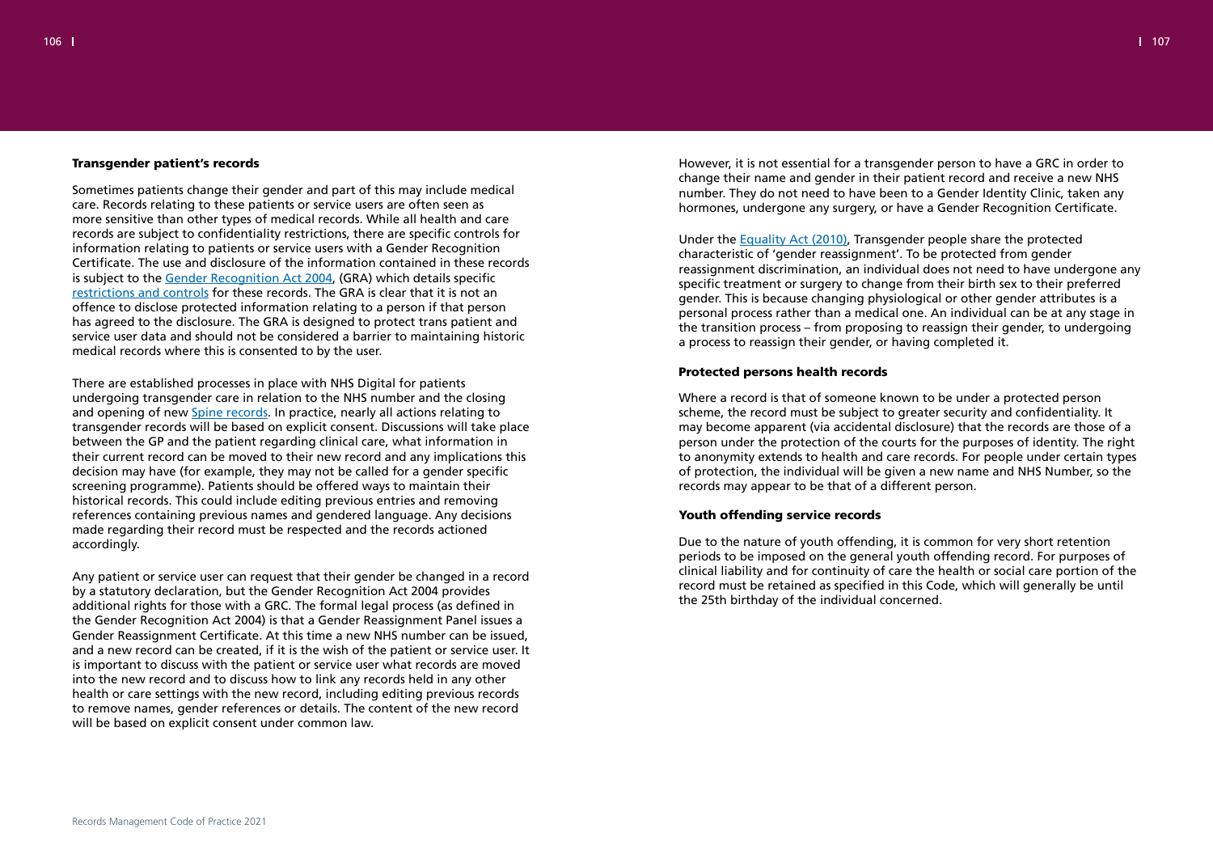### Transgender patient's records

Sometimes patients change their gender and part of this may include medical care. Records relating to these patients or service users are often seen as more sensitive than other types of medical records. While all health and care records are subject to confidentiality restrictions, there are specific controls for information relating to patients or service users with a Gender Recognition Certificate. The use and disclosure of the information contained in these records is subject to the Gender Recognition Act 2004, (GRA) which details specific restrictions and controls for these records. The GRA is clear that it is not an offence to disclose protected information relating to a person if that person has agreed to the disclosure. The GRA is designed to protect trans patient and service user data and should not be considered a barrier to maintaining historic medical records where this is consented to by the user.

There are established processes in place with NHS Digital for patients undergoing transgender care in relation to the NHS number and the closing and opening of new Spine records. In practice, nearly all actions relating to transgender records will be based on explicit consent. Discussions will take place between the GP and the patient regarding clinical care, what information in their current record can be moved to their new record and any implications this decision may have (for example, they may not be called for a gender specific screening programme). Patients should be offered ways to maintain their historical records. This could include editing previous entries and removing references containing previous names and gendered language. Any decisions made regarding their record must be respected and the records actioned accordingly.

Any patient or service user can request that their gender be changed in a record by a statutory declaration, but the Gender Recognition Act 2004 provides additional rights for those with a GRC. The formal legal process (as defined in the Gender Recognition Act 2004) is that a Gender Reassignment Panel issues a Gender Reassignment Certificate. At this time a new NHS number can be issued, and a new record can be created, if it is the wish of the patient or service user. It is important to discuss with the patient or service user what records are moved into the new record and to discuss how to link any records held in any other health or care settings with the new record, including editing previous records to remove names, gender references or details. The content of the new record will be based on explicit consent under common law.

However, it is not essential for a transgender person to have a GRC in order to change their name and gender in their patient record and receive a new NHS number. They do not need to have been to a Gender Identity Clinic, taken any hormones, undergone any surgery, or have a Gender Recognition Certificate.

Under the Equality Act (2010), Transgender people share the protected characteristic of 'gender reassignment'. To be protected from gender reassignment discrimination, an individual does not need to have undergone any specific treatment or surgery to change from their birth sex to their preferred gender. This is because changing physiological or other gender attributes is a personal process rather than a medical one. An individual can be at any stage in the transition process – from proposing to reassign their gender, to undergoing a process to reassign their gender, or having completed it.

### Protected persons health records

Where a record is that of someone known to be under a protected person scheme, the record must be subject to greater security and confidentiality. It may become apparent (via accidental disclosure) that the records are those of a person under the protection of the courts for the purposes of identity. The right to anonymity extends to health and care records. For people under certain types of protection, the individual will be given a new name and NHS Number, so the records may appear to be that of a different person.

### Youth offending service records

Due to the nature of youth offending, it is common for very short retention periods to be imposed on the general youth offending record. For purposes of clinical liability and for continuity of care the health or social care portion of the record must be retained as specified in this Code, which will generally be until the 25th birthday of the individual concerned.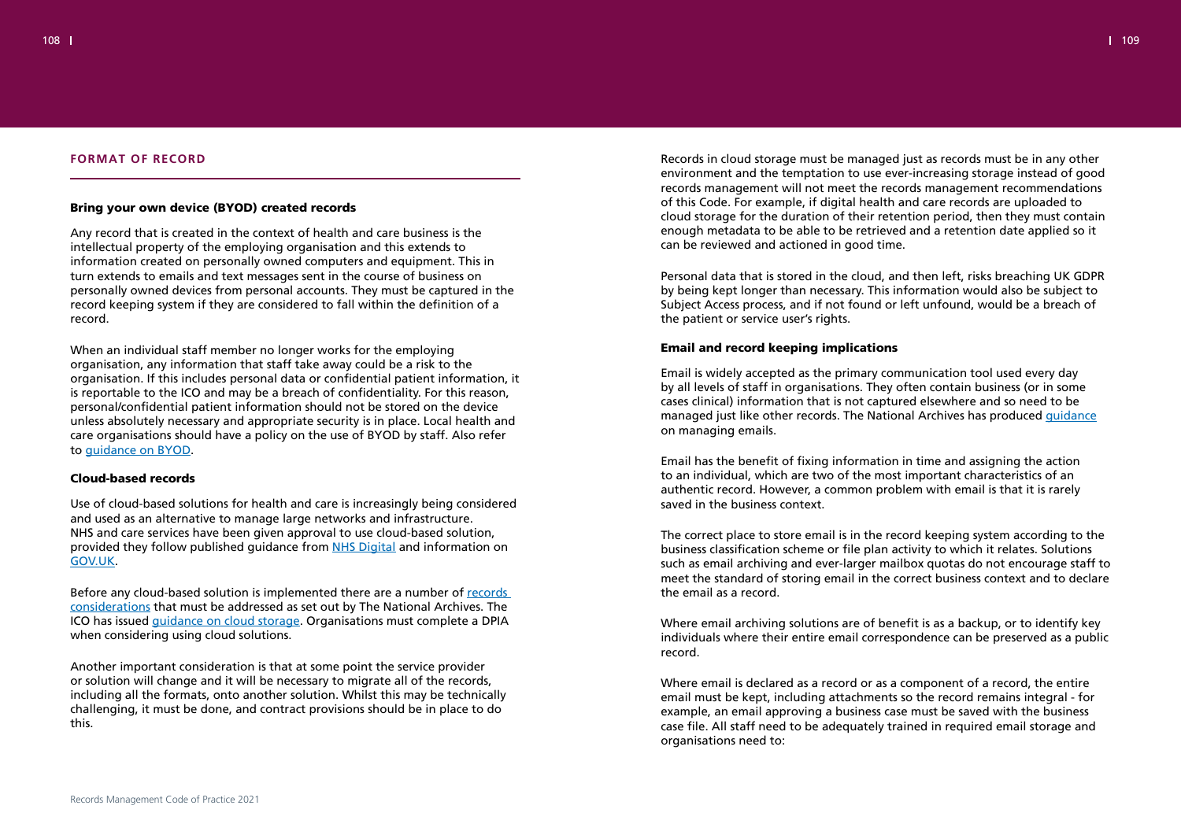## FORMAT OF RECORD

### Bring your own device (BYOD) created records

Any record that is created in the context of health and care business is the intellectual property of the employing organisation and this extends to information created on personally owned computers and equipment. This in turn extends to emails and text messages sent in the course of business on personally owned devices from personal accounts. They must be captured in the record keeping system if they are considered to fall within the definition of a record.

When an individual staff member no longer works for the employing organisation, any information that staff take away could be a risk to the organisation. If this includes personal data or confidential patient information, it is reportable to the ICO and may be a breach of confidentiality. For this reason, personal/confidential patient information should not be stored on the device unless absolutely necessary and appropriate security is in place. Local health and care organisations should have a policy on the use of BYOD by staff. Also refer to guidance on BYOD.

### Cloud-based records

Use of cloud-based solutions for health and care is increasingly being considered and used as an alternative to manage large networks and infrastructure. NHS and care services have been given approval to use cloud-based solution, provided they follow published guidance from NHS Digital and information on GOV.UK.

Before any cloud-based solution is implemented there are a number of records considerations that must be addressed as set out by The National Archives. The ICO has issued guidance on cloud storage. Organisations must complete a DPIA when considering using cloud solutions.

Another important consideration is that at some point the service provider or solution will change and it will be necessary to migrate all of the records, including all the formats, onto another solution. Whilst this may be technically challenging, it must be done, and contract provisions should be in place to do this.

Records in cloud storage must be managed just as records must be in any other environment and the temptation to use ever-increasing storage instead of good records management will not meet the records management recommendations of this Code. For example, if digital health and care records are uploaded to cloud storage for the duration of their retention period, then they must contain enough metadata to be able to be retrieved and a retention date applied so it can be reviewed and actioned in good time.

Personal data that is stored in the cloud, and then left, risks breaching UK GDPR by being kept longer than necessary. This information would also be subject to Subject Access process, and if not found or left unfound, would be a breach of the patient or service user's rights.

### Email and record keeping implications

Email is widely accepted as the primary communication tool used every day by all levels of staff in organisations. They often contain business (or in some cases clinical) information that is not captured elsewhere and so need to be managed just like other records. The National Archives has produced guidance on managing emails.

Email has the benefit of fixing information in time and assigning the action to an individual, which are two of the most important characteristics of an authentic record. However, a common problem with email is that it is rarely saved in the business context.

The correct place to store email is in the record keeping system according to the business classification scheme or file plan activity to which it relates. Solutions such as email archiving and ever-larger mailbox quotas do not encourage staff to meet the standard of storing email in the correct business context and to declare the email as a record.

Where email archiving solutions are of benefit is as a backup, or to identify key individuals where their entire email correspondence can be preserved as a public record.

Where email is declared as a record or as a component of a record, the entire email must be kept, including attachments so the record remains integral - for example, an email approving a business case must be saved with the business case file. All staff need to be adequately trained in required email storage and organisations need to: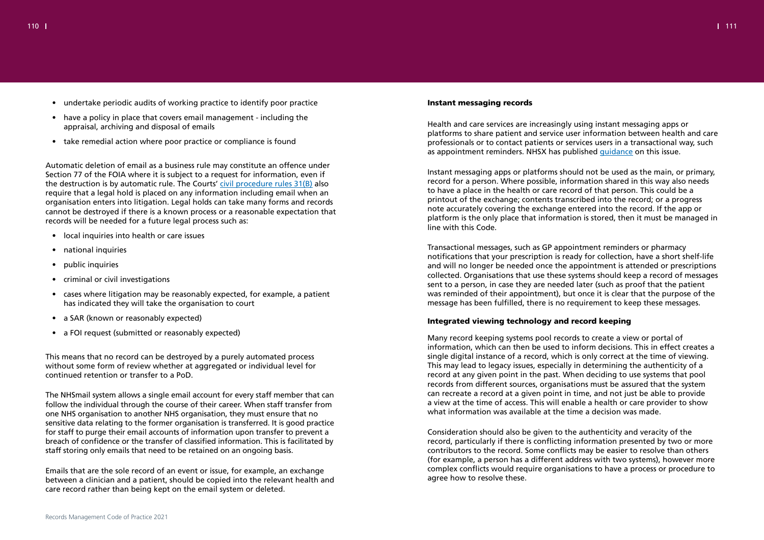- undertake periodic audits of working practice to identify poor practice
- have a policy in place that covers email management - including the appraisal, archiving and disposal of emails
- take remedial action where poor practice or compliance is found

Automatic deletion of email as a business rule may constitute an offence under Section 77 of the FOIA where it is subject to a request for information, even if the destruction is by automatic rule. The Courts' [civil procedure rules 31(B)]() also require that a legal hold is placed on any information including email when an organisation enters into litigation. Legal holds can take many forms and records cannot be destroyed if there is a known process or a reasonable expectation that records will be needed for a future legal process such as:

- local inquiries into health or care issues
- national inquiries
- public inquiries
- criminal or civil investigations
- cases where litigation may be reasonably expected, for example, a patient has indicated they will take the organisation to court
- a SAR (known or reasonably expected)
- a FOI request (submitted or reasonably expected)

This means that no record can be destroyed by a purely automated process without some form of review whether at aggregated or individual level for continued retention or transfer to a PoD.

The NHSmail system allows a single email account for every staff member that can follow the individual through the course of their career. When staff transfer from one NHS organisation to another NHS organisation, they must ensure that no sensitive data relating to the former organisation is transferred. It is good practice for staff to purge their email accounts of information upon transfer to prevent a breach of confidence or the transfer of classified information. This is facilitated by staff storing only emails that need to be retained on an ongoing basis.

Emails that are the sole record of an event or issue, for example, an exchange between a clinician and a patient, should be copied into the relevant health and care record rather than being kept on the email system or deleted.

### Instant messaging records

Health and care services are increasingly using instant messaging apps or platforms to share patient and service user information between health and care professionals or to contact patients or services users in a transactional way, such as appointment reminders. NHSX has published [guidance]() on this issue.

Instant messaging apps or platforms should not be used as the main, or primary, record for a person. Where possible, information shared in this way also needs to have a place in the health or care record of that person. This could be a printout of the exchange; contents transcribed into the record; or a progress note accurately covering the exchange entered into the record. If the app or platform is the only place that information is stored, then it must be managed in line with this Code.

Transactional messages, such as GP appointment reminders or pharmacy notifications that your prescription is ready for collection, have a short shelf-life and will no longer be needed once the appointment is attended or prescriptions collected. Organisations that use these systems should keep a record of messages sent to a person, in case they are needed later (such as proof that the patient was reminded of their appointment), but once it is clear that the purpose of the message has been fulfilled, there is no requirement to keep these messages.

### Integrated viewing technology and record keeping

Many record keeping systems pool records to create a view or portal of information, which can then be used to inform decisions. This in effect creates a single digital instance of a record, which is only correct at the time of viewing. This may lead to legacy issues, especially in determining the authenticity of a record at any given point in the past. When deciding to use systems that pool records from different sources, organisations must be assured that the system can recreate a record at a given point in time, and not just be able to provide a view at the time of access. This will enable a health or care provider to show what information was available at the time a decision was made.

Consideration should also be given to the authenticity and veracity of the record, particularly if there is conflicting information presented by two or more contributors to the record. Some conflicts may be easier to resolve than others (for example, a person has a different address with two systems), however more complex conflicts would require organisations to have a process or procedure to agree how to resolve these.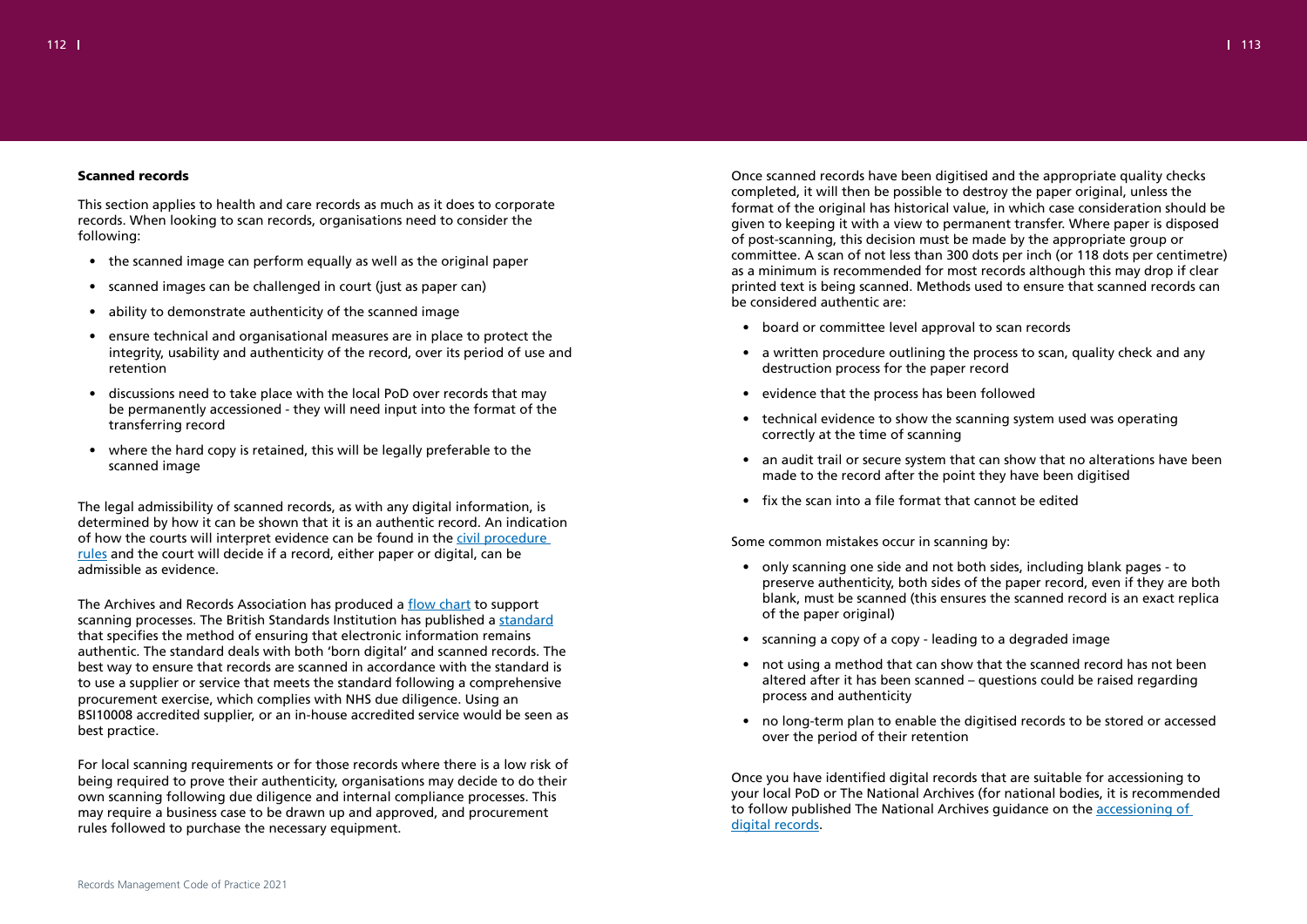### Scanned records

This section applies to health and care records as much as it does to corporate records. When looking to scan records, organisations need to consider the following:

- the scanned image can perform equally as well as the original paper
- scanned images can be challenged in court (just as paper can)
- ability to demonstrate authenticity of the scanned image
- ensure technical and organisational measures are in place to protect the integrity, usability and authenticity of the record, over its period of use and retention
- discussions need to take place with the local PoD over records that may be permanently accessioned - they will need input into the format of the transferring record
- where the hard copy is retained, this will be legally preferable to the scanned image

The legal admissibility of scanned records, as with any digital information, is determined by how it can be shown that it is an authentic record. An indication of how the courts will interpret evidence can be found in the civil procedure rules and the court will decide if a record, either paper or digital, can be admissible as evidence.

The Archives and Records Association has produced a flow chart to support scanning processes. The British Standards Institution has published a standard that specifies the method of ensuring that electronic information remains authentic. The standard deals with both 'born digital' and scanned records. The best way to ensure that records are scanned in accordance with the standard is to use a supplier or service that meets the standard following a comprehensive procurement exercise, which complies with NHS due diligence. Using an BSI10008 accredited supplier, or an in-house accredited service would be seen as best practice.

For local scanning requirements or for those records where there is a low risk of being required to prove their authenticity, organisations may decide to do their own scanning following due diligence and internal compliance processes. This may require a business case to be drawn up and approved, and procurement rules followed to purchase the necessary equipment.

Once scanned records have been digitised and the appropriate quality checks completed, it will then be possible to destroy the paper original, unless the format of the original has historical value, in which case consideration should be given to keeping it with a view to permanent transfer. Where paper is disposed of post-scanning, this decision must be made by the appropriate group or committee. A scan of not less than 300 dots per inch (or 118 dots per centimetre) as a minimum is recommended for most records although this may drop if clear printed text is being scanned. Methods used to ensure that scanned records can be considered authentic are:

- board or committee level approval to scan records
- a written procedure outlining the process to scan, quality check and any destruction process for the paper record
- evidence that the process has been followed
- technical evidence to show the scanning system used was operating correctly at the time of scanning
- an audit trail or secure system that can show that no alterations have been made to the record after the point they have been digitised
- fix the scan into a file format that cannot be edited

Some common mistakes occur in scanning by:

- only scanning one side and not both sides, including blank pages - to preserve authenticity, both sides of the paper record, even if they are both blank, must be scanned (this ensures the scanned record is an exact replica of the paper original)
- scanning a copy of a copy - leading to a degraded image
- not using a method that can show that the scanned record has not been altered after it has been scanned – questions could be raised regarding process and authenticity
- no long-term plan to enable the digitised records to be stored or accessed over the period of their retention

Once you have identified digital records that are suitable for accessioning to your local PoD or The National Archives (for national bodies, it is recommended to follow published The National Archives guidance on the accessioning of digital records.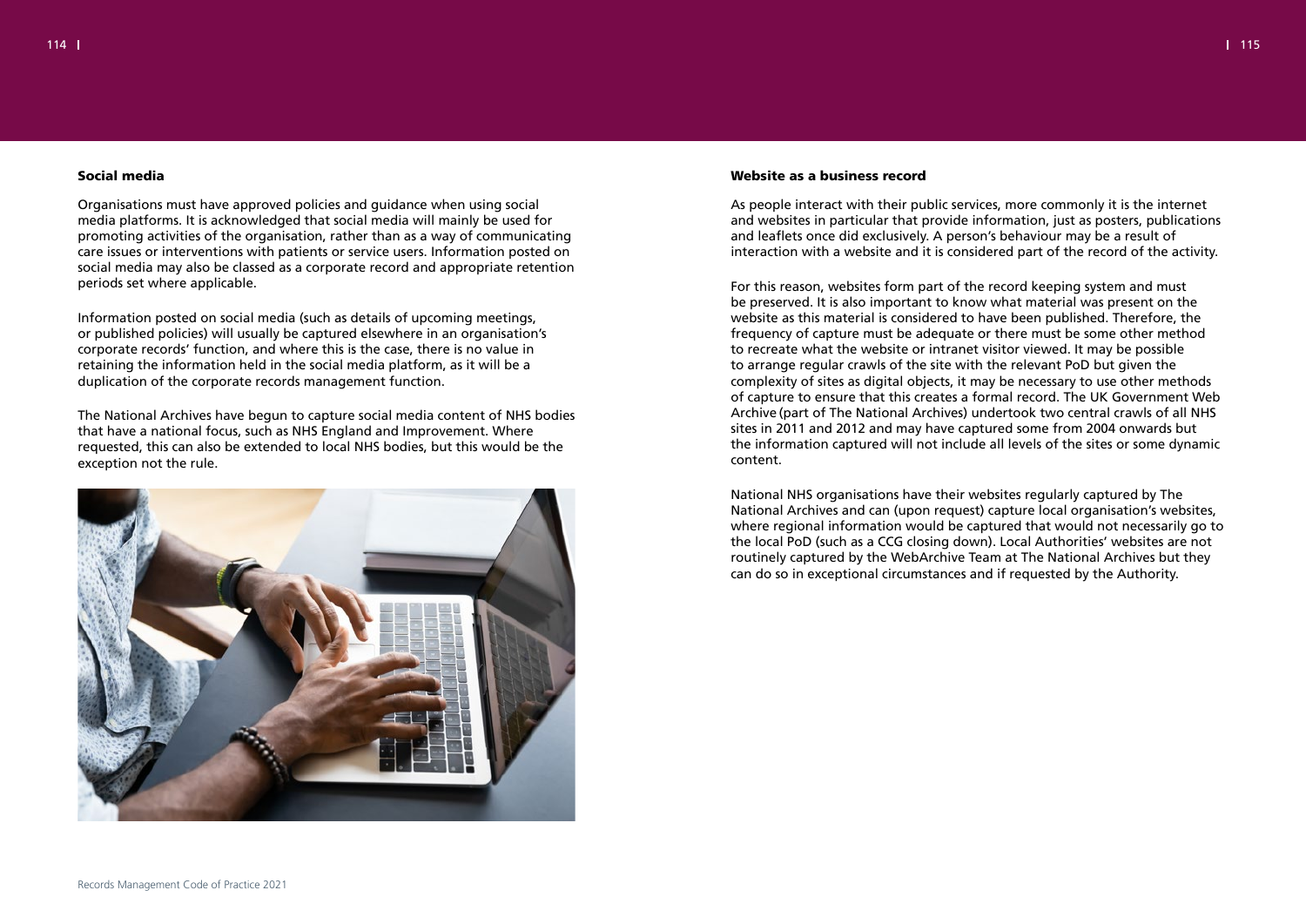### Social media

Organisations must have approved policies and guidance when using social media platforms. It is acknowledged that social media will mainly be used for promoting activities of the organisation, rather than as a way of communicating care issues or interventions with patients or service users. Information posted on social media may also be classed as a corporate record and appropriate retention periods set where applicable.

Information posted on social media (such as details of upcoming meetings, or published policies) will usually be captured elsewhere in an organisation's corporate records' function, and where this is the case, there is no value in retaining the information held in the social media platform, as it will be a duplication of the corporate records management function.

The National Archives have begun to capture social media content of NHS bodies that have a national focus, such as NHS England and Improvement. Where requested, this can also be extended to local NHS bodies, but this would be the exception not the rule.

### Website as a business record

As people interact with their public services, more commonly it is the internet and websites in particular that provide information, just as posters, publications and leaflets once did exclusively. A person's behaviour may be a result of interaction with a website and it is considered part of the record of the activity.

For this reason, websites form part of the record keeping system and must be preserved. It is also important to know what material was present on the website as this material is considered to have been published. Therefore, the frequency of capture must be adequate or there must be some other method to recreate what the website or intranet visitor viewed. It may be possible to arrange regular crawls of the site with the relevant PoD but given the complexity of sites as digital objects, it may be necessary to use other methods of capture to ensure that this creates a formal record. The UK Government Web Archive (part of The National Archives) undertook two central crawls of all NHS sites in 2011 and 2012 and may have captured some from 2004 onwards but the information captured will not include all levels of the sites or some dynamic content.

National NHS organisations have their websites regularly captured by The National Archives and can (upon request) capture local organisation's websites, where regional information would be captured that would not necessarily go to the local PoD (such as a CCG closing down). Local Authorities' websites are not routinely captured by the WebArchive Team at The National Archives but they can do so in exceptional circumstances and if requested by the Authority.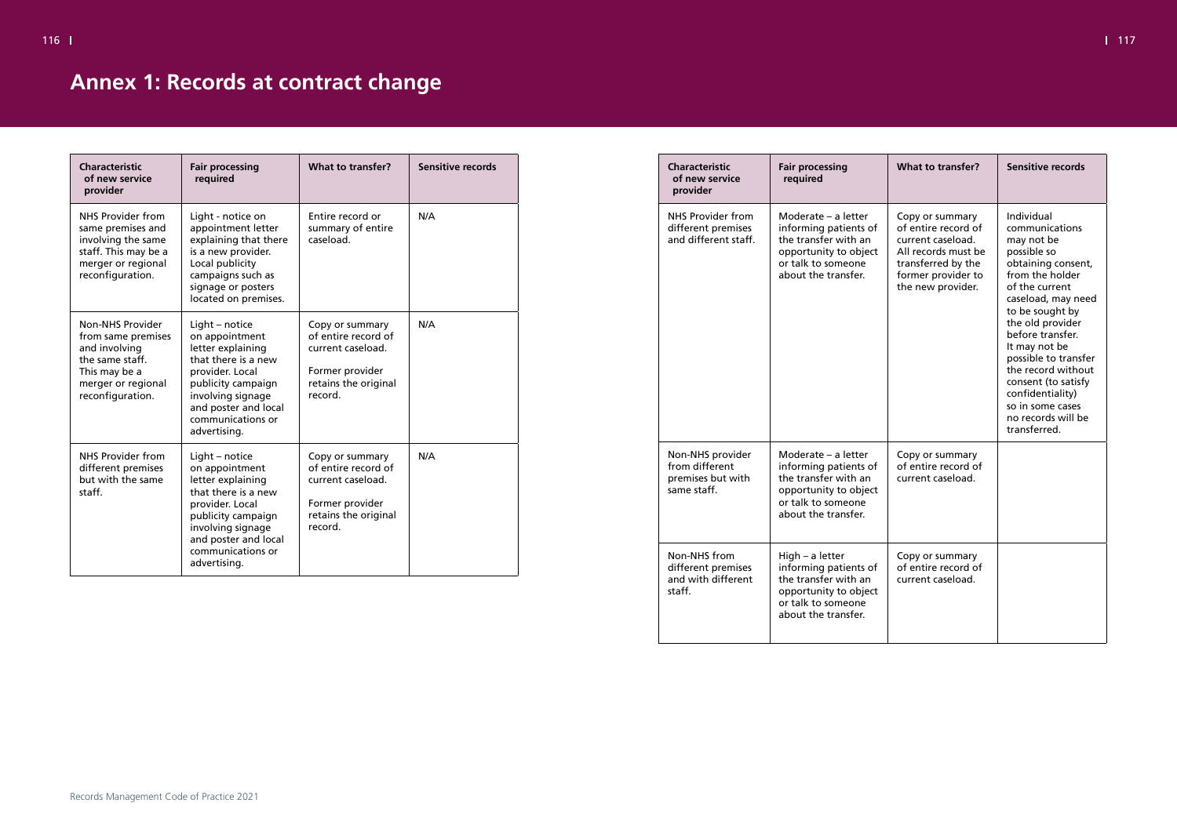# Annex 1: Records at contract change

| Characteristic of new service provider | Fair processing required | What to transfer? | Sensitive records |
| --- | --- | --- | --- |
| NHS Provider from same premises and involving the same staff. This may be a merger or regional reconfiguration. | Light - notice on appointment letter explaining that there is a new provider. Local publicity campaigns such as signage or posters located on premises. | Entire record or summary of entire caseload. | N/A |
| Non-NHS Provider from same premises and involving the same staff. This may be a merger or regional reconfiguration. | Light – notice on appointment letter explaining that there is a new provider. Local publicity campaign involving signage and poster and local communications or advertising. | Copy or summary of entire record of current caseload. Former provider retains the original record. | N/A |
| NHS Provider from different premises but with the same staff. | Light – notice on appointment letter explaining that there is a new provider. Local publicity campaign involving signage and poster and local communications or advertising. | Copy or summary of entire record of current caseload. Former provider retains the original record. | N/A |
| NHS Provider from different premises and different staff. | Moderate – a letter informing patients of the transfer with an opportunity to object or talk to someone about the transfer. | Copy or summary of entire record of current caseload. All records must be transferred by the former provider to the new provider. | Individual communications may not be possible so obtaining consent, from the holder of the current caseload, may need to be sought by the old provider before transfer. It may not be possible to transfer the record without consent (to satisfy confidentiality) so in some cases no records will be transferred. |
| Non-NHS provider from different premises but with same staff. | Moderate – a letter informing patients of the transfer with an opportunity to object or talk to someone about the transfer. | Copy or summary of entire record of current caseload. | |
| Non-NHS from different premises and with different staff. | High – a letter informing patients of the transfer with an opportunity to object or talk to someone about the transfer. | Copy or summary of entire record of current caseload. | |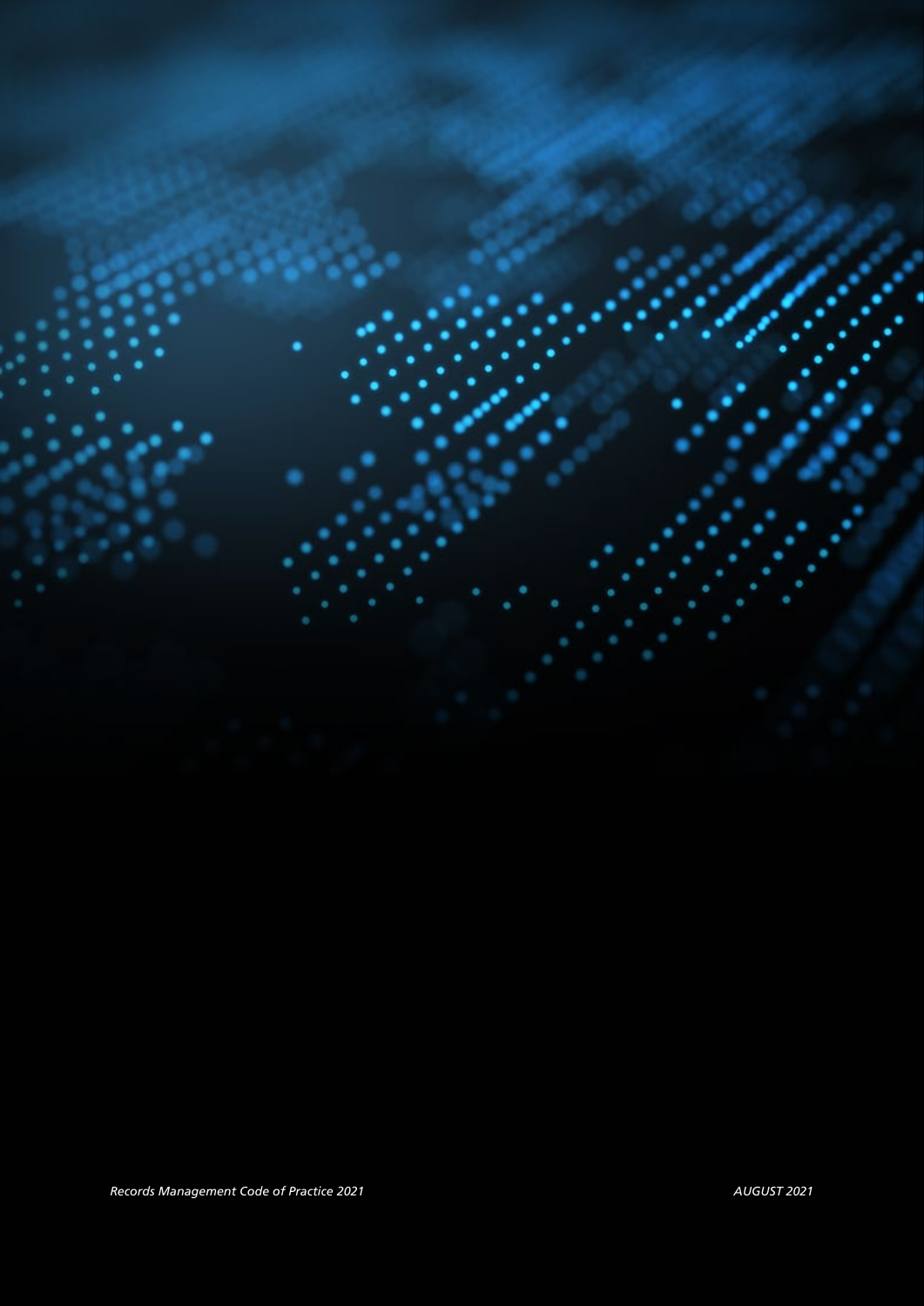*Records Management Code of Practice 2021*

*AUGUST 2021*